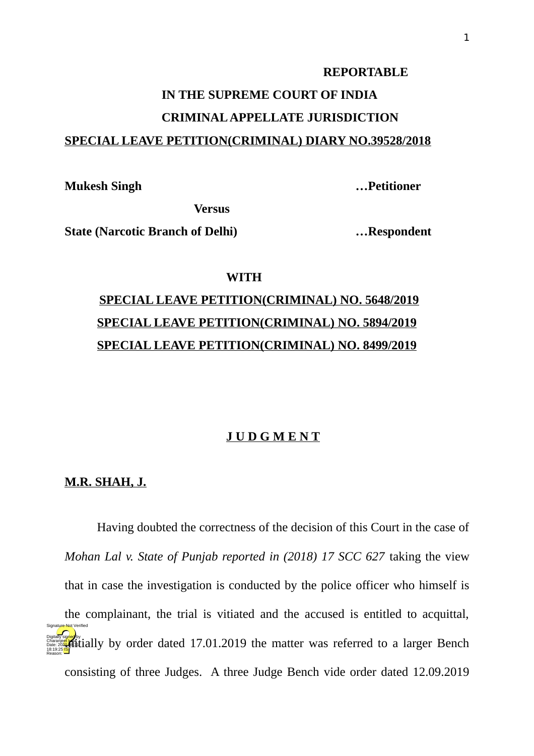**REPORTABLE**

**IN THE SUPREME COURT OF INDIA**

**CRIMINAL APPELLATE JURISDICTION**

**SPECIAL LEAVE PETITION(CRIMINAL) DIARY NO.39528/2018**

**Mukesh Singh** …**Petitioner**

**Versus**

**State (Narcotic Branch of Delhi)** …**Respondent**

**WITH**

**SPECIAL LEAVE PETITION(CRIMINAL) NO. 5648/2019**

**SPECIAL LEAVE PETITION(CRIMINAL) NO. 5894/2019**

**SPECIAL LEAVE PETITION(CRIMINAL) NO. 8499/2019**

**J U D G M E N T**

**M.R. SHAH, J.**

Having doubted the correctness of the decision of this Court in the case of *Mohan Lal v. State of Punjab reported in (2018) 17 SCC 627* taking the view that in case the investigation is conducted by the police officer who himself is the complainant, the trial is vitiated and the accused is entitled to acquittal, initially by order dated 17.01.2019 the matter was referred to a larger Bench consisting of three Judges. A three Judge Bench vide order dated 12.09.2019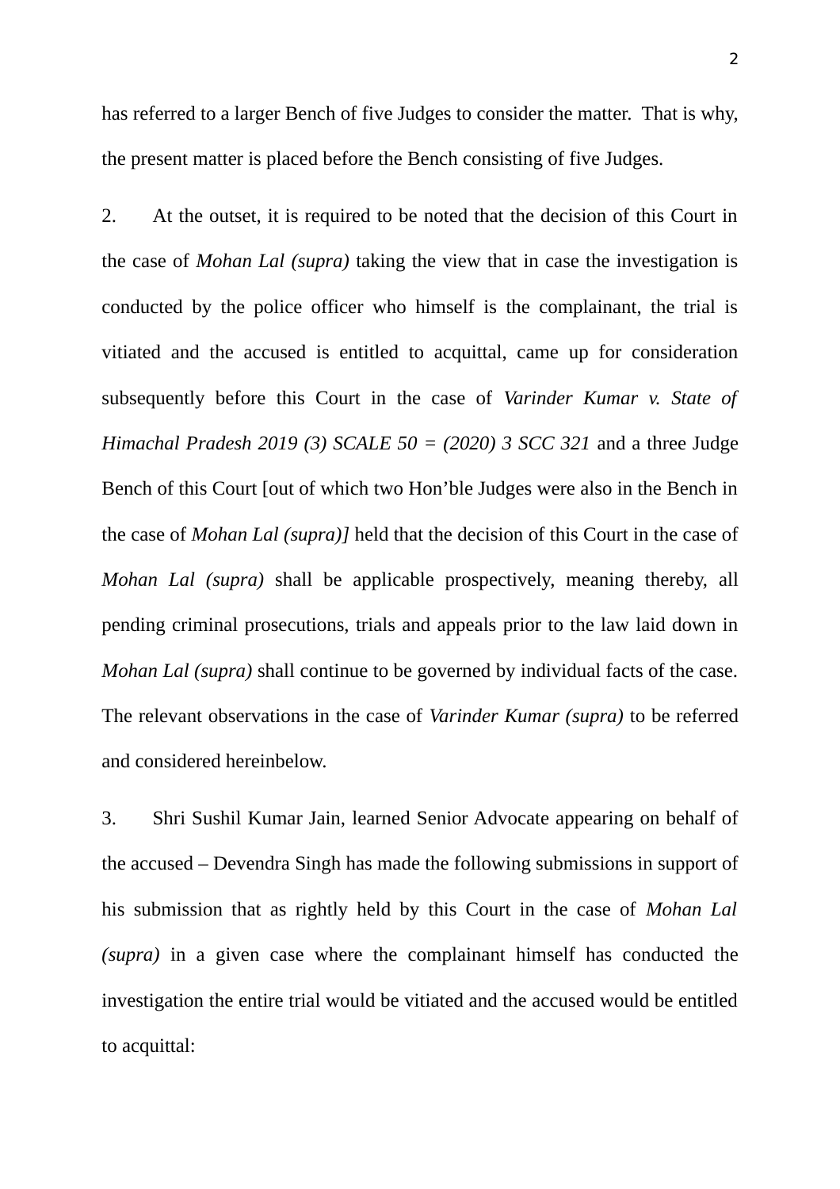has referred to a larger Bench of five Judges to consider the matter. That is why, the present matter is placed before the Bench consisting of five Judges.

2. At the outset, it is required to be noted that the decision of this Court in the case of *Mohan Lal (supra)* taking the view that in case the investigation is conducted by the police officer who himself is the complainant, the trial is vitiated and the accused is entitled to acquittal, came up for consideration subsequently before this Court in the case of *Varinder Kumar v. State of Himachal Pradesh 2019 (3) SCALE 50 = (2020) 3 SCC 321* and a three Judge Bench of this Court [out of which two Hon'ble Judges were also in the Bench in the case of *Mohan Lal (supra)]* held that the decision of this Court in the case of *Mohan Lal (supra)* shall be applicable prospectively, meaning thereby, all pending criminal prosecutions, trials and appeals prior to the law laid down in *Mohan Lal (supra)* shall continue to be governed by individual facts of the case. The relevant observations in the case of *Varinder Kumar (supra)* to be referred and considered hereinbelow.

3. Shri Sushil Kumar Jain, learned Senior Advocate appearing on behalf of the accused – Devendra Singh has made the following submissions in support of his submission that as rightly held by this Court in the case of *Mohan Lal (supra)* in a given case where the complainant himself has conducted the investigation the entire trial would be vitiated and the accused would be entitled to acquittal: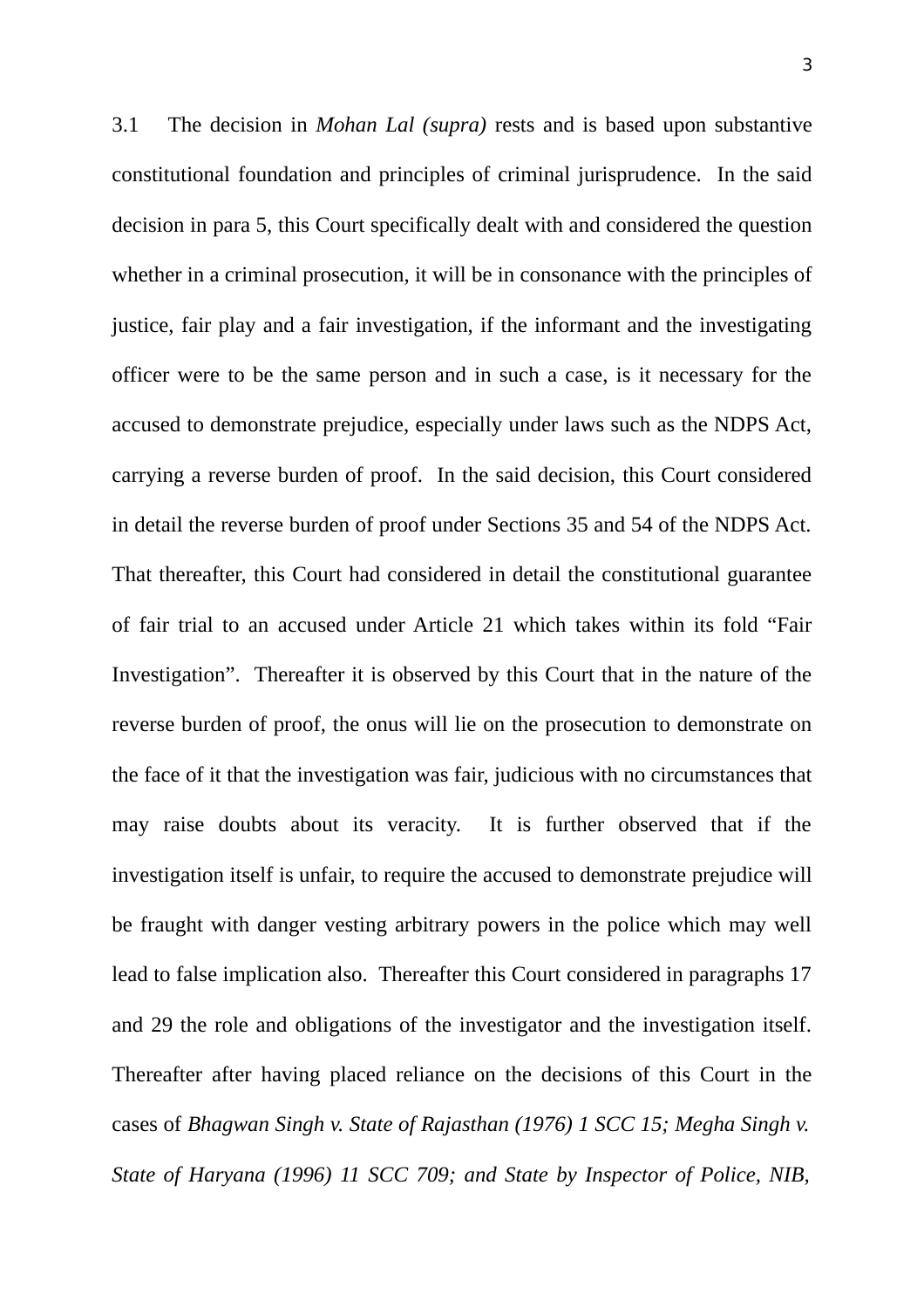3.1 The decision in *Mohan Lal (supra)* rests and is based upon substantive constitutional foundation and principles of criminal jurisprudence. In the said decision in para 5, this Court specifically dealt with and considered the question whether in a criminal prosecution, it will be in consonance with the principles of justice, fair play and a fair investigation, if the informant and the investigating officer were to be the same person and in such a case, is it necessary for the accused to demonstrate prejudice, especially under laws such as the NDPS Act, carrying a reverse burden of proof. In the said decision, this Court considered in detail the reverse burden of proof under Sections 35 and 54 of the NDPS Act. That thereafter, this Court had considered in detail the constitutional guarantee of fair trial to an accused under Article 21 which takes within its fold "Fair Investigation". Thereafter it is observed by this Court that in the nature of the reverse burden of proof, the onus will lie on the prosecution to demonstrate on the face of it that the investigation was fair, judicious with no circumstances that may raise doubts about its veracity. It is further observed that if the investigation itself is unfair, to require the accused to demonstrate prejudice will be fraught with danger vesting arbitrary powers in the police which may well lead to false implication also. Thereafter this Court considered in paragraphs 17 and 29 the role and obligations of the investigator and the investigation itself. Thereafter after having placed reliance on the decisions of this Court in the cases of *Bhagwan Singh v. State of Rajasthan (1976) 1 SCC 15; Megha Singh v. State of Haryana (1996) 11 SCC 709; and State by Inspector of Police, NIB,*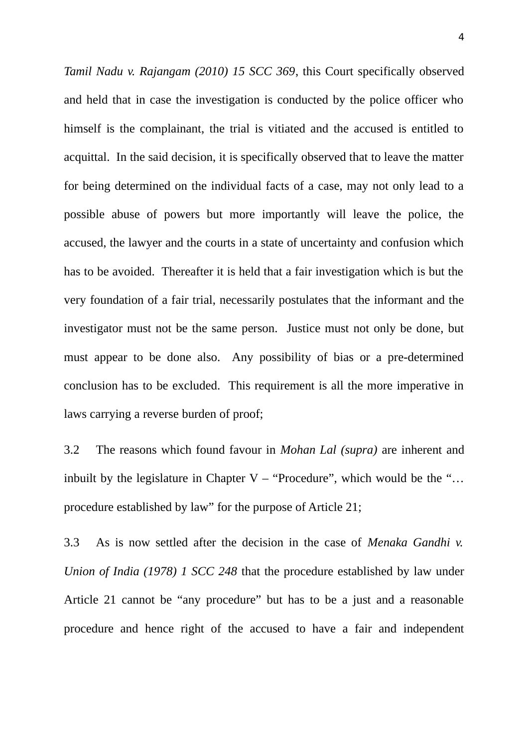*Tamil Nadu v. Rajangam (2010) 15 SCC 369*, this Court specifically observed and held that in case the investigation is conducted by the police officer who himself is the complainant, the trial is vitiated and the accused is entitled to acquittal. In the said decision, it is specifically observed that to leave the matter for being determined on the individual facts of a case, may not only lead to a possible abuse of powers but more importantly will leave the police, the accused, the lawyer and the courts in a state of uncertainty and confusion which has to be avoided. Thereafter it is held that a fair investigation which is but the very foundation of a fair trial, necessarily postulates that the informant and the investigator must not be the same person. Justice must not only be done, but must appear to be done also. Any possibility of bias or a pre-determined conclusion has to be excluded. This requirement is all the more imperative in laws carrying a reverse burden of proof;

3.2 The reasons which found favour in *Mohan Lal (supra)* are inherent and inbuilt by the legislature in Chapter V – "Procedure", which would be the "… procedure established by law" for the purpose of Article 21;

3.3 As is now settled after the decision in the case of *Menaka Gandhi v. Union of India (1978) 1 SCC 248* that the procedure established by law under Article 21 cannot be "any procedure" but has to be a just and a reasonable procedure and hence right of the accused to have a fair and independent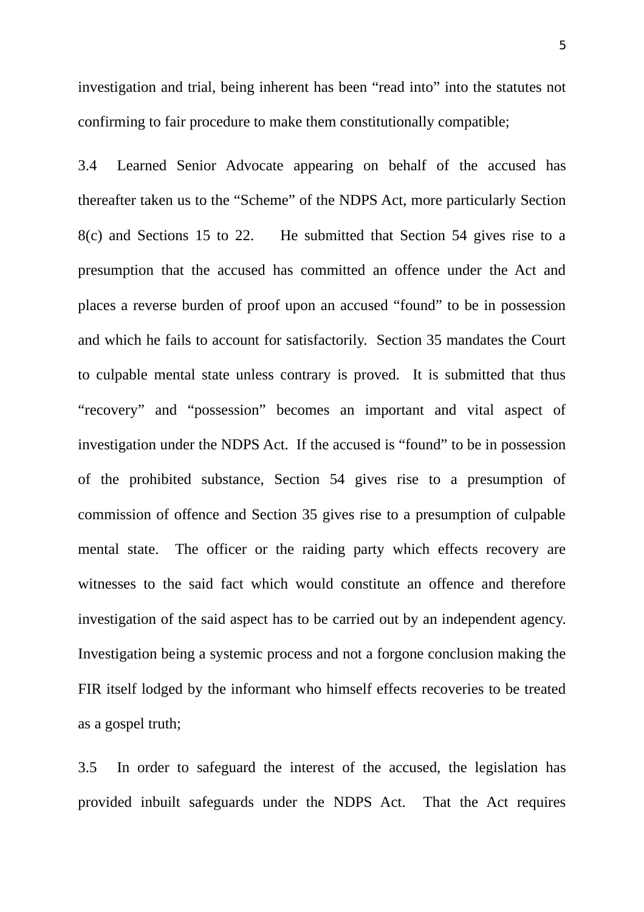investigation and trial, being inherent has been “read into” into the statutes not confirming to fair procedure to make them constitutionally compatible;

3.4 Learned Senior Advocate appearing on behalf of the accused has thereafter taken us to the “Scheme” of the NDPS Act, more particularly Section 8(c) and Sections 15 to 22. He submitted that Section 54 gives rise to a presumption that the accused has committed an offence under the Act and places a reverse burden of proof upon an accused “found” to be in possession and which he fails to account for satisfactorily. Section 35 mandates the Court to culpable mental state unless contrary is proved. It is submitted that thus “recovery” and “possession” becomes an important and vital aspect of investigation under the NDPS Act. If the accused is “found” to be in possession of the prohibited substance, Section 54 gives rise to a presumption of commission of offence and Section 35 gives rise to a presumption of culpable mental state. The officer or the raiding party which effects recovery are witnesses to the said fact which would constitute an offence and therefore investigation of the said aspect has to be carried out by an independent agency. Investigation being a systemic process and not a forgone conclusion making the FIR itself lodged by the informant who himself effects recoveries to be treated as a gospel truth;

3.5 In order to safeguard the interest of the accused, the legislation has provided inbuilt safeguards under the NDPS Act. That the Act requires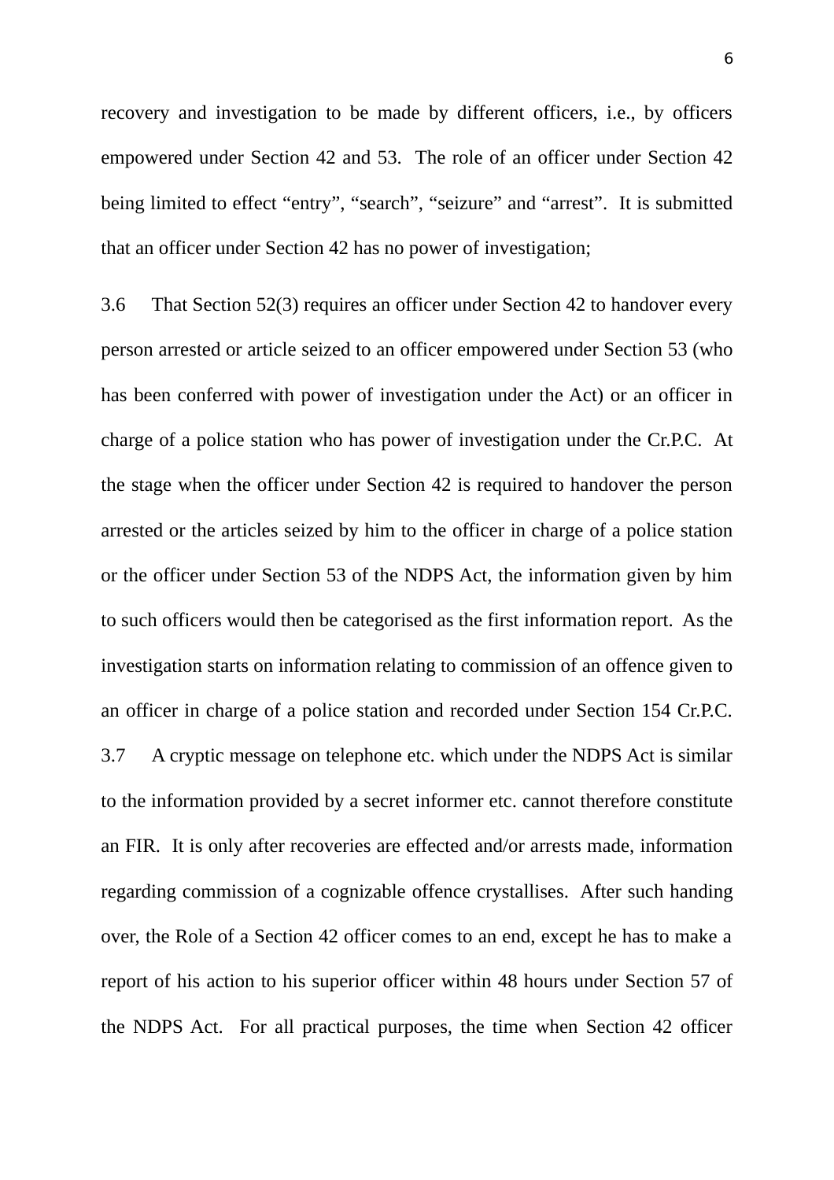recovery and investigation to be made by different officers, i.e., by officers empowered under Section 42 and 53. The role of an officer under Section 42 being limited to effect "entry", "search", "seizure" and "arrest". It is submitted that an officer under Section 42 has no power of investigation;

3.6 That Section 52(3) requires an officer under Section 42 to handover every person arrested or article seized to an officer empowered under Section 53 (who has been conferred with power of investigation under the Act) or an officer in charge of a police station who has power of investigation under the Cr.P.C. At the stage when the officer under Section 42 is required to handover the person arrested or the articles seized by him to the officer in charge of a police station or the officer under Section 53 of the NDPS Act, the information given by him to such officers would then be categorised as the first information report. As the investigation starts on information relating to commission of an offence given to an officer in charge of a police station and recorded under Section 154 Cr.P.C.

3.7 A cryptic message on telephone etc. which under the NDPS Act is similar to the information provided by a secret informer etc. cannot therefore constitute an FIR. It is only after recoveries are effected and/or arrests made, information regarding commission of a cognizable offence crystallises. After such handing over, the Role of a Section 42 officer comes to an end, except he has to make a report of his action to his superior officer within 48 hours under Section 57 of the NDPS Act. For all practical purposes, the time when Section 42 officer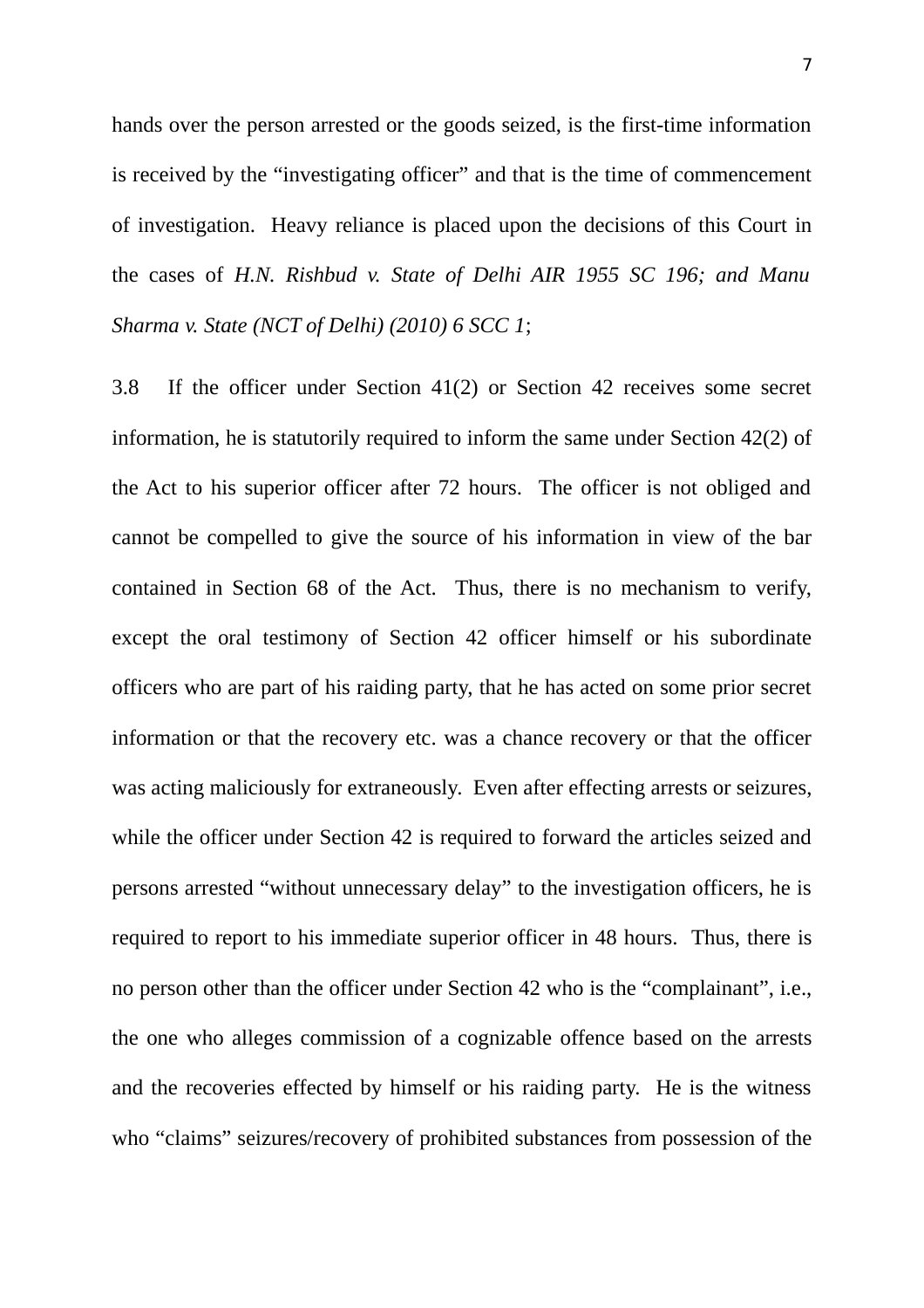hands over the person arrested or the goods seized, is the first-time information is received by the "investigating officer" and that is the time of commencement of investigation. Heavy reliance is placed upon the decisions of this Court in the cases of *H.N. Rishbud v. State of Delhi AIR 1955 SC 196; and Manu Sharma v. State (NCT of Delhi) (2010) 6 SCC 1*;

3.8 If the officer under Section 41(2) or Section 42 receives some secret information, he is statutorily required to inform the same under Section 42(2) of the Act to his superior officer after 72 hours. The officer is not obliged and cannot be compelled to give the source of his information in view of the bar contained in Section 68 of the Act. Thus, there is no mechanism to verify, except the oral testimony of Section 42 officer himself or his subordinate officers who are part of his raiding party, that he has acted on some prior secret information or that the recovery etc. was a chance recovery or that the officer was acting maliciously for extraneously. Even after effecting arrests or seizures, while the officer under Section 42 is required to forward the articles seized and persons arrested "without unnecessary delay" to the investigation officers, he is required to report to his immediate superior officer in 48 hours. Thus, there is no person other than the officer under Section 42 who is the "complainant", i.e., the one who alleges commission of a cognizable offence based on the arrests and the recoveries effected by himself or his raiding party. He is the witness who "claims" seizures/recovery of prohibited substances from possession of the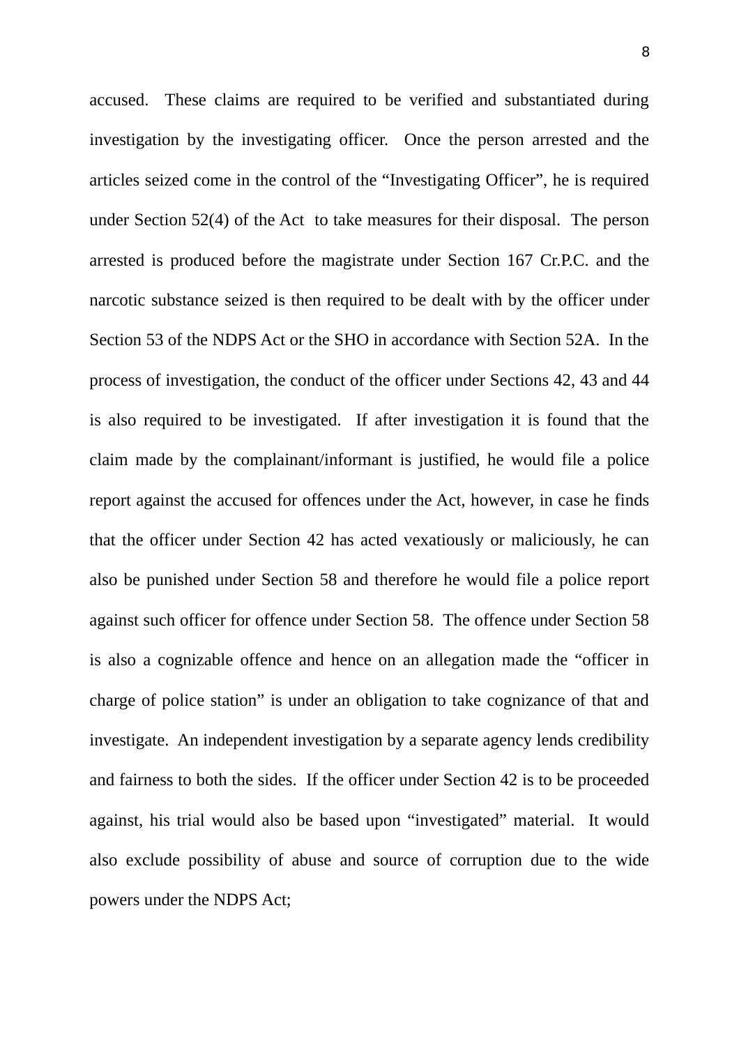accused. These claims are required to be verified and substantiated during investigation by the investigating officer. Once the person arrested and the articles seized come in the control of the "Investigating Officer", he is required under Section 52(4) of the Act to take measures for their disposal. The person arrested is produced before the magistrate under Section 167 Cr.P.C. and the narcotic substance seized is then required to be dealt with by the officer under Section 53 of the NDPS Act or the SHO in accordance with Section 52A. In the process of investigation, the conduct of the officer under Sections 42, 43 and 44 is also required to be investigated. If after investigation it is found that the claim made by the complainant/informant is justified, he would file a police report against the accused for offences under the Act, however, in case he finds that the officer under Section 42 has acted vexatiously or maliciously, he can also be punished under Section 58 and therefore he would file a police report against such officer for offence under Section 58. The offence under Section 58 is also a cognizable offence and hence on an allegation made the "officer in charge of police station" is under an obligation to take cognizance of that and investigate. An independent investigation by a separate agency lends credibility and fairness to both the sides. If the officer under Section 42 is to be proceeded against, his trial would also be based upon "investigated" material. It would also exclude possibility of abuse and source of corruption due to the wide powers under the NDPS Act;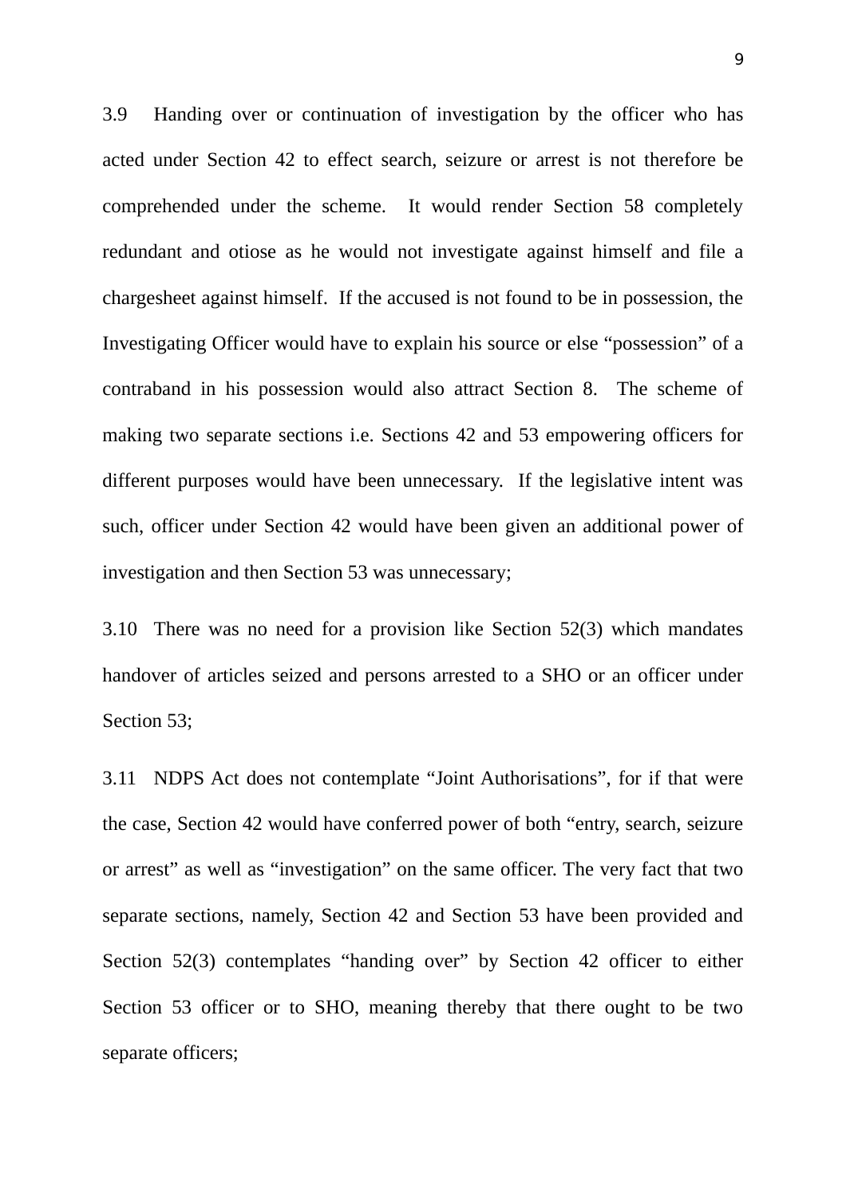3.9 Handing over or continuation of investigation by the officer who has acted under Section 42 to effect search, seizure or arrest is not therefore be comprehended under the scheme. It would render Section 58 completely redundant and otiose as he would not investigate against himself and file a chargesheet against himself. If the accused is not found to be in possession, the Investigating Officer would have to explain his source or else "possession" of a contraband in his possession would also attract Section 8. The scheme of making two separate sections i.e. Sections 42 and 53 empowering officers for different purposes would have been unnecessary. If the legislative intent was such, officer under Section 42 would have been given an additional power of investigation and then Section 53 was unnecessary;

3.10 There was no need for a provision like Section 52(3) which mandates handover of articles seized and persons arrested to a SHO or an officer under Section 53;

3.11 NDPS Act does not contemplate "Joint Authorisations", for if that were the case, Section 42 would have conferred power of both "entry, search, seizure or arrest" as well as "investigation" on the same officer. The very fact that two separate sections, namely, Section 42 and Section 53 have been provided and Section 52(3) contemplates "handing over" by Section 42 officer to either Section 53 officer or to SHO, meaning thereby that there ought to be two separate officers;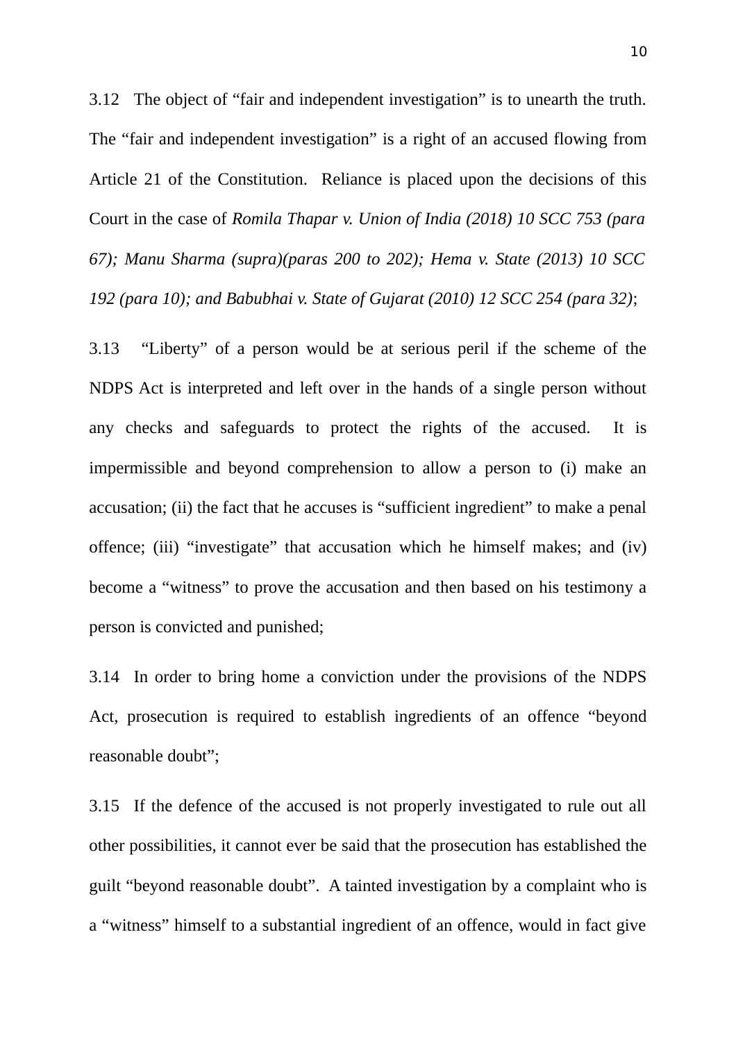3.12 The object of “fair and independent investigation” is to unearth the truth. The “fair and independent investigation” is a right of an accused flowing from Article 21 of the Constitution. Reliance is placed upon the decisions of this Court in the case of *Romila Thapar v. Union of India (2018) 10 SCC 753 (para 67); Manu Sharma (supra)(paras 200 to 202); Hema v. State (2013) 10 SCC 192 (para 10); and Babubhai v. State of Gujarat (2010) 12 SCC 254 (para 32)*;

3.13 “Liberty” of a person would be at serious peril if the scheme of the NDPS Act is interpreted and left over in the hands of a single person without any checks and safeguards to protect the rights of the accused. It is impermissible and beyond comprehension to allow a person to (i) make an accusation; (ii) the fact that he accuses is “sufficient ingredient” to make a penal offence; (iii) “investigate” that accusation which he himself makes; and (iv) become a “witness” to prove the accusation and then based on his testimony a person is convicted and punished;

3.14 In order to bring home a conviction under the provisions of the NDPS Act, prosecution is required to establish ingredients of an offence “beyond reasonable doubt”;

3.15 If the defence of the accused is not properly investigated to rule out all other possibilities, it cannot ever be said that the prosecution has established the guilt “beyond reasonable doubt”. A tainted investigation by a complaint who is a “witness” himself to a substantial ingredient of an offence, would in fact give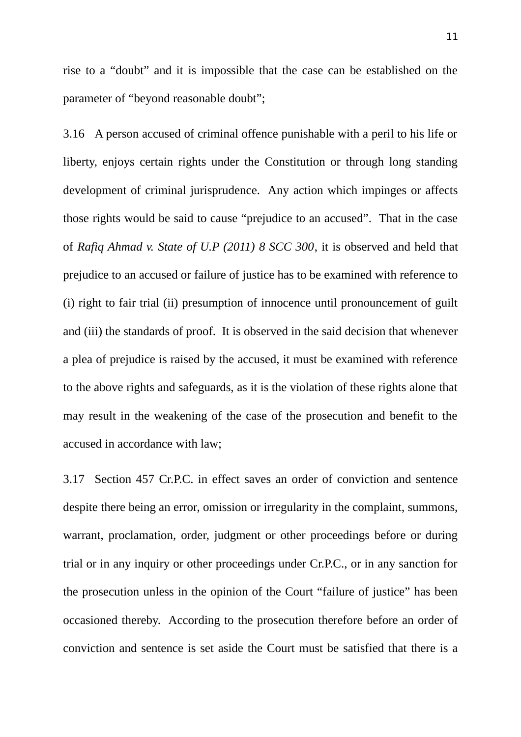rise to a “doubt” and it is impossible that the case can be established on the parameter of “beyond reasonable doubt”;

3.16 A person accused of criminal offence punishable with a peril to his life or liberty, enjoys certain rights under the Constitution or through long standing development of criminal jurisprudence. Any action which impinges or affects those rights would be said to cause “prejudice to an accused”. That in the case of *Rafiq Ahmad v. State of U.P (2011) 8 SCC 300*, it is observed and held that prejudice to an accused or failure of justice has to be examined with reference to (i) right to fair trial (ii) presumption of innocence until pronouncement of guilt and (iii) the standards of proof. It is observed in the said decision that whenever a plea of prejudice is raised by the accused, it must be examined with reference to the above rights and safeguards, as it is the violation of these rights alone that may result in the weakening of the case of the prosecution and benefit to the accused in accordance with law;

3.17 Section 457 Cr.P.C. in effect saves an order of conviction and sentence despite there being an error, omission or irregularity in the complaint, summons, warrant, proclamation, order, judgment or other proceedings before or during trial or in any inquiry or other proceedings under Cr.P.C., or in any sanction for the prosecution unless in the opinion of the Court “failure of justice” has been occasioned thereby. According to the prosecution therefore before an order of conviction and sentence is set aside the Court must be satisfied that there is a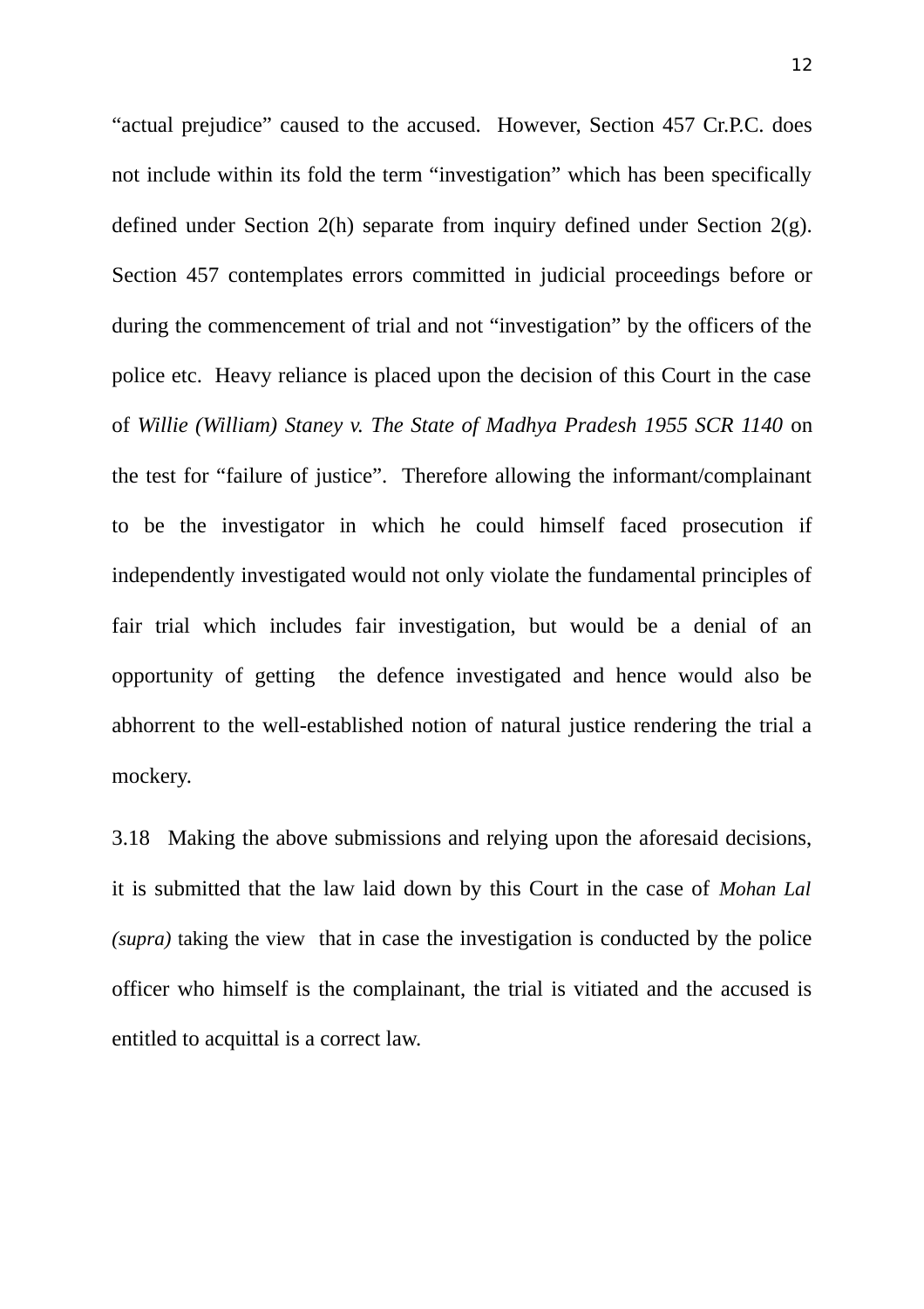"actual prejudice" caused to the accused. However, Section 457 Cr.P.C. does not include within its fold the term "investigation" which has been specifically defined under Section 2(h) separate from inquiry defined under Section 2(g). Section 457 contemplates errors committed in judicial proceedings before or during the commencement of trial and not "investigation" by the officers of the police etc. Heavy reliance is placed upon the decision of this Court in the case of *Willie (William) Staney v. The State of Madhya Pradesh 1955 SCR 1140* on the test for "failure of justice". Therefore allowing the informant/complainant to be the investigator in which he could himself faced prosecution if independently investigated would not only violate the fundamental principles of fair trial which includes fair investigation, but would be a denial of an opportunity of getting the defence investigated and hence would also be abhorrent to the well-established notion of natural justice rendering the trial a mockery.

3.18 Making the above submissions and relying upon the aforesaid decisions, it is submitted that the law laid down by this Court in the case of *Mohan Lal (supra)* taking the view that in case the investigation is conducted by the police officer who himself is the complainant, the trial is vitiated and the accused is entitled to acquittal is a correct law.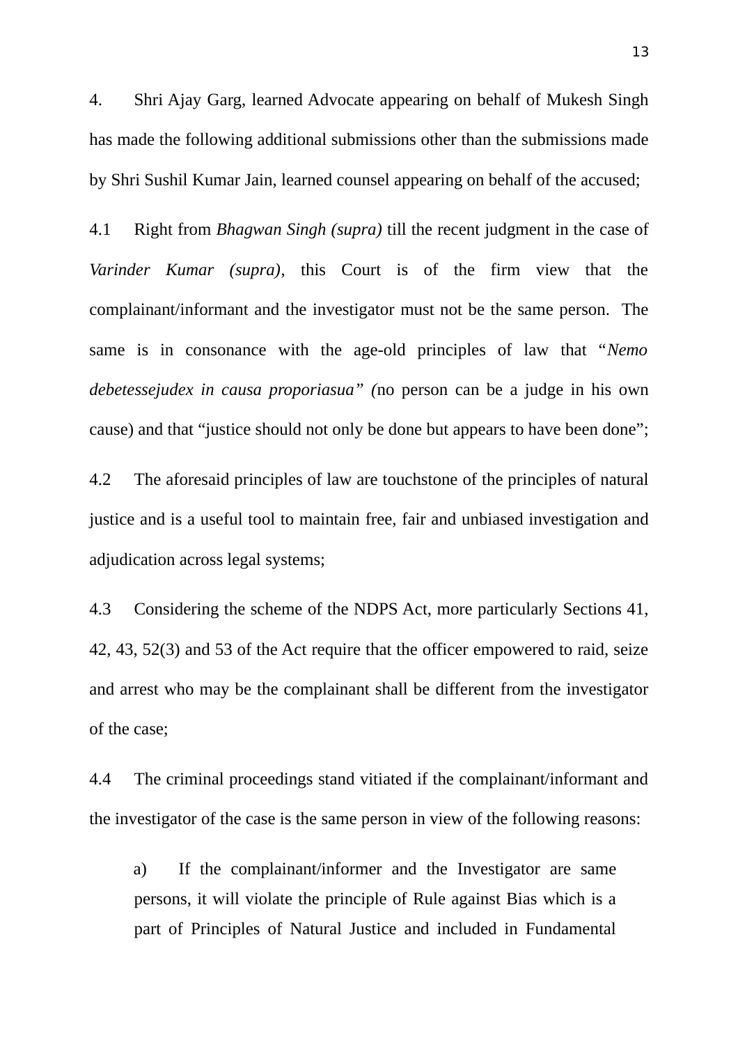4. Shri Ajay Garg, learned Advocate appearing on behalf of Mukesh Singh has made the following additional submissions other than the submissions made by Shri Sushil Kumar Jain, learned counsel appearing on behalf of the accused;

4.1 Right from *Bhagwan Singh (supra)* till the recent judgment in the case of *Varinder Kumar (supra)*, this Court is of the firm view that the complainant/informant and the investigator must not be the same person. The same is in consonance with the age-old principles of law that "*Nemo debetessejudex in causa proporiasua" (*no person can be a judge in his own cause) and that "justice should not only be done but appears to have been done";

4.2 The aforesaid principles of law are touchstone of the principles of natural justice and is a useful tool to maintain free, fair and unbiased investigation and adjudication across legal systems;

4.3 Considering the scheme of the NDPS Act, more particularly Sections 41, 42, 43, 52(3) and 53 of the Act require that the officer empowered to raid, seize and arrest who may be the complainant shall be different from the investigator of the case;

4.4 The criminal proceedings stand vitiated if the complainant/informant and the investigator of the case is the same person in view of the following reasons:

> a) If the complainant/informer and the Investigator are same persons, it will violate the principle of Rule against Bias which is a part of Principles of Natural Justice and included in Fundamental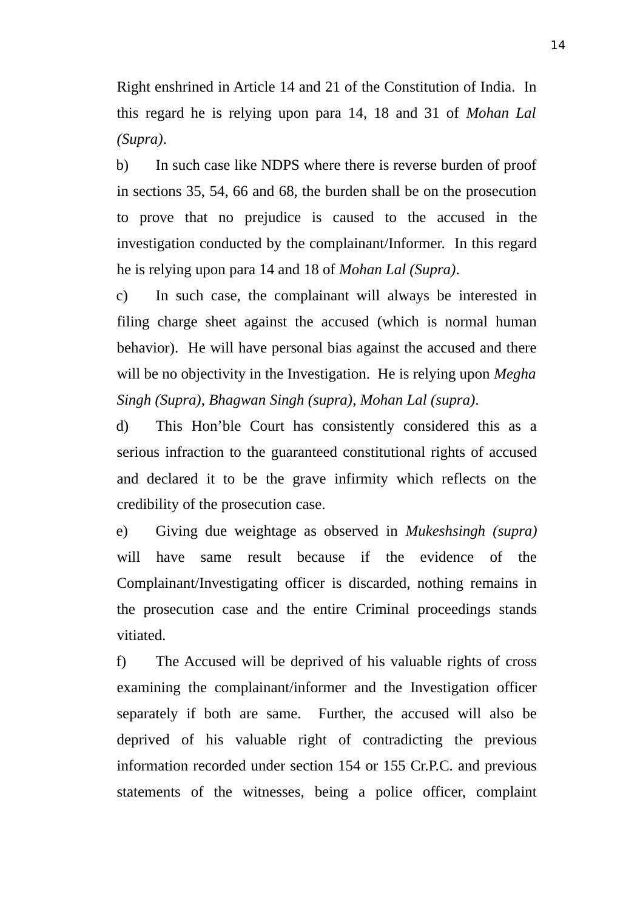Right enshrined in Article 14 and 21 of the Constitution of India. In this regard he is relying upon para 14, 18 and 31 of *Mohan Lal (Supra)*.

b) In such case like NDPS where there is reverse burden of proof in sections 35, 54, 66 and 68, the burden shall be on the prosecution to prove that no prejudice is caused to the accused in the investigation conducted by the complainant/Informer. In this regard he is relying upon para 14 and 18 of *Mohan Lal (Supra)*.

c) In such case, the complainant will always be interested in filing charge sheet against the accused (which is normal human behavior). He will have personal bias against the accused and there will be no objectivity in the Investigation. He is relying upon *Megha Singh (Supra)*, *Bhagwan Singh (supra)*, *Mohan Lal (supra)*.

d) This Hon'ble Court has consistently considered this as a serious infraction to the guaranteed constitutional rights of accused and declared it to be the grave infirmity which reflects on the credibility of the prosecution case.

e) Giving due weightage as observed in *Mukeshsingh (supra)* will have same result because if the evidence of the Complainant/Investigating officer is discarded, nothing remains in the prosecution case and the entire Criminal proceedings stands vitiated.

f) The Accused will be deprived of his valuable rights of cross examining the complainant/informer and the Investigation officer separately if both are same. Further, the accused will also be deprived of his valuable right of contradicting the previous information recorded under section 154 or 155 Cr.P.C. and previous statements of the witnesses, being a police officer, complaint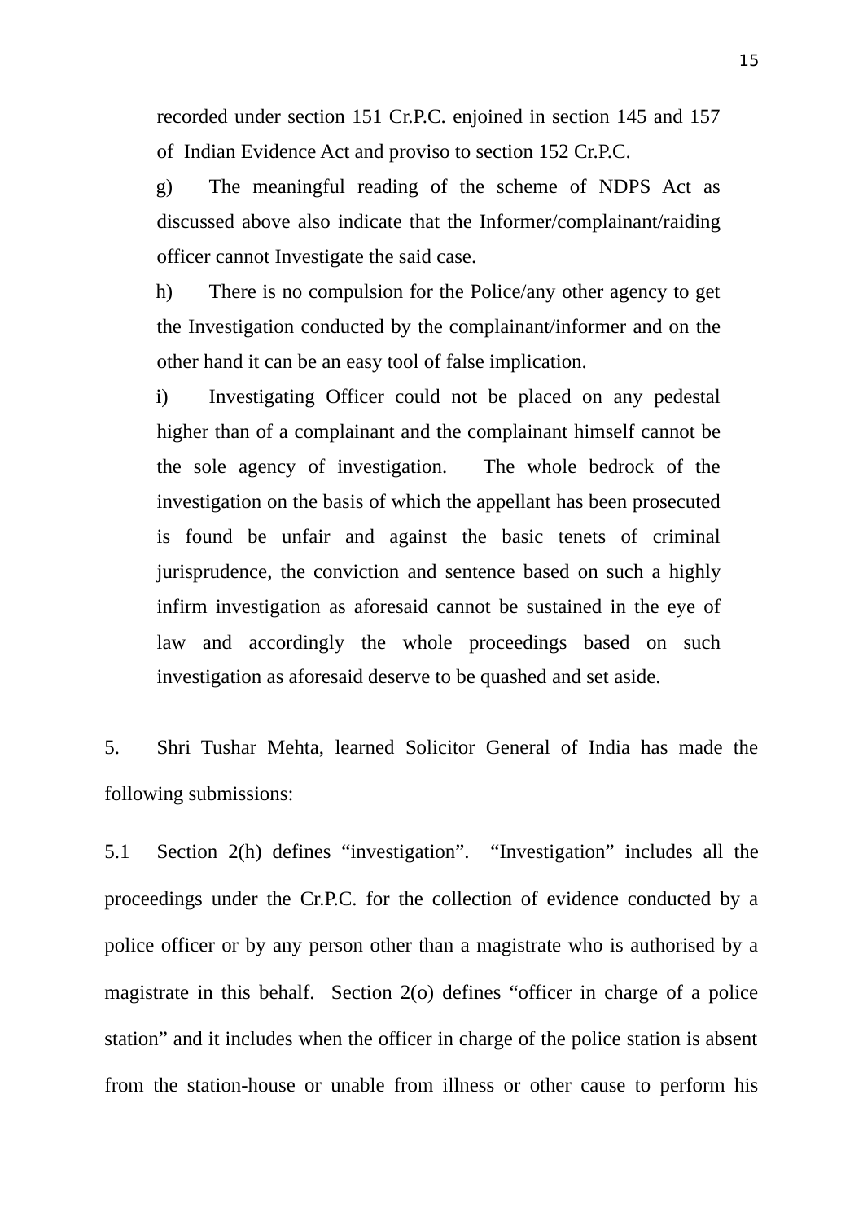recorded under section 151 Cr.P.C. enjoined in section 145 and 157 of Indian Evidence Act and proviso to section 152 Cr.P.C.

g) The meaningful reading of the scheme of NDPS Act as discussed above also indicate that the Informer/complainant/raiding officer cannot Investigate the said case.

h) There is no compulsion for the Police/any other agency to get the Investigation conducted by the complainant/informer and on the other hand it can be an easy tool of false implication.

i) Investigating Officer could not be placed on any pedestal higher than of a complainant and the complainant himself cannot be the sole agency of investigation. The whole bedrock of the investigation on the basis of which the appellant has been prosecuted is found be unfair and against the basic tenets of criminal jurisprudence, the conviction and sentence based on such a highly infirm investigation as aforesaid cannot be sustained in the eye of law and accordingly the whole proceedings based on such investigation as aforesaid deserve to be quashed and set aside.

5. Shri Tushar Mehta, learned Solicitor General of India has made the following submissions:

5.1 Section 2(h) defines "investigation". "Investigation" includes all the proceedings under the Cr.P.C. for the collection of evidence conducted by a police officer or by any person other than a magistrate who is authorised by a magistrate in this behalf. Section 2(o) defines "officer in charge of a police station" and it includes when the officer in charge of the police station is absent from the station-house or unable from illness or other cause to perform his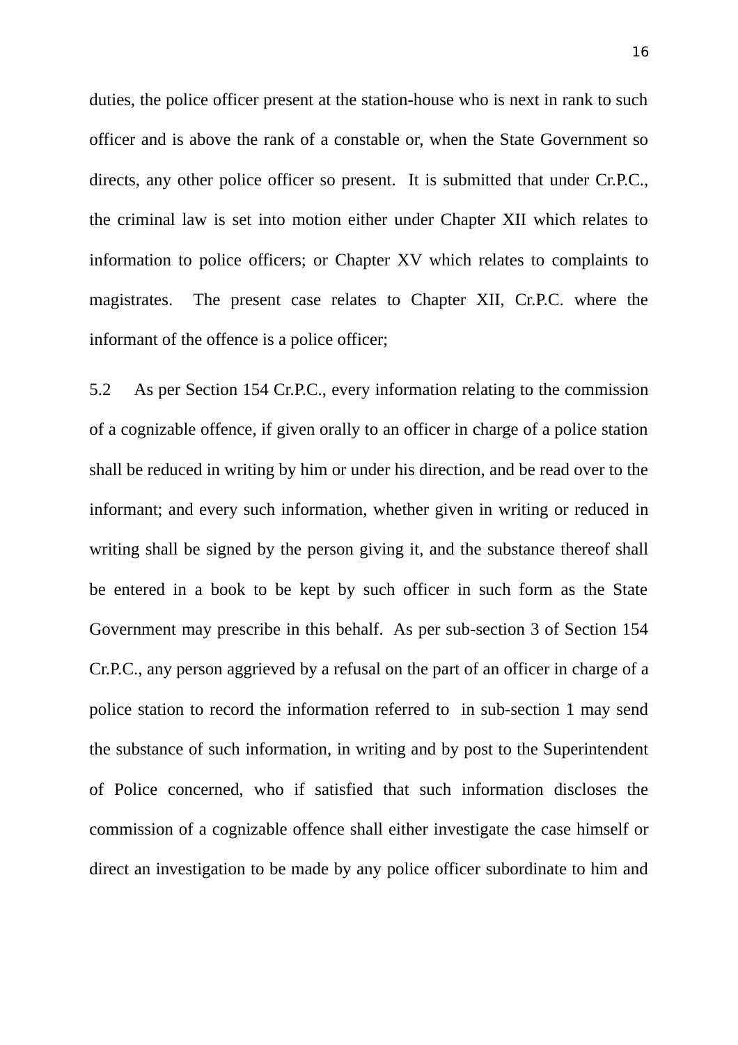duties, the police officer present at the station-house who is next in rank to such officer and is above the rank of a constable or, when the State Government so directs, any other police officer so present. It is submitted that under Cr.P.C., the criminal law is set into motion either under Chapter XII which relates to information to police officers; or Chapter XV which relates to complaints to magistrates. The present case relates to Chapter XII, Cr.P.C. where the informant of the offence is a police officer;

5.2 As per Section 154 Cr.P.C., every information relating to the commission of a cognizable offence, if given orally to an officer in charge of a police station shall be reduced in writing by him or under his direction, and be read over to the informant; and every such information, whether given in writing or reduced in writing shall be signed by the person giving it, and the substance thereof shall be entered in a book to be kept by such officer in such form as the State Government may prescribe in this behalf. As per sub-section 3 of Section 154 Cr.P.C., any person aggrieved by a refusal on the part of an officer in charge of a police station to record the information referred to in sub-section 1 may send the substance of such information, in writing and by post to the Superintendent of Police concerned, who if satisfied that such information discloses the commission of a cognizable offence shall either investigate the case himself or direct an investigation to be made by any police officer subordinate to him and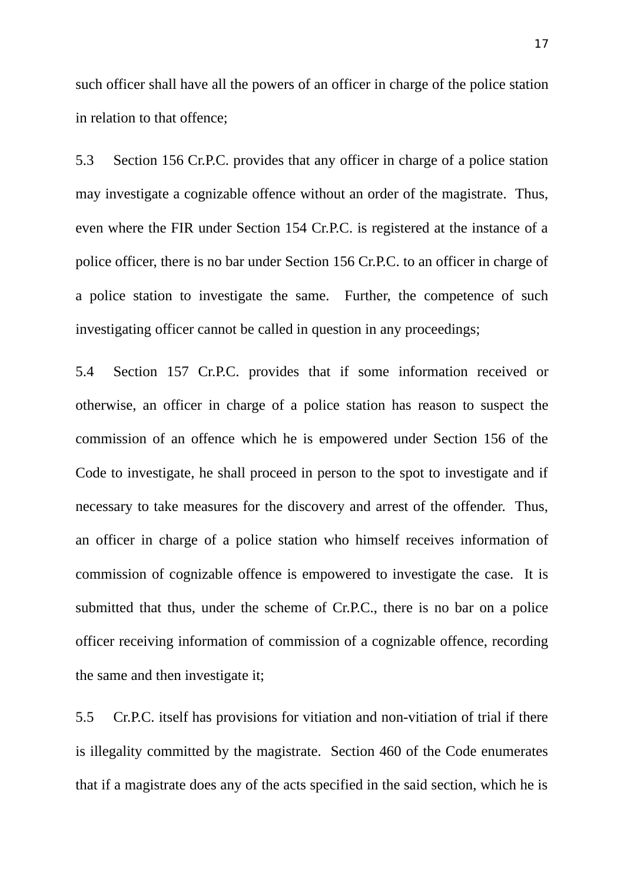such officer shall have all the powers of an officer in charge of the police station in relation to that offence;

5.3 Section 156 Cr.P.C. provides that any officer in charge of a police station may investigate a cognizable offence without an order of the magistrate. Thus, even where the FIR under Section 154 Cr.P.C. is registered at the instance of a police officer, there is no bar under Section 156 Cr.P.C. to an officer in charge of a police station to investigate the same. Further, the competence of such investigating officer cannot be called in question in any proceedings;

5.4 Section 157 Cr.P.C. provides that if some information received or otherwise, an officer in charge of a police station has reason to suspect the commission of an offence which he is empowered under Section 156 of the Code to investigate, he shall proceed in person to the spot to investigate and if necessary to take measures for the discovery and arrest of the offender. Thus, an officer in charge of a police station who himself receives information of commission of cognizable offence is empowered to investigate the case. It is submitted that thus, under the scheme of Cr.P.C., there is no bar on a police officer receiving information of commission of a cognizable offence, recording the same and then investigate it;

5.5 Cr.P.C. itself has provisions for vitiation and non-vitiation of trial if there is illegality committed by the magistrate. Section 460 of the Code enumerates that if a magistrate does any of the acts specified in the said section, which he is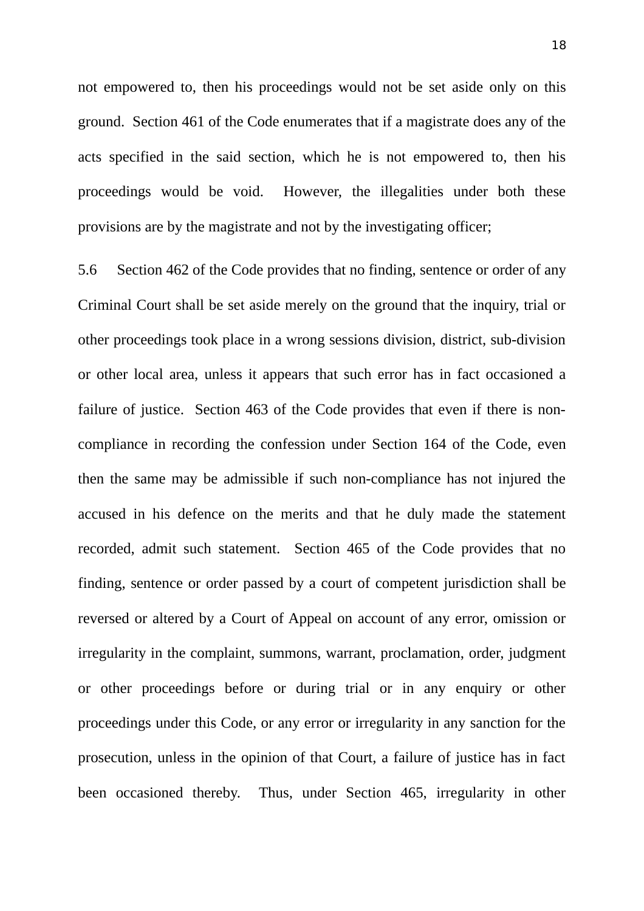not empowered to, then his proceedings would not be set aside only on this ground. Section 461 of the Code enumerates that if a magistrate does any of the acts specified in the said section, which he is not empowered to, then his proceedings would be void. However, the illegalities under both these provisions are by the magistrate and not by the investigating officer;

5.6 Section 462 of the Code provides that no finding, sentence or order of any Criminal Court shall be set aside merely on the ground that the inquiry, trial or other proceedings took place in a wrong sessions division, district, sub-division or other local area, unless it appears that such error has in fact occasioned a failure of justice. Section 463 of the Code provides that even if there is non-compliance in recording the confession under Section 164 of the Code, even then the same may be admissible if such non-compliance has not injured the accused in his defence on the merits and that he duly made the statement recorded, admit such statement. Section 465 of the Code provides that no finding, sentence or order passed by a court of competent jurisdiction shall be reversed or altered by a Court of Appeal on account of any error, omission or irregularity in the complaint, summons, warrant, proclamation, order, judgment or other proceedings before or during trial or in any enquiry or other proceedings under this Code, or any error or irregularity in any sanction for the prosecution, unless in the opinion of that Court, a failure of justice has in fact been occasioned thereby. Thus, under Section 465, irregularity in other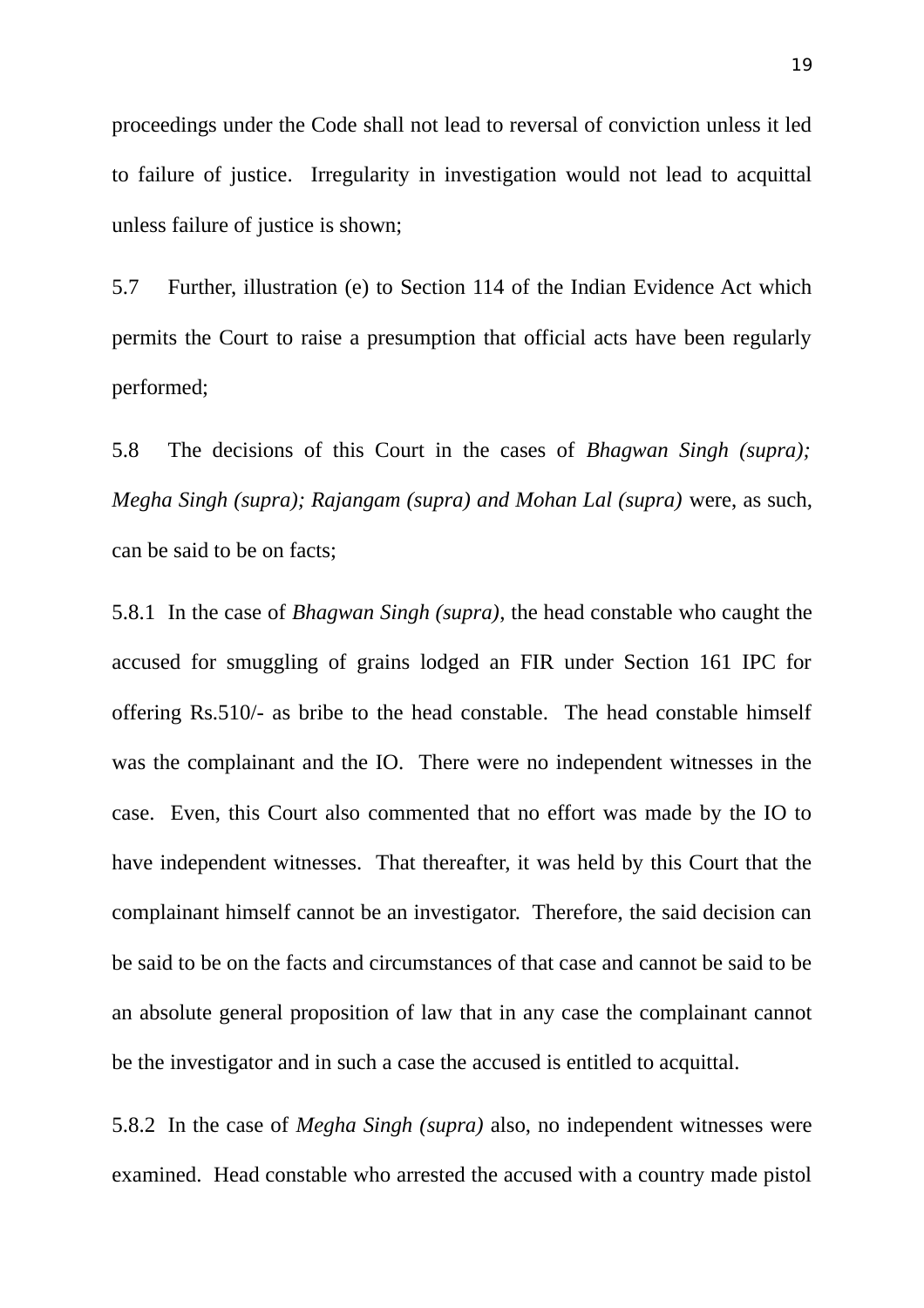proceedings under the Code shall not lead to reversal of conviction unless it led to failure of justice. Irregularity in investigation would not lead to acquittal unless failure of justice is shown;

5.7 Further, illustration (e) to Section 114 of the Indian Evidence Act which permits the Court to raise a presumption that official acts have been regularly performed;

5.8 The decisions of this Court in the cases of *Bhagwan Singh (supra); Megha Singh (supra); Rajangam (supra) and Mohan Lal (supra)* were, as such, can be said to be on facts;

5.8.1 In the case of *Bhagwan Singh (supra)*, the head constable who caught the accused for smuggling of grains lodged an FIR under Section 161 IPC for offering Rs.510/- as bribe to the head constable. The head constable himself was the complainant and the IO. There were no independent witnesses in the case. Even, this Court also commented that no effort was made by the IO to have independent witnesses. That thereafter, it was held by this Court that the complainant himself cannot be an investigator. Therefore, the said decision can be said to be on the facts and circumstances of that case and cannot be said to be an absolute general proposition of law that in any case the complainant cannot be the investigator and in such a case the accused is entitled to acquittal.

5.8.2 In the case of *Megha Singh (supra)* also, no independent witnesses were examined. Head constable who arrested the accused with a country made pistol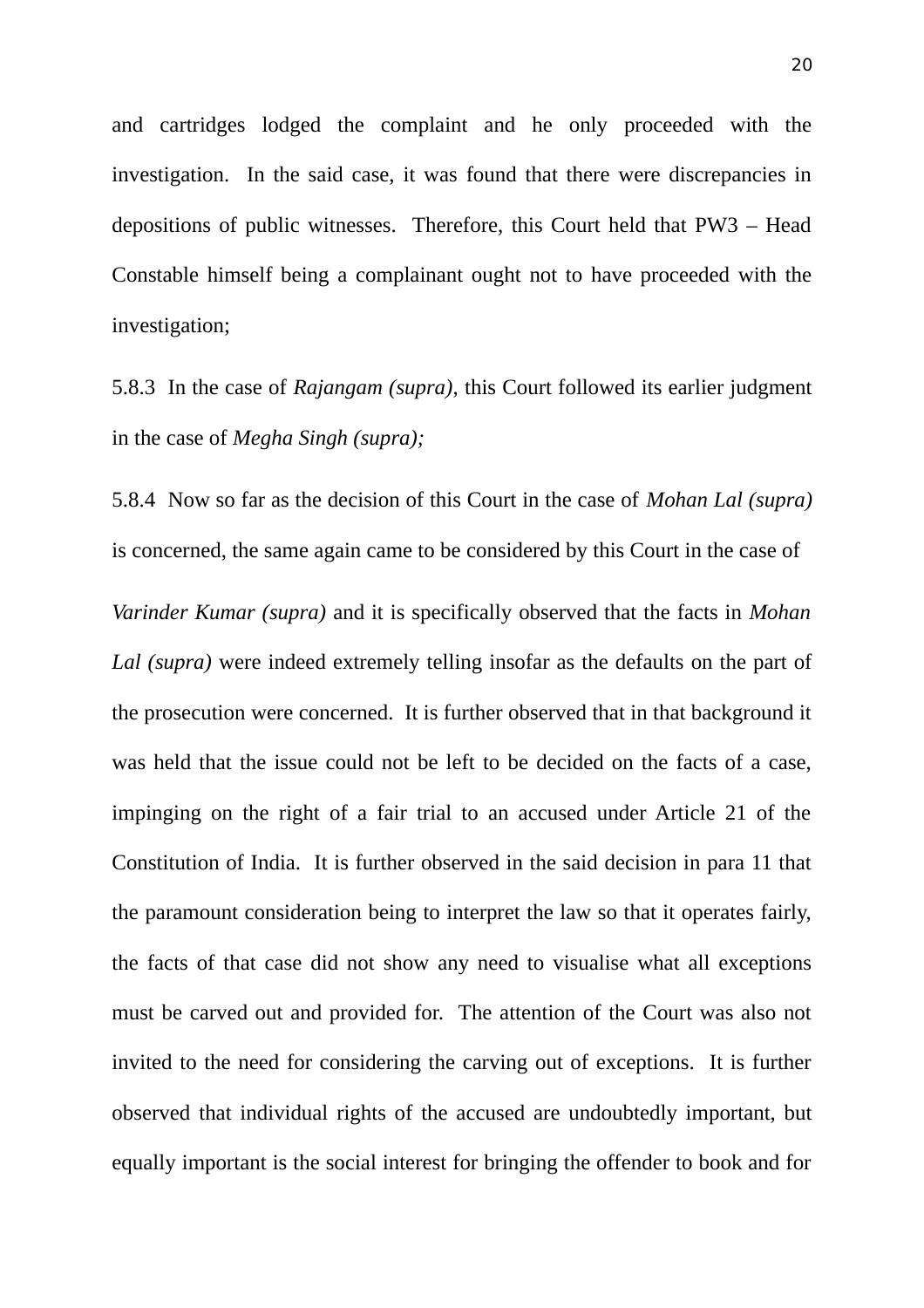and cartridges lodged the complaint and he only proceeded with the investigation. In the said case, it was found that there were discrepancies in depositions of public witnesses. Therefore, this Court held that PW3 – Head Constable himself being a complainant ought not to have proceeded with the investigation;

5.8.3 In the case of *Rajangam (supra)*, this Court followed its earlier judgment in the case of *Megha Singh (supra);*

5.8.4 Now so far as the decision of this Court in the case of *Mohan Lal (supra)* is concerned, the same again came to be considered by this Court in the case of *Varinder Kumar (supra)* and it is specifically observed that the facts in *Mohan Lal (supra)* were indeed extremely telling insofar as the defaults on the part of the prosecution were concerned. It is further observed that in that background it was held that the issue could not be left to be decided on the facts of a case, impinging on the right of a fair trial to an accused under Article 21 of the Constitution of India. It is further observed in the said decision in para 11 that the paramount consideration being to interpret the law so that it operates fairly, the facts of that case did not show any need to visualise what all exceptions must be carved out and provided for. The attention of the Court was also not invited to the need for considering the carving out of exceptions. It is further observed that individual rights of the accused are undoubtedly important, but equally important is the social interest for bringing the offender to book and for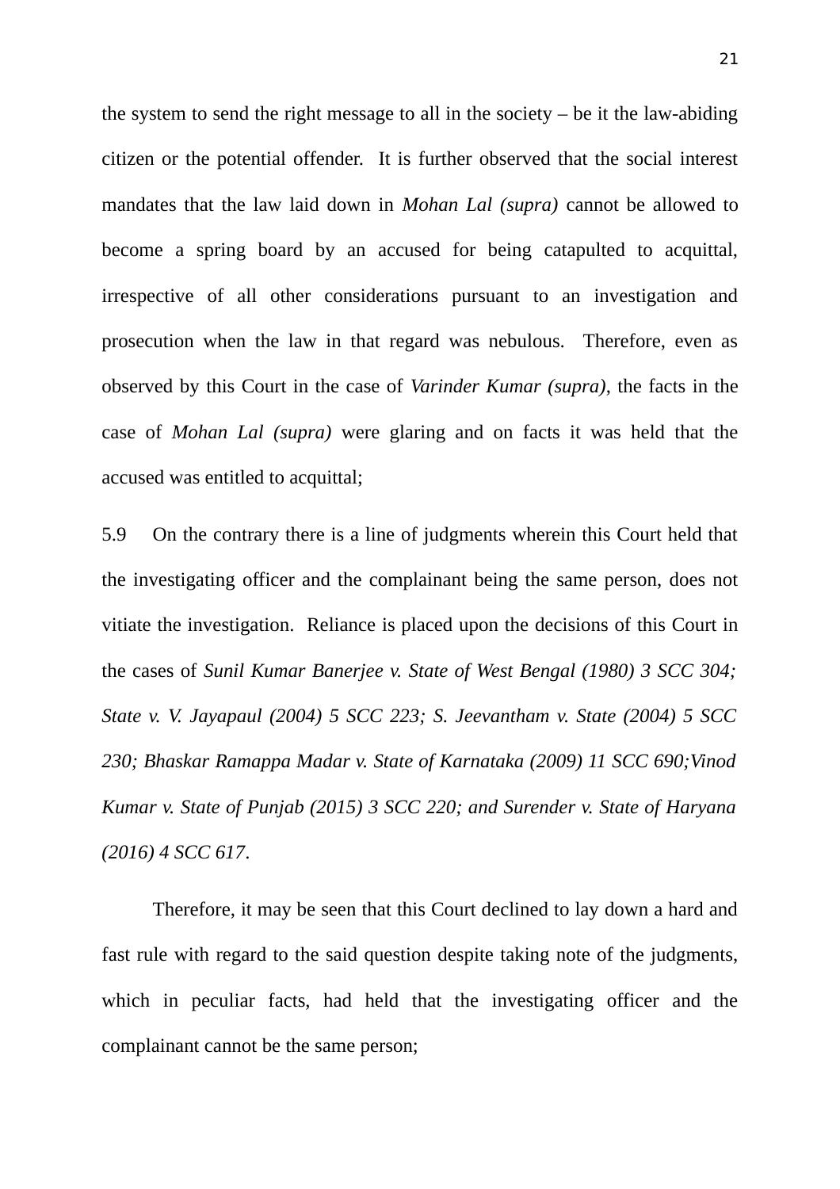the system to send the right message to all in the society – be it the law-abiding citizen or the potential offender. It is further observed that the social interest mandates that the law laid down in *Mohan Lal (supra)* cannot be allowed to become a spring board by an accused for being catapulted to acquittal, irrespective of all other considerations pursuant to an investigation and prosecution when the law in that regard was nebulous. Therefore, even as observed by this Court in the case of *Varinder Kumar (supra)*, the facts in the case of *Mohan Lal (supra)* were glaring and on facts it was held that the accused was entitled to acquittal;

5.9 On the contrary there is a line of judgments wherein this Court held that the investigating officer and the complainant being the same person, does not vitiate the investigation. Reliance is placed upon the decisions of this Court in the cases of *Sunil Kumar Banerjee v. State of West Bengal (1980) 3 SCC 304; State v. V. Jayapaul (2004) 5 SCC 223; S. Jeevantham v. State (2004) 5 SCC 230; Bhaskar Ramappa Madar v. State of Karnataka (2009) 11 SCC 690;Vinod Kumar v. State of Punjab (2015) 3 SCC 220; and Surender v. State of Haryana (2016) 4 SCC 617*.

Therefore, it may be seen that this Court declined to lay down a hard and fast rule with regard to the said question despite taking note of the judgments, which in peculiar facts, had held that the investigating officer and the complainant cannot be the same person;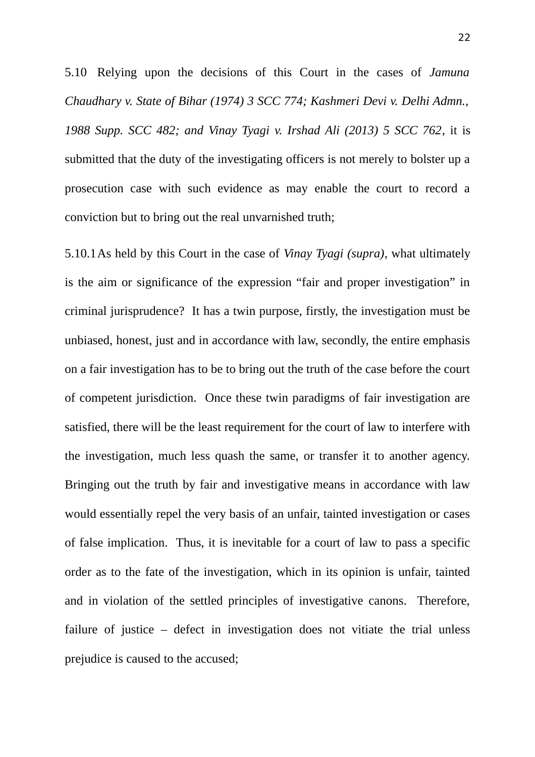5.10 Relying upon the decisions of this Court in the cases of *Jamuna Chaudhary v. State of Bihar (1974) 3 SCC 774; Kashmeri Devi v. Delhi Admn., 1988 Supp. SCC 482; and Vinay Tyagi v. Irshad Ali (2013) 5 SCC 762*, it is submitted that the duty of the investigating officers is not merely to bolster up a prosecution case with such evidence as may enable the court to record a conviction but to bring out the real unvarnished truth;

5.10.1 As held by this Court in the case of *Vinay Tyagi (supra)*, what ultimately is the aim or significance of the expression "fair and proper investigation" in criminal jurisprudence? It has a twin purpose, firstly, the investigation must be unbiased, honest, just and in accordance with law, secondly, the entire emphasis on a fair investigation has to be to bring out the truth of the case before the court of competent jurisdiction. Once these twin paradigms of fair investigation are satisfied, there will be the least requirement for the court of law to interfere with the investigation, much less quash the same, or transfer it to another agency. Bringing out the truth by fair and investigative means in accordance with law would essentially repel the very basis of an unfair, tainted investigation or cases of false implication. Thus, it is inevitable for a court of law to pass a specific order as to the fate of the investigation, which in its opinion is unfair, tainted and in violation of the settled principles of investigative canons. Therefore, failure of justice – defect in investigation does not vitiate the trial unless prejudice is caused to the accused;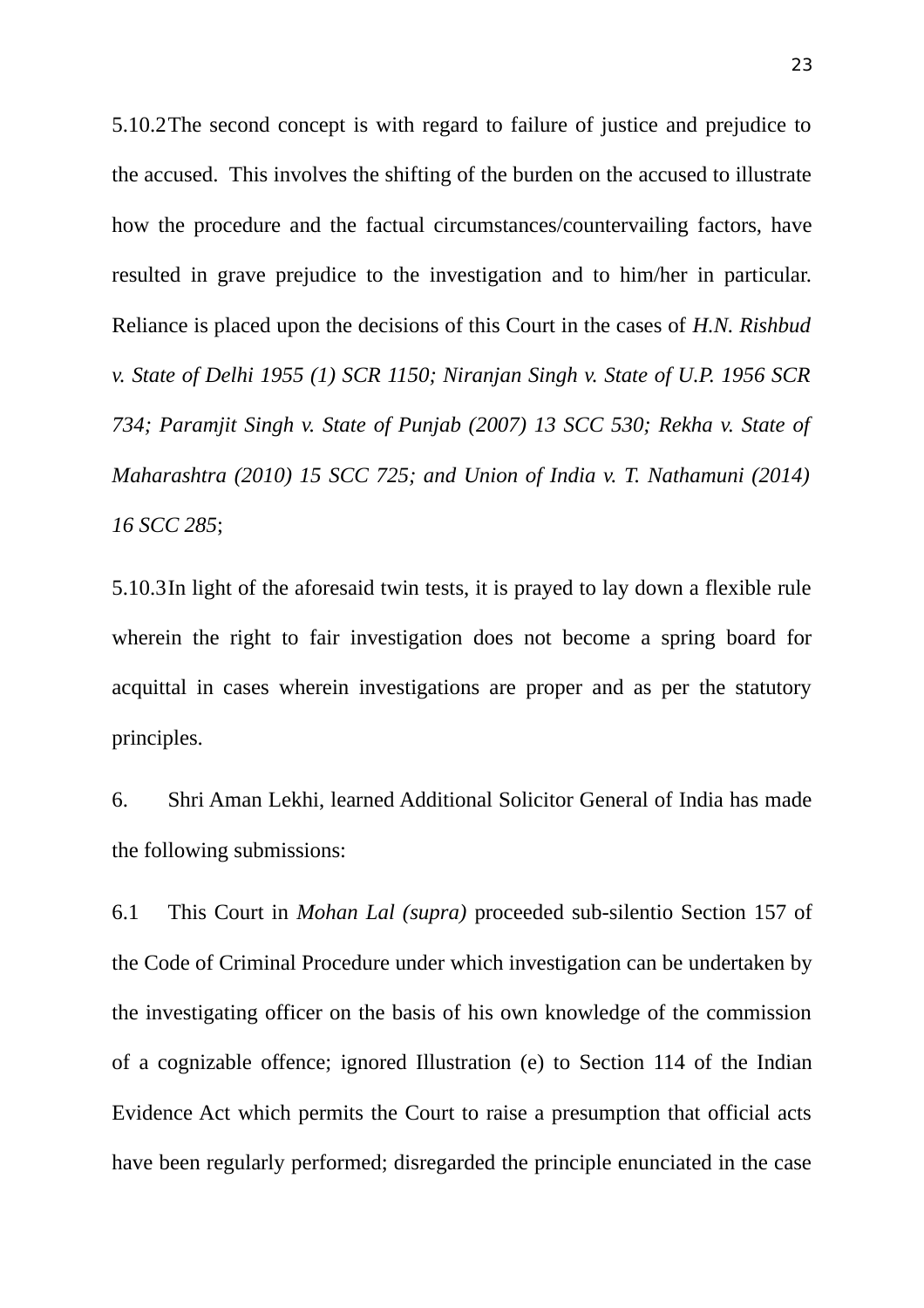5.10.2 The second concept is with regard to failure of justice and prejudice to the accused. This involves the shifting of the burden on the accused to illustrate how the procedure and the factual circumstances/countervailing factors, have resulted in grave prejudice to the investigation and to him/her in particular. Reliance is placed upon the decisions of this Court in the cases of *H.N. Rishbud v. State of Delhi 1955 (1) SCR 1150; Niranjan Singh v. State of U.P. 1956 SCR 734; Paramjit Singh v. State of Punjab (2007) 13 SCC 530; Rekha v. State of Maharashtra (2010) 15 SCC 725; and Union of India v. T. Nathamuni (2014) 16 SCC 285*;

5.10.3 In light of the aforesaid twin tests, it is prayed to lay down a flexible rule wherein the right to fair investigation does not become a spring board for acquittal in cases wherein investigations are proper and as per the statutory principles.

6. Shri Aman Lekhi, learned Additional Solicitor General of India has made the following submissions:

6.1 This Court in *Mohan Lal (supra)* proceeded sub-silentio Section 157 of the Code of Criminal Procedure under which investigation can be undertaken by the investigating officer on the basis of his own knowledge of the commission of a cognizable offence; ignored Illustration (e) to Section 114 of the Indian Evidence Act which permits the Court to raise a presumption that official acts have been regularly performed; disregarded the principle enunciated in the case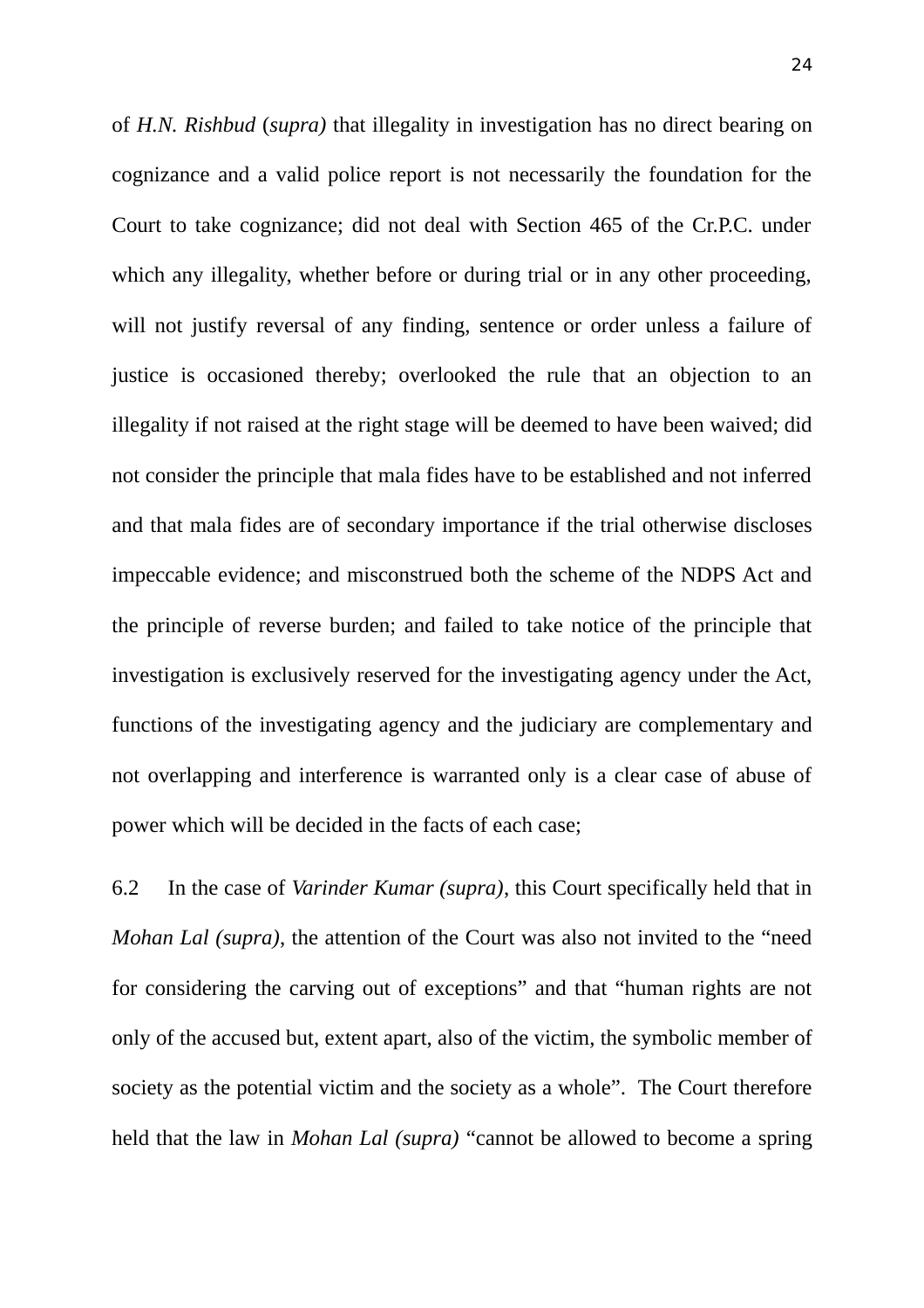of *H.N. Rishbud* (*supra)* that illegality in investigation has no direct bearing on cognizance and a valid police report is not necessarily the foundation for the Court to take cognizance; did not deal with Section 465 of the Cr.P.C. under which any illegality, whether before or during trial or in any other proceeding, will not justify reversal of any finding, sentence or order unless a failure of justice is occasioned thereby; overlooked the rule that an objection to an illegality if not raised at the right stage will be deemed to have been waived; did not consider the principle that mala fides have to be established and not inferred and that mala fides are of secondary importance if the trial otherwise discloses impeccable evidence; and misconstrued both the scheme of the NDPS Act and the principle of reverse burden; and failed to take notice of the principle that investigation is exclusively reserved for the investigating agency under the Act, functions of the investigating agency and the judiciary are complementary and not overlapping and interference is warranted only is a clear case of abuse of power which will be decided in the facts of each case;

6.2 In the case of *Varinder Kumar (supra)*, this Court specifically held that in *Mohan Lal (supra)*, the attention of the Court was also not invited to the "need for considering the carving out of exceptions" and that "human rights are not only of the accused but, extent apart, also of the victim, the symbolic member of society as the potential victim and the society as a whole". The Court therefore held that the law in *Mohan Lal (supra)* "cannot be allowed to become a spring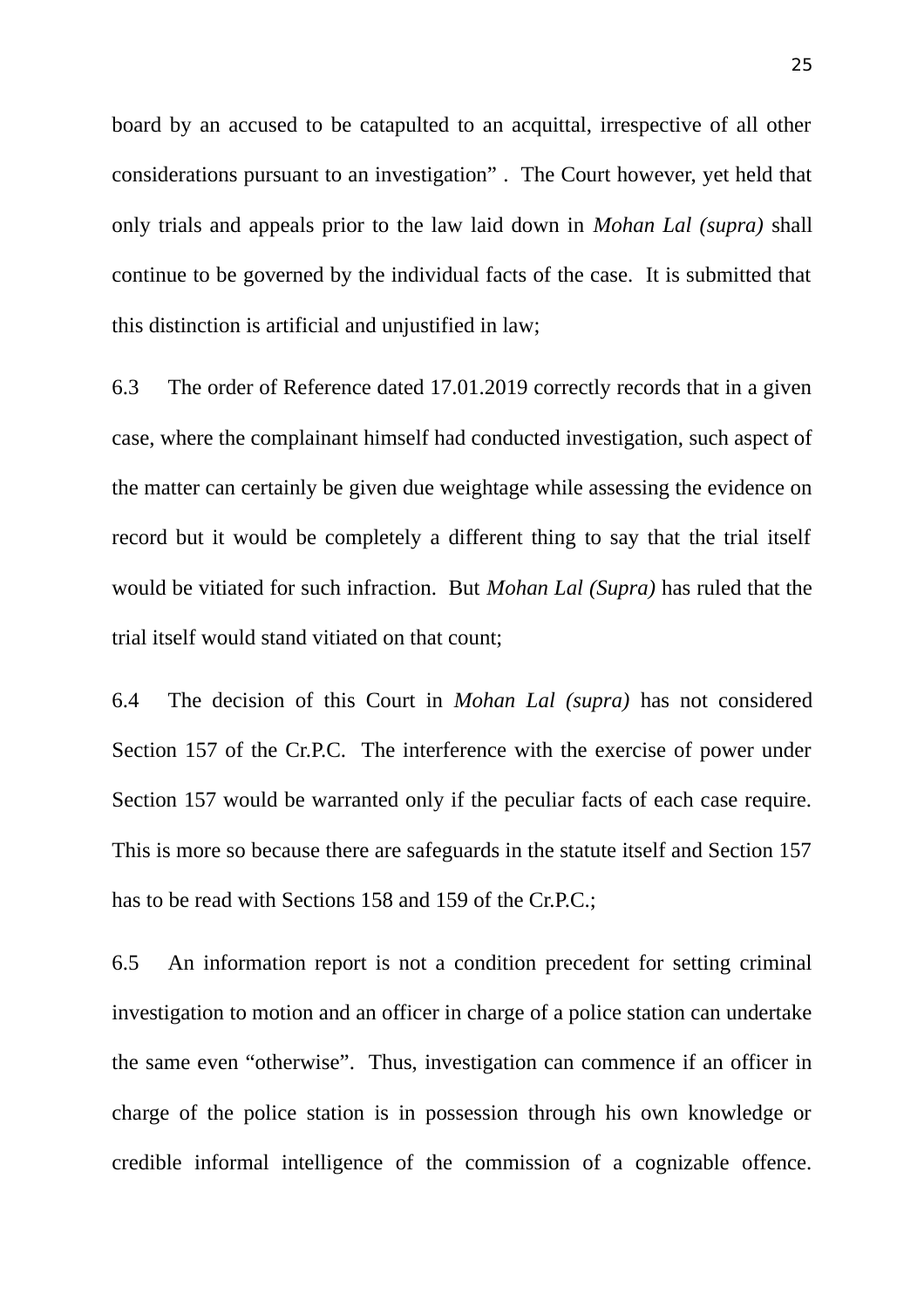board by an accused to be catapulted to an acquittal, irrespective of all other considerations pursuant to an investigation" . The Court however, yet held that only trials and appeals prior to the law laid down in *Mohan Lal (supra)* shall continue to be governed by the individual facts of the case. It is submitted that this distinction is artificial and unjustified in law;

6.3 The order of Reference dated 17.01.2019 correctly records that in a given case, where the complainant himself had conducted investigation, such aspect of the matter can certainly be given due weightage while assessing the evidence on record but it would be completely a different thing to say that the trial itself would be vitiated for such infraction. But *Mohan Lal (Supra)* has ruled that the trial itself would stand vitiated on that count;

6.4 The decision of this Court in *Mohan Lal (supra)* has not considered Section 157 of the Cr.P.C. The interference with the exercise of power under Section 157 would be warranted only if the peculiar facts of each case require. This is more so because there are safeguards in the statute itself and Section 157 has to be read with Sections 158 and 159 of the Cr.P.C.;

6.5 An information report is not a condition precedent for setting criminal investigation to motion and an officer in charge of a police station can undertake the same even "otherwise". Thus, investigation can commence if an officer in charge of the police station is in possession through his own knowledge or credible informal intelligence of the commission of a cognizable offence.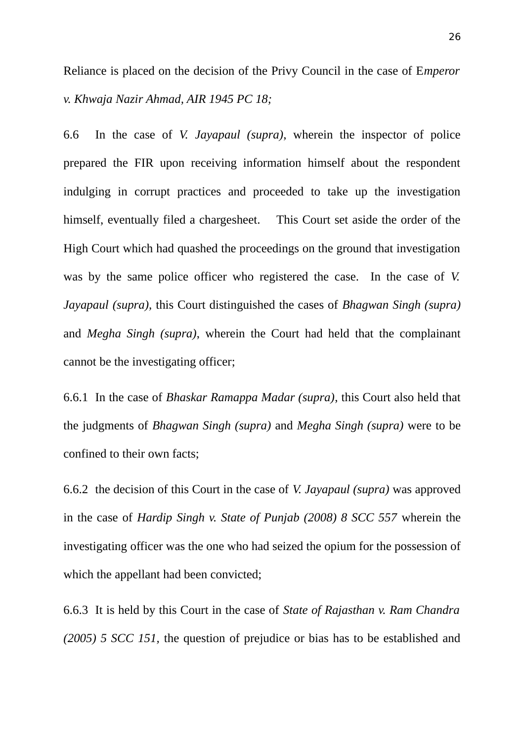Reliance is placed on the decision of the Privy Council in the case of E*mperor v. Khwaja Nazir Ahmad, AIR 1945 PC 18;*

6.6 In the case of *V. Jayapaul (supra)*, wherein the inspector of police prepared the FIR upon receiving information himself about the respondent indulging in corrupt practices and proceeded to take up the investigation himself, eventually filed a chargesheet. This Court set aside the order of the High Court which had quashed the proceedings on the ground that investigation was by the same police officer who registered the case. In the case of *V. Jayapaul (supra)*, this Court distinguished the cases of *Bhagwan Singh (supra)* and *Megha Singh (supra)*, wherein the Court had held that the complainant cannot be the investigating officer;

6.6.1 In the case of *Bhaskar Ramappa Madar (supra)*, this Court also held that the judgments of *Bhagwan Singh (supra)* and *Megha Singh (supra)* were to be confined to their own facts;

6.6.2 the decision of this Court in the case of *V. Jayapaul (supra)* was approved in the case of *Hardip Singh v. State of Punjab (2008) 8 SCC 557* wherein the investigating officer was the one who had seized the opium for the possession of which the appellant had been convicted;

6.6.3 It is held by this Court in the case of *State of Rajasthan v. Ram Chandra (2005) 5 SCC 151*, the question of prejudice or bias has to be established and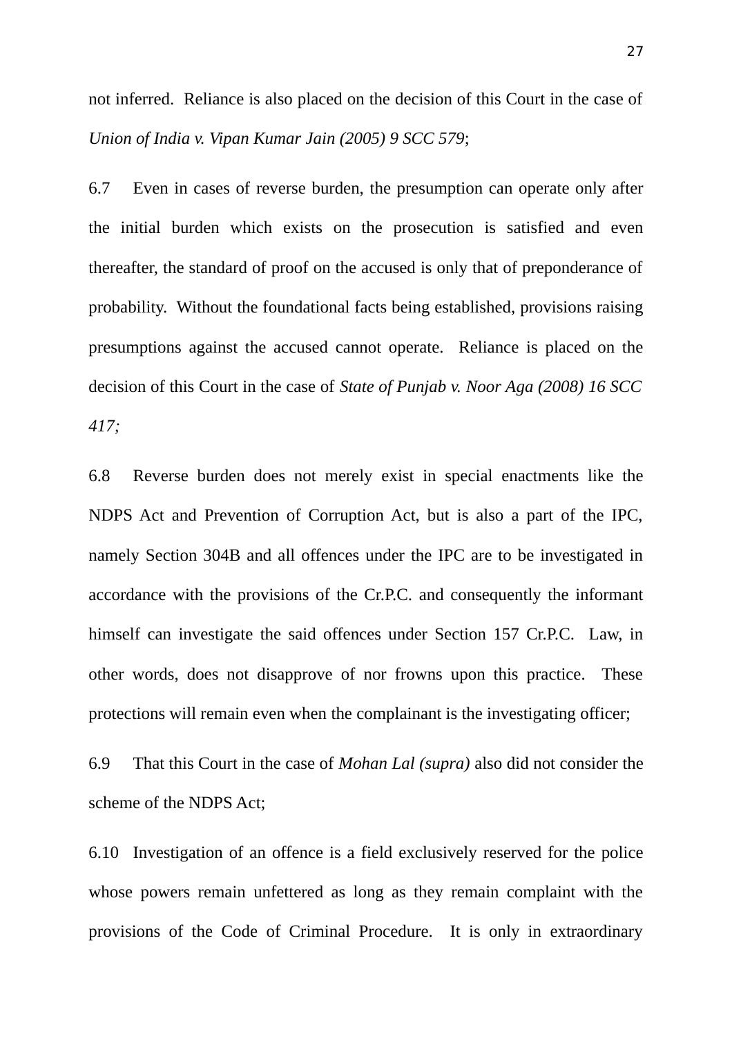not inferred. Reliance is also placed on the decision of this Court in the case of *Union of India v. Vipan Kumar Jain (2005) 9 SCC 579*;

6.7 Even in cases of reverse burden, the presumption can operate only after the initial burden which exists on the prosecution is satisfied and even thereafter, the standard of proof on the accused is only that of preponderance of probability. Without the foundational facts being established, provisions raising presumptions against the accused cannot operate. Reliance is placed on the decision of this Court in the case of *State of Punjab v. Noor Aga (2008) 16 SCC 417;*

6.8 Reverse burden does not merely exist in special enactments like the NDPS Act and Prevention of Corruption Act, but is also a part of the IPC, namely Section 304B and all offences under the IPC are to be investigated in accordance with the provisions of the Cr.P.C. and consequently the informant himself can investigate the said offences under Section 157 Cr.P.C. Law, in other words, does not disapprove of nor frowns upon this practice. These protections will remain even when the complainant is the investigating officer;

6.9 That this Court in the case of *Mohan Lal (supra)* also did not consider the scheme of the NDPS Act;

6.10 Investigation of an offence is a field exclusively reserved for the police whose powers remain unfettered as long as they remain complaint with the provisions of the Code of Criminal Procedure. It is only in extraordinary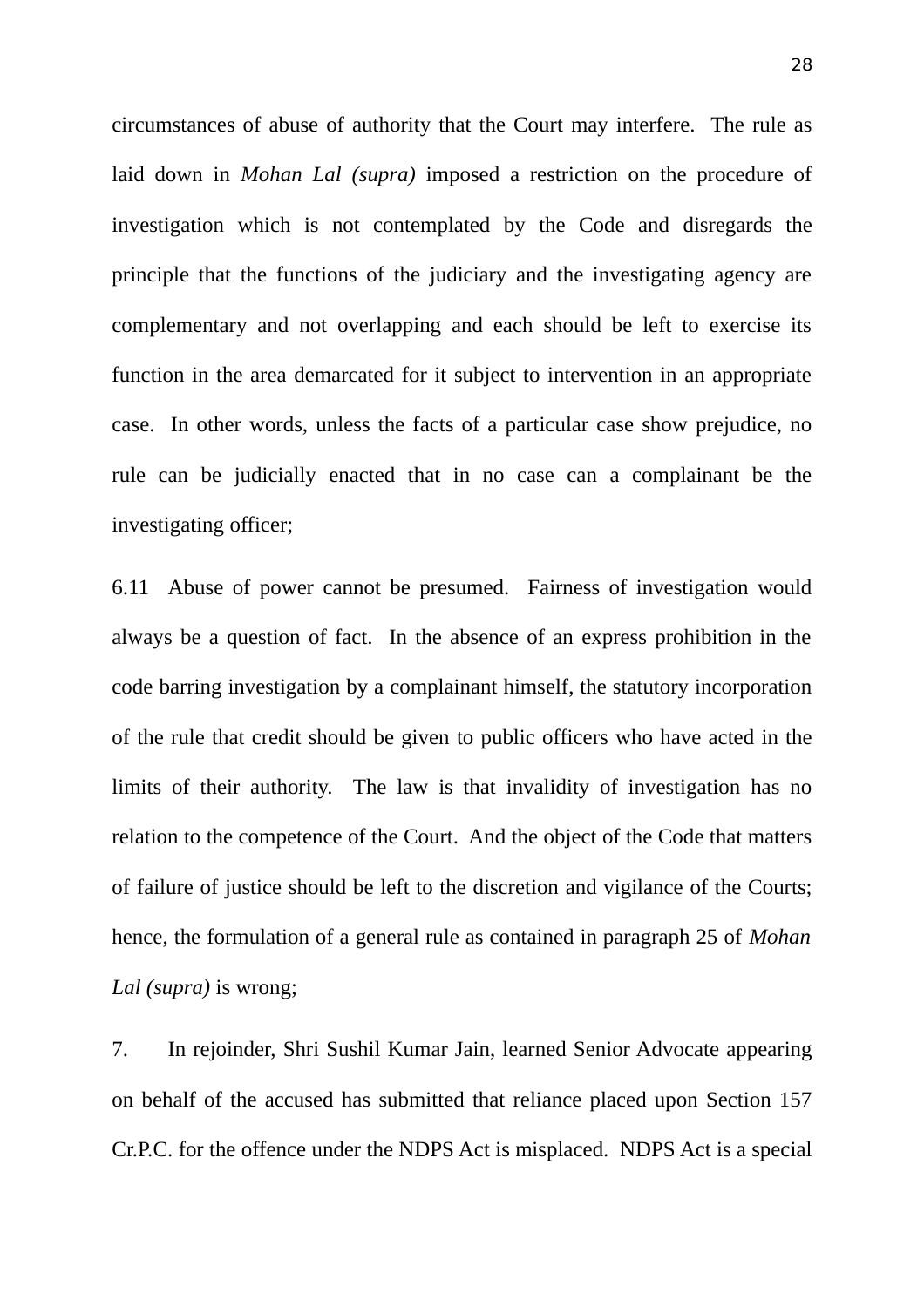circumstances of abuse of authority that the Court may interfere. The rule as laid down in *Mohan Lal (supra)* imposed a restriction on the procedure of investigation which is not contemplated by the Code and disregards the principle that the functions of the judiciary and the investigating agency are complementary and not overlapping and each should be left to exercise its function in the area demarcated for it subject to intervention in an appropriate case. In other words, unless the facts of a particular case show prejudice, no rule can be judicially enacted that in no case can a complainant be the investigating officer;

6.11 Abuse of power cannot be presumed. Fairness of investigation would always be a question of fact. In the absence of an express prohibition in the code barring investigation by a complainant himself, the statutory incorporation of the rule that credit should be given to public officers who have acted in the limits of their authority. The law is that invalidity of investigation has no relation to the competence of the Court. And the object of the Code that matters of failure of justice should be left to the discretion and vigilance of the Courts; hence, the formulation of a general rule as contained in paragraph 25 of *Mohan Lal (supra)* is wrong;

7. In rejoinder, Shri Sushil Kumar Jain, learned Senior Advocate appearing on behalf of the accused has submitted that reliance placed upon Section 157 Cr.P.C. for the offence under the NDPS Act is misplaced. NDPS Act is a special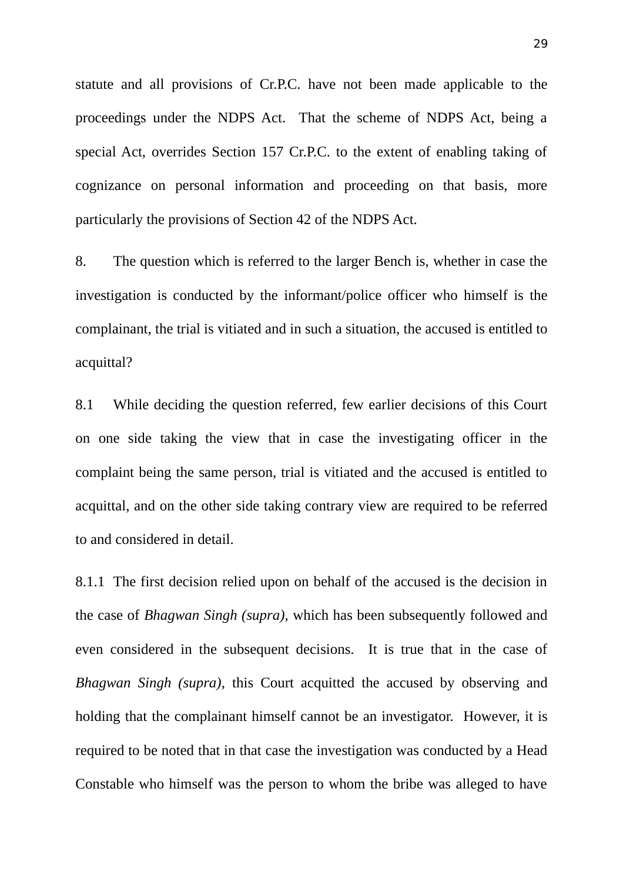statute and all provisions of Cr.P.C. have not been made applicable to the proceedings under the NDPS Act. That the scheme of NDPS Act, being a special Act, overrides Section 157 Cr.P.C. to the extent of enabling taking of cognizance on personal information and proceeding on that basis, more particularly the provisions of Section 42 of the NDPS Act.

8. The question which is referred to the larger Bench is, whether in case the investigation is conducted by the informant/police officer who himself is the complainant, the trial is vitiated and in such a situation, the accused is entitled to acquittal?

8.1 While deciding the question referred, few earlier decisions of this Court on one side taking the view that in case the investigating officer in the complaint being the same person, trial is vitiated and the accused is entitled to acquittal, and on the other side taking contrary view are required to be referred to and considered in detail.

8.1.1 The first decision relied upon on behalf of the accused is the decision in the case of *Bhagwan Singh (supra)*, which has been subsequently followed and even considered in the subsequent decisions. It is true that in the case of *Bhagwan Singh (supra)*, this Court acquitted the accused by observing and holding that the complainant himself cannot be an investigator. However, it is required to be noted that in that case the investigation was conducted by a Head Constable who himself was the person to whom the bribe was alleged to have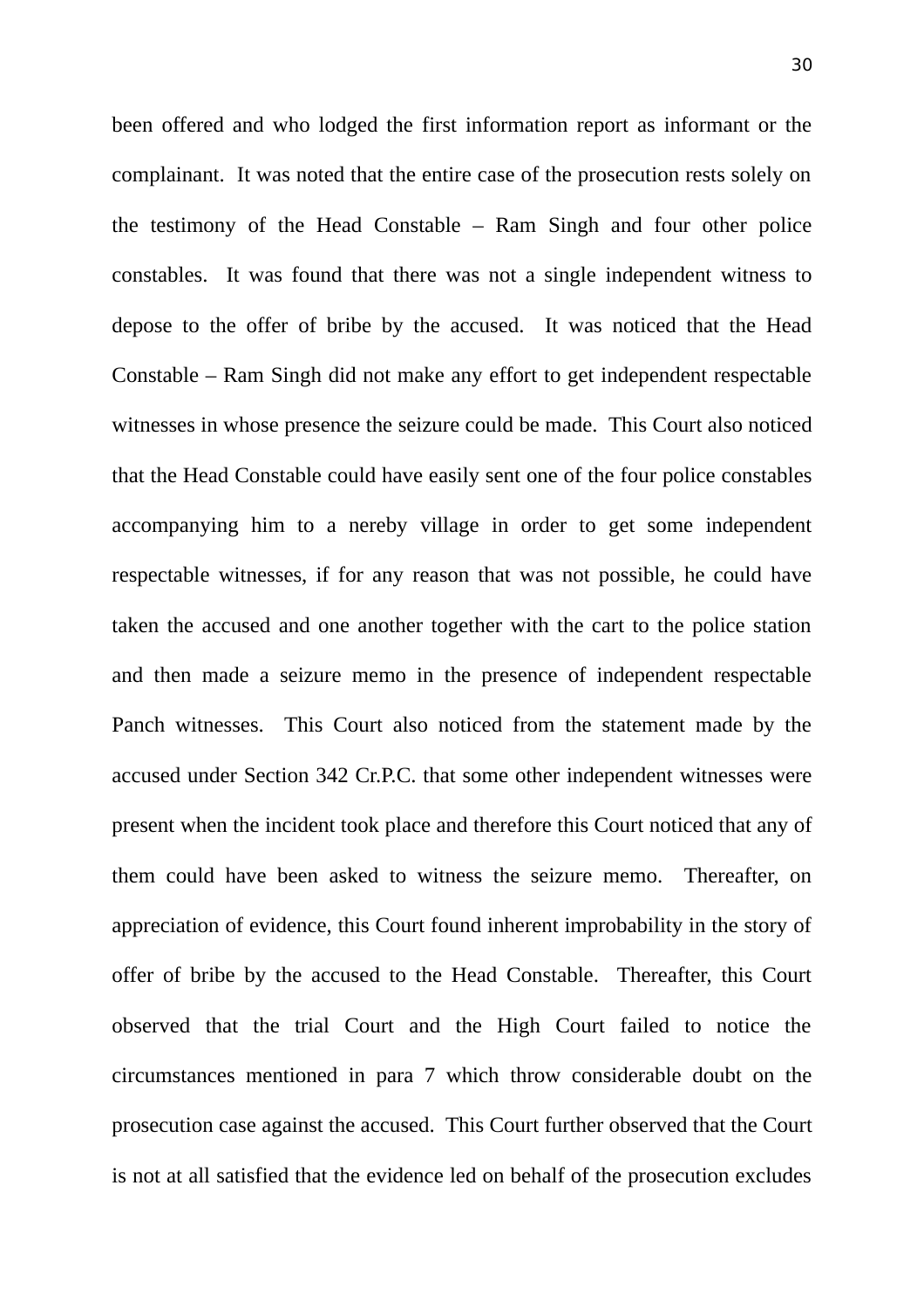been offered and who lodged the first information report as informant or the complainant. It was noted that the entire case of the prosecution rests solely on the testimony of the Head Constable – Ram Singh and four other police constables. It was found that there was not a single independent witness to depose to the offer of bribe by the accused. It was noticed that the Head Constable – Ram Singh did not make any effort to get independent respectable witnesses in whose presence the seizure could be made. This Court also noticed that the Head Constable could have easily sent one of the four police constables accompanying him to a nereby village in order to get some independent respectable witnesses, if for any reason that was not possible, he could have taken the accused and one another together with the cart to the police station and then made a seizure memo in the presence of independent respectable Panch witnesses. This Court also noticed from the statement made by the accused under Section 342 Cr.P.C. that some other independent witnesses were present when the incident took place and therefore this Court noticed that any of them could have been asked to witness the seizure memo. Thereafter, on appreciation of evidence, this Court found inherent improbability in the story of offer of bribe by the accused to the Head Constable. Thereafter, this Court observed that the trial Court and the High Court failed to notice the circumstances mentioned in para 7 which throw considerable doubt on the prosecution case against the accused. This Court further observed that the Court is not at all satisfied that the evidence led on behalf of the prosecution excludes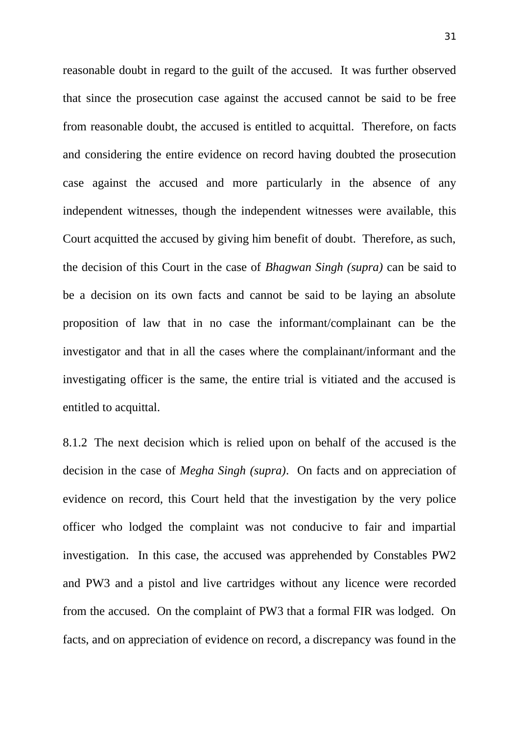reasonable doubt in regard to the guilt of the accused. It was further observed that since the prosecution case against the accused cannot be said to be free from reasonable doubt, the accused is entitled to acquittal. Therefore, on facts and considering the entire evidence on record having doubted the prosecution case against the accused and more particularly in the absence of any independent witnesses, though the independent witnesses were available, this Court acquitted the accused by giving him benefit of doubt. Therefore, as such, the decision of this Court in the case of *Bhagwan Singh (supra)* can be said to be a decision on its own facts and cannot be said to be laying an absolute proposition of law that in no case the informant/complainant can be the investigator and that in all the cases where the complainant/informant and the investigating officer is the same, the entire trial is vitiated and the accused is entitled to acquittal.

8.1.2 The next decision which is relied upon on behalf of the accused is the decision in the case of *Megha Singh (supra)*. On facts and on appreciation of evidence on record, this Court held that the investigation by the very police officer who lodged the complaint was not conducive to fair and impartial investigation. In this case, the accused was apprehended by Constables PW2 and PW3 and a pistol and live cartridges without any licence were recorded from the accused. On the complaint of PW3 that a formal FIR was lodged. On facts, and on appreciation of evidence on record, a discrepancy was found in the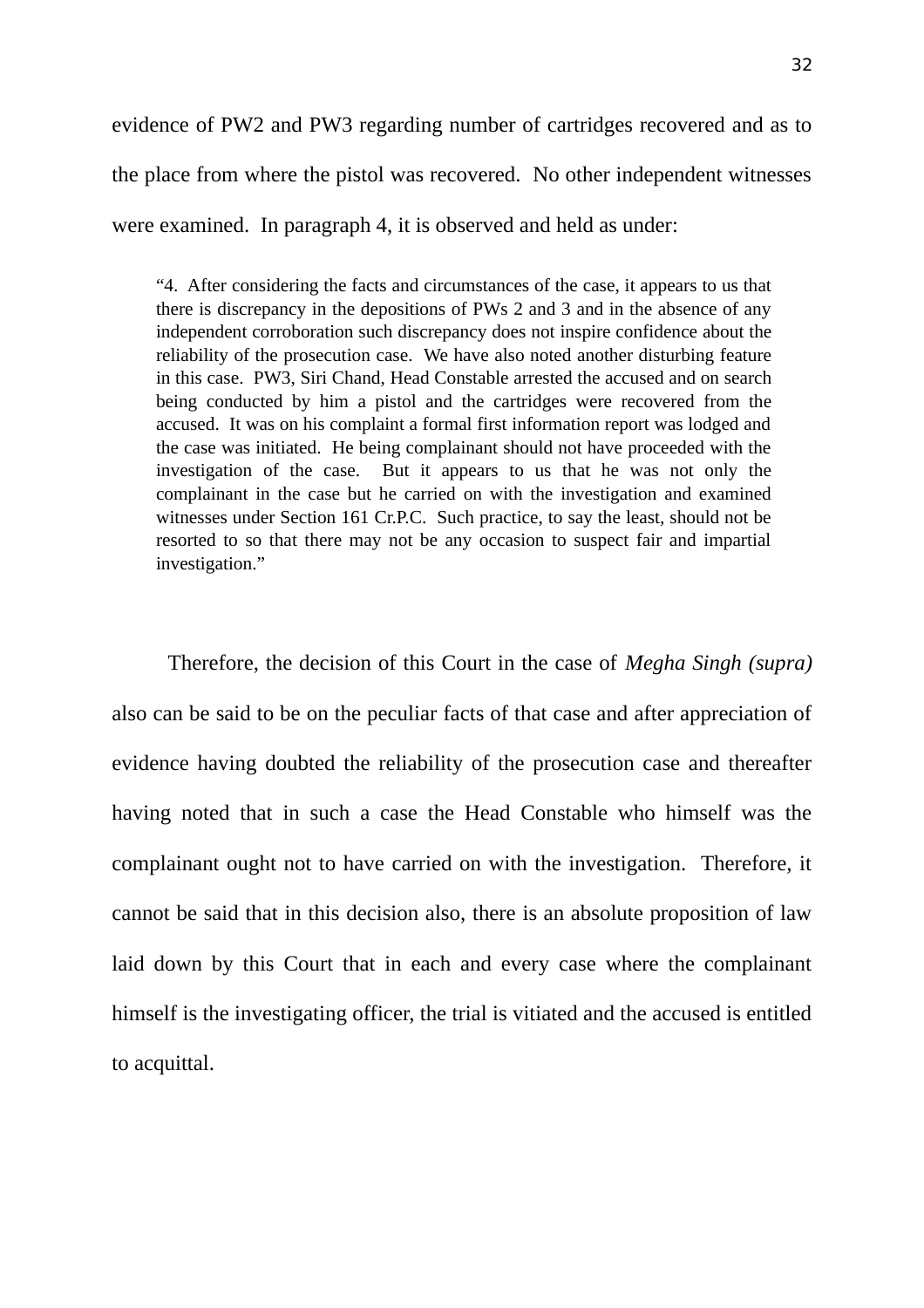evidence of PW2 and PW3 regarding number of cartridges recovered and as to the place from where the pistol was recovered. No other independent witnesses were examined. In paragraph 4, it is observed and held as under:

> "4. After considering the facts and circumstances of the case, it appears to us that there is discrepancy in the depositions of PWs 2 and 3 and in the absence of any independent corroboration such discrepancy does not inspire confidence about the reliability of the prosecution case. We have also noted another disturbing feature in this case. PW3, Siri Chand, Head Constable arrested the accused and on search being conducted by him a pistol and the cartridges were recovered from the accused. It was on his complaint a formal first information report was lodged and the case was initiated. He being complainant should not have proceeded with the investigation of the case. But it appears to us that he was not only the complainant in the case but he carried on with the investigation and examined witnesses under Section 161 Cr.P.C. Such practice, to say the least, should not be resorted to so that there may not be any occasion to suspect fair and impartial investigation."

Therefore, the decision of this Court in the case of *Megha Singh (supra)* also can be said to be on the peculiar facts of that case and after appreciation of evidence having doubted the reliability of the prosecution case and thereafter having noted that in such a case the Head Constable who himself was the complainant ought not to have carried on with the investigation. Therefore, it cannot be said that in this decision also, there is an absolute proposition of law laid down by this Court that in each and every case where the complainant himself is the investigating officer, the trial is vitiated and the accused is entitled to acquittal.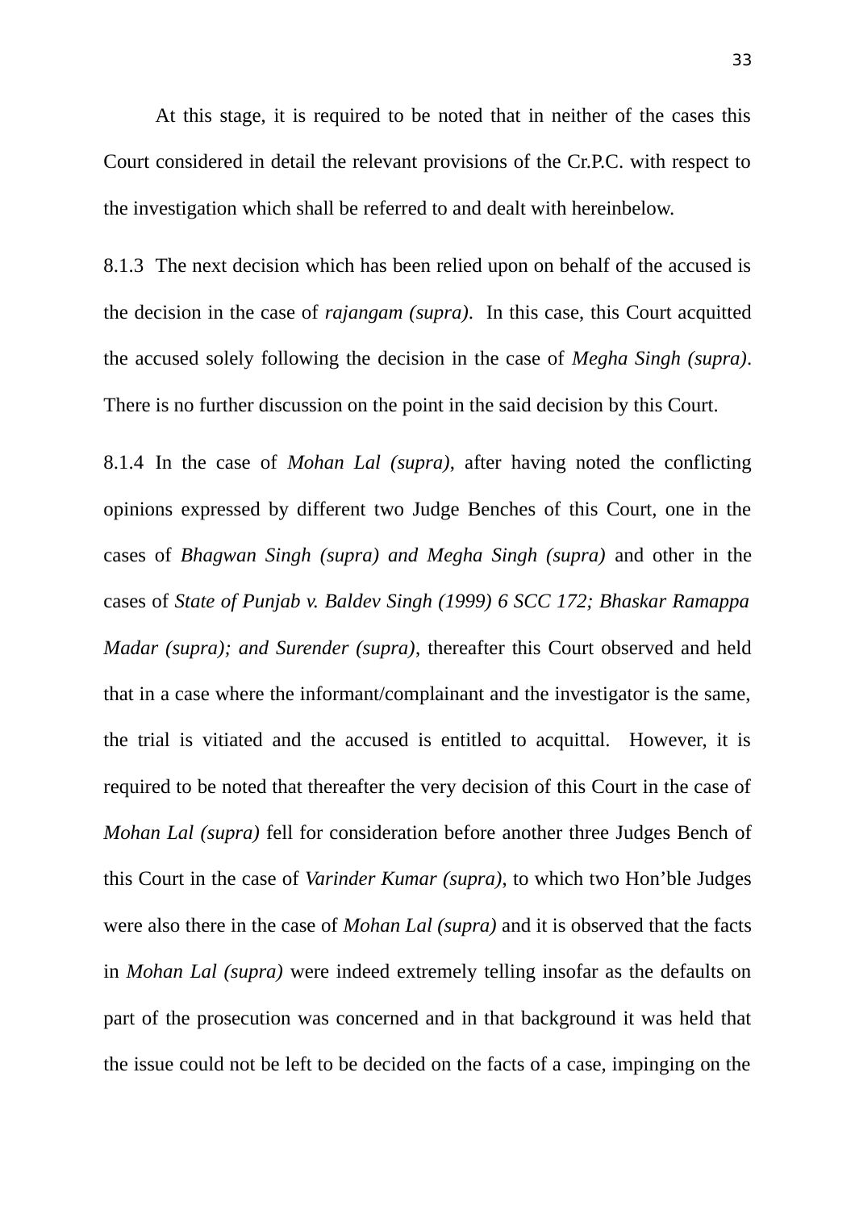At this stage, it is required to be noted that in neither of the cases this Court considered in detail the relevant provisions of the Cr.P.C. with respect to the investigation which shall be referred to and dealt with hereinbelow.

8.1.3 The next decision which has been relied upon on behalf of the accused is the decision in the case of *rajangam (supra)*. In this case, this Court acquitted the accused solely following the decision in the case of *Megha Singh (supra)*. There is no further discussion on the point in the said decision by this Court.

8.1.4 In the case of *Mohan Lal (supra)*, after having noted the conflicting opinions expressed by different two Judge Benches of this Court, one in the cases of *Bhagwan Singh (supra) and Megha Singh (supra)* and other in the cases of *State of Punjab v. Baldev Singh (1999) 6 SCC 172; Bhaskar Ramappa Madar (supra); and Surender (supra)*, thereafter this Court observed and held that in a case where the informant/complainant and the investigator is the same, the trial is vitiated and the accused is entitled to acquittal. However, it is required to be noted that thereafter the very decision of this Court in the case of *Mohan Lal (supra)* fell for consideration before another three Judges Bench of this Court in the case of *Varinder Kumar (supra)*, to which two Hon'ble Judges were also there in the case of *Mohan Lal (supra)* and it is observed that the facts in *Mohan Lal (supra)* were indeed extremely telling insofar as the defaults on part of the prosecution was concerned and in that background it was held that the issue could not be left to be decided on the facts of a case, impinging on the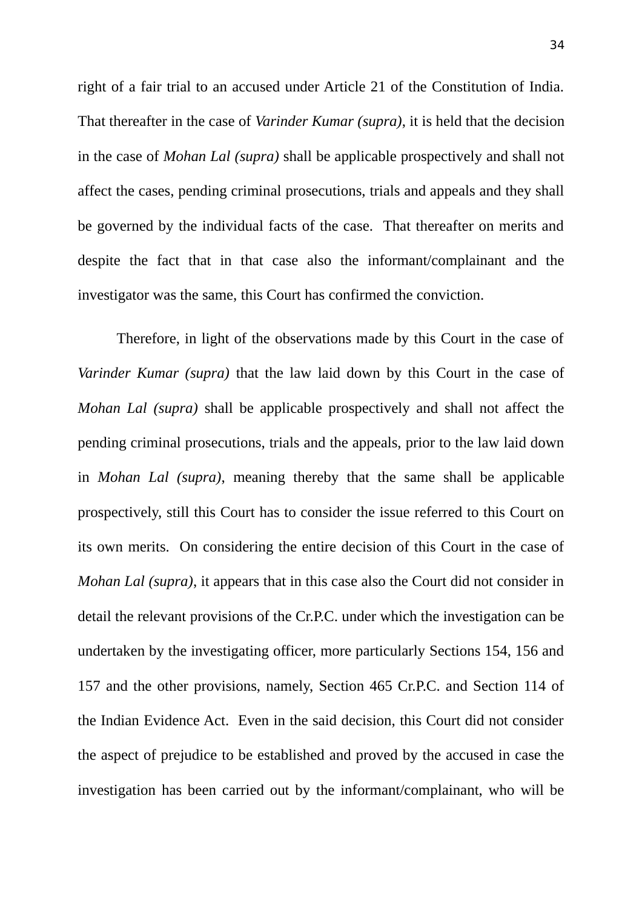right of a fair trial to an accused under Article 21 of the Constitution of India. That thereafter in the case of *Varinder Kumar (supra)*, it is held that the decision in the case of *Mohan Lal (supra)* shall be applicable prospectively and shall not affect the cases, pending criminal prosecutions, trials and appeals and they shall be governed by the individual facts of the case. That thereafter on merits and despite the fact that in that case also the informant/complainant and the investigator was the same, this Court has confirmed the conviction.

Therefore, in light of the observations made by this Court in the case of *Varinder Kumar (supra)* that the law laid down by this Court in the case of *Mohan Lal (supra)* shall be applicable prospectively and shall not affect the pending criminal prosecutions, trials and the appeals, prior to the law laid down in *Mohan Lal (supra)*, meaning thereby that the same shall be applicable prospectively, still this Court has to consider the issue referred to this Court on its own merits. On considering the entire decision of this Court in the case of *Mohan Lal (supra)*, it appears that in this case also the Court did not consider in detail the relevant provisions of the Cr.P.C. under which the investigation can be undertaken by the investigating officer, more particularly Sections 154, 156 and 157 and the other provisions, namely, Section 465 Cr.P.C. and Section 114 of the Indian Evidence Act. Even in the said decision, this Court did not consider the aspect of prejudice to be established and proved by the accused in case the investigation has been carried out by the informant/complainant, who will be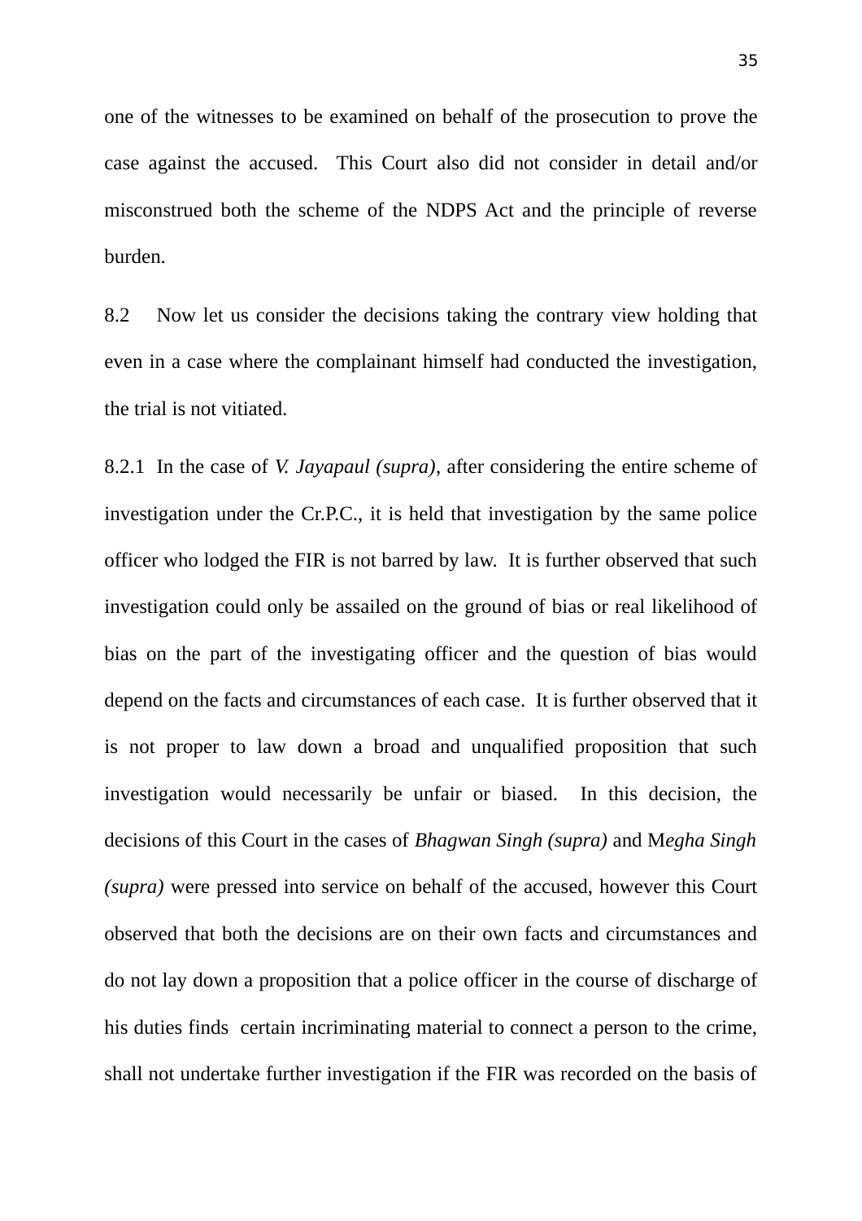one of the witnesses to be examined on behalf of the prosecution to prove the case against the accused. This Court also did not consider in detail and/or misconstrued both the scheme of the NDPS Act and the principle of reverse burden.

8.2 Now let us consider the decisions taking the contrary view holding that even in a case where the complainant himself had conducted the investigation, the trial is not vitiated.

8.2.1 In the case of *V. Jayapaul (supra)*, after considering the entire scheme of investigation under the Cr.P.C., it is held that investigation by the same police officer who lodged the FIR is not barred by law. It is further observed that such investigation could only be assailed on the ground of bias or real likelihood of bias on the part of the investigating officer and the question of bias would depend on the facts and circumstances of each case. It is further observed that it is not proper to law down a broad and unqualified proposition that such investigation would necessarily be unfair or biased. In this decision, the decisions of this Court in the cases of *Bhagwan Singh (supra)* and M*egha Singh (supra)* were pressed into service on behalf of the accused, however this Court observed that both the decisions are on their own facts and circumstances and do not lay down a proposition that a police officer in the course of discharge of his duties finds certain incriminating material to connect a person to the crime, shall not undertake further investigation if the FIR was recorded on the basis of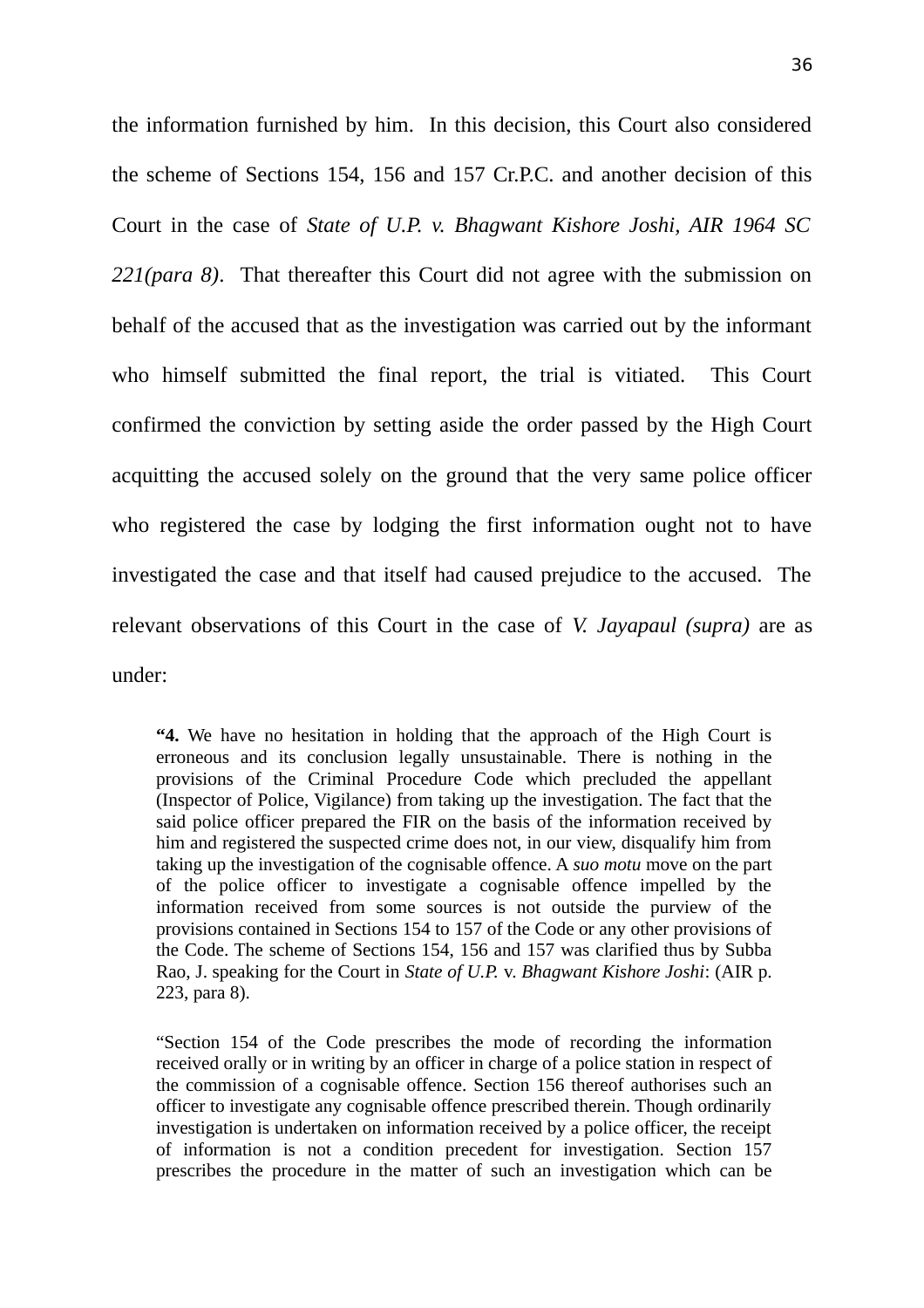the information furnished by him. In this decision, this Court also considered the scheme of Sections 154, 156 and 157 Cr.P.C. and another decision of this Court in the case of *State of U.P. v. Bhagwant Kishore Joshi, AIR 1964 SC 221(para 8)*. That thereafter this Court did not agree with the submission on behalf of the accused that as the investigation was carried out by the informant who himself submitted the final report, the trial is vitiated. This Court confirmed the conviction by setting aside the order passed by the High Court acquitting the accused solely on the ground that the very same police officer who registered the case by lodging the first information ought not to have investigated the case and that itself had caused prejudice to the accused. The relevant observations of this Court in the case of *V. Jayapaul (supra)* are as under:

> "**4.** We have no hesitation in holding that the approach of the High Court is erroneous and its conclusion legally unsustainable. There is nothing in the provisions of the Criminal Procedure Code which precluded the appellant (Inspector of Police, Vigilance) from taking up the investigation. The fact that the said police officer prepared the FIR on the basis of the information received by him and registered the suspected crime does not, in our view, disqualify him from taking up the investigation of the cognisable offence. A *suo motu* move on the part of the police officer to investigate a cognisable offence impelled by the information received from some sources is not outside the purview of the provisions contained in Sections 154 to 157 of the Code or any other provisions of the Code. The scheme of Sections 154, 156 and 157 was clarified thus by Subba Rao, J. speaking for the Court in *State of U.P.* v. *Bhagwant Kishore Joshi*: (AIR p. 223, para 8).
>
> "Section 154 of the Code prescribes the mode of recording the information received orally or in writing by an officer in charge of a police station in respect of the commission of a cognisable offence. Section 156 thereof authorises such an officer to investigate any cognisable offence prescribed therein. Though ordinarily investigation is undertaken on information received by a police officer, the receipt of information is not a condition precedent for investigation. Section 157 prescribes the procedure in the matter of such an investigation which can be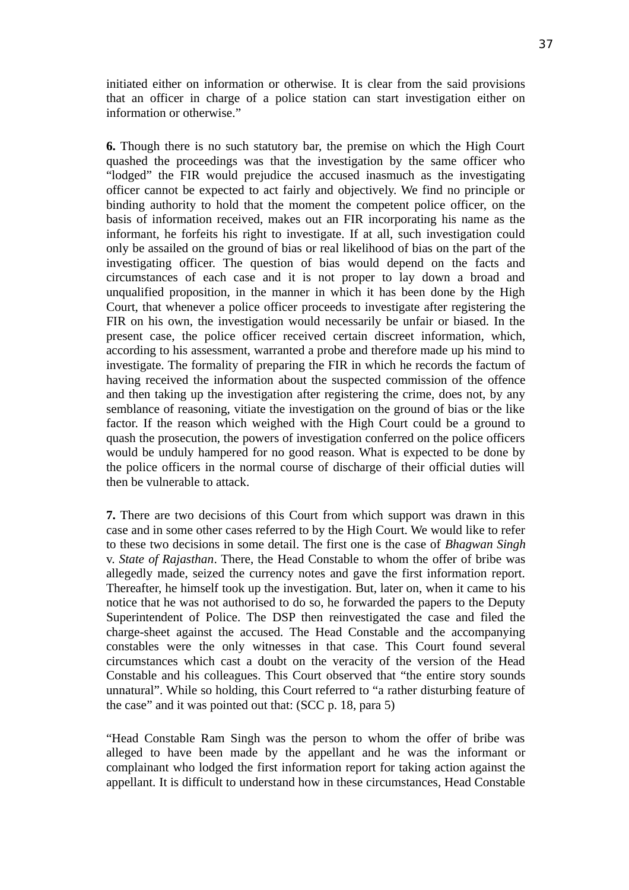initiated either on information or otherwise. It is clear from the said provisions that an officer in charge of a police station can start investigation either on information or otherwise."

**6.** Though there is no such statutory bar, the premise on which the High Court quashed the proceedings was that the investigation by the same officer who "lodged" the FIR would prejudice the accused inasmuch as the investigating officer cannot be expected to act fairly and objectively. We find no principle or binding authority to hold that the moment the competent police officer, on the basis of information received, makes out an FIR incorporating his name as the informant, he forfeits his right to investigate. If at all, such investigation could only be assailed on the ground of bias or real likelihood of bias on the part of the investigating officer. The question of bias would depend on the facts and circumstances of each case and it is not proper to lay down a broad and unqualified proposition, in the manner in which it has been done by the High Court, that whenever a police officer proceeds to investigate after registering the FIR on his own, the investigation would necessarily be unfair or biased. In the present case, the police officer received certain discreet information, which, according to his assessment, warranted a probe and therefore made up his mind to investigate. The formality of preparing the FIR in which he records the factum of having received the information about the suspected commission of the offence and then taking up the investigation after registering the crime, does not, by any semblance of reasoning, vitiate the investigation on the ground of bias or the like factor. If the reason which weighed with the High Court could be a ground to quash the prosecution, the powers of investigation conferred on the police officers would be unduly hampered for no good reason. What is expected to be done by the police officers in the normal course of discharge of their official duties will then be vulnerable to attack.

**7.** There are two decisions of this Court from which support was drawn in this case and in some other cases referred to by the High Court. We would like to refer to these two decisions in some detail. The first one is the case of *Bhagwan Singh* v. *State of Rajasthan*. There, the Head Constable to whom the offer of bribe was allegedly made, seized the currency notes and gave the first information report. Thereafter, he himself took up the investigation. But, later on, when it came to his notice that he was not authorised to do so, he forwarded the papers to the Deputy Superintendent of Police. The DSP then reinvestigated the case and filed the charge-sheet against the accused. The Head Constable and the accompanying constables were the only witnesses in that case. This Court found several circumstances which cast a doubt on the veracity of the version of the Head Constable and his colleagues. This Court observed that "the entire story sounds unnatural". While so holding, this Court referred to "a rather disturbing feature of the case" and it was pointed out that: (SCC p. 18, para 5)

"Head Constable Ram Singh was the person to whom the offer of bribe was alleged to have been made by the appellant and he was the informant or complainant who lodged the first information report for taking action against the appellant. It is difficult to understand how in these circumstances, Head Constable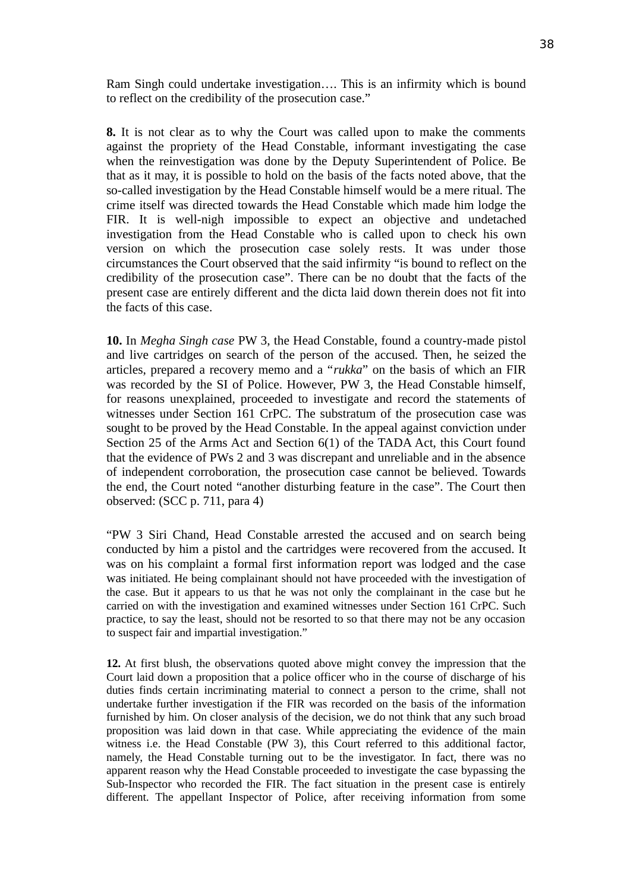Ram Singh could undertake investigation…. This is an infirmity which is bound to reflect on the credibility of the prosecution case."

**8.** It is not clear as to why the Court was called upon to make the comments against the propriety of the Head Constable, informant investigating the case when the reinvestigation was done by the Deputy Superintendent of Police. Be that as it may, it is possible to hold on the basis of the facts noted above, that the so-called investigation by the Head Constable himself would be a mere ritual. The crime itself was directed towards the Head Constable which made him lodge the FIR. It is well-nigh impossible to expect an objective and undetached investigation from the Head Constable who is called upon to check his own version on which the prosecution case solely rests. It was under those circumstances the Court observed that the said infirmity "is bound to reflect on the credibility of the prosecution case". There can be no doubt that the facts of the present case are entirely different and the dicta laid down therein does not fit into the facts of this case.

**10.** In *Megha Singh case* PW 3, the Head Constable, found a country-made pistol and live cartridges on search of the person of the accused. Then, he seized the articles, prepared a recovery memo and a "*rukka*" on the basis of which an FIR was recorded by the SI of Police. However, PW 3, the Head Constable himself, for reasons unexplained, proceeded to investigate and record the statements of witnesses under Section 161 CrPC. The substratum of the prosecution case was sought to be proved by the Head Constable. In the appeal against conviction under Section 25 of the Arms Act and Section 6(1) of the TADA Act, this Court found that the evidence of PWs 2 and 3 was discrepant and unreliable and in the absence of independent corroboration, the prosecution case cannot be believed. Towards the end, the Court noted "another disturbing feature in the case". The Court then observed: (SCC p. 711, para 4)

"PW 3 Siri Chand, Head Constable arrested the accused and on search being conducted by him a pistol and the cartridges were recovered from the accused. It was on his complaint a formal first information report was lodged and the case was initiated. He being complainant should not have proceeded with the investigation of the case. But it appears to us that he was not only the complainant in the case but he carried on with the investigation and examined witnesses under Section 161 CrPC. Such practice, to say the least, should not be resorted to so that there may not be any occasion to suspect fair and impartial investigation."

**12.** At first blush, the observations quoted above might convey the impression that the Court laid down a proposition that a police officer who in the course of discharge of his duties finds certain incriminating material to connect a person to the crime, shall not undertake further investigation if the FIR was recorded on the basis of the information furnished by him. On closer analysis of the decision, we do not think that any such broad proposition was laid down in that case. While appreciating the evidence of the main witness i.e. the Head Constable (PW 3), this Court referred to this additional factor, namely, the Head Constable turning out to be the investigator. In fact, there was no apparent reason why the Head Constable proceeded to investigate the case bypassing the Sub-Inspector who recorded the FIR. The fact situation in the present case is entirely different. The appellant Inspector of Police, after receiving information from some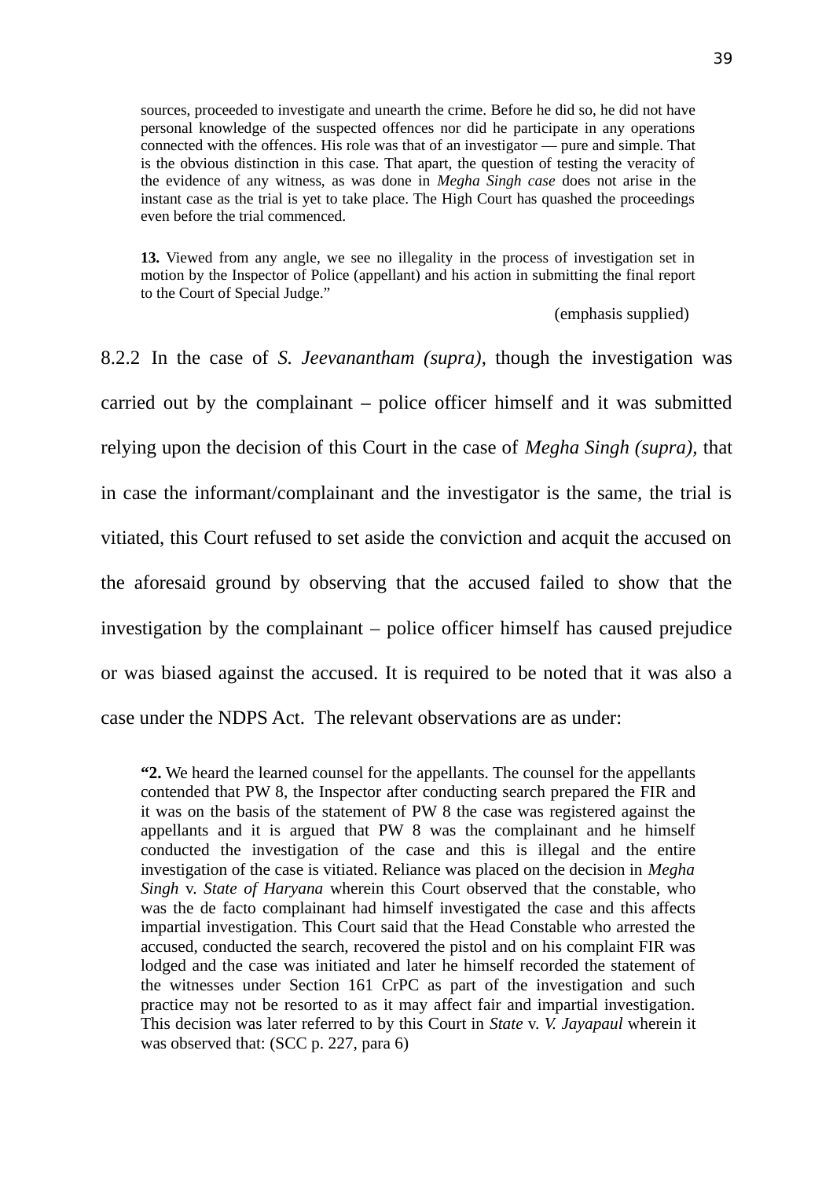> sources, proceeded to investigate and unearth the crime. Before he did so, he did not have personal knowledge of the suspected offences nor did he participate in any operations connected with the offences. His role was that of an investigator — pure and simple. That is the obvious distinction in this case. That apart, the question of testing the veracity of the evidence of any witness, as was done in *Megha Singh case* does not arise in the instant case as the trial is yet to take place. The High Court has quashed the proceedings even before the trial commenced.
>
> **13.** Viewed from any angle, we see no illegality in the process of investigation set in motion by the Inspector of Police (appellant) and his action in submitting the final report to the Court of Special Judge."
>
> (emphasis supplied)

8.2.2 In the case of *S. Jeevanantham (supra),* though the investigation was carried out by the complainant – police officer himself and it was submitted relying upon the decision of this Court in the case of *Megha Singh (supra),* that in case the informant/complainant and the investigator is the same, the trial is vitiated, this Court refused to set aside the conviction and acquit the accused on the aforesaid ground by observing that the accused failed to show that the investigation by the complainant – police officer himself has caused prejudice or was biased against the accused. It is required to be noted that it was also a case under the NDPS Act. The relevant observations are as under:

> **"2.** We heard the learned counsel for the appellants. The counsel for the appellants contended that PW 8, the Inspector after conducting search prepared the FIR and it was on the basis of the statement of PW 8 the case was registered against the appellants and it is argued that PW 8 was the complainant and he himself conducted the investigation of the case and this is illegal and the entire investigation of the case is vitiated. Reliance was placed on the decision in *Megha Singh* v. *State of Haryana* wherein this Court observed that the constable, who was the de facto complainant had himself investigated the case and this affects impartial investigation. This Court said that the Head Constable who arrested the accused, conducted the search, recovered the pistol and on his complaint FIR was lodged and the case was initiated and later he himself recorded the statement of the witnesses under Section 161 CrPC as part of the investigation and such practice may not be resorted to as it may affect fair and impartial investigation. This decision was later referred to by this Court in *State* v. *V. Jayapaul* wherein it was observed that: (SCC p. 227, para 6)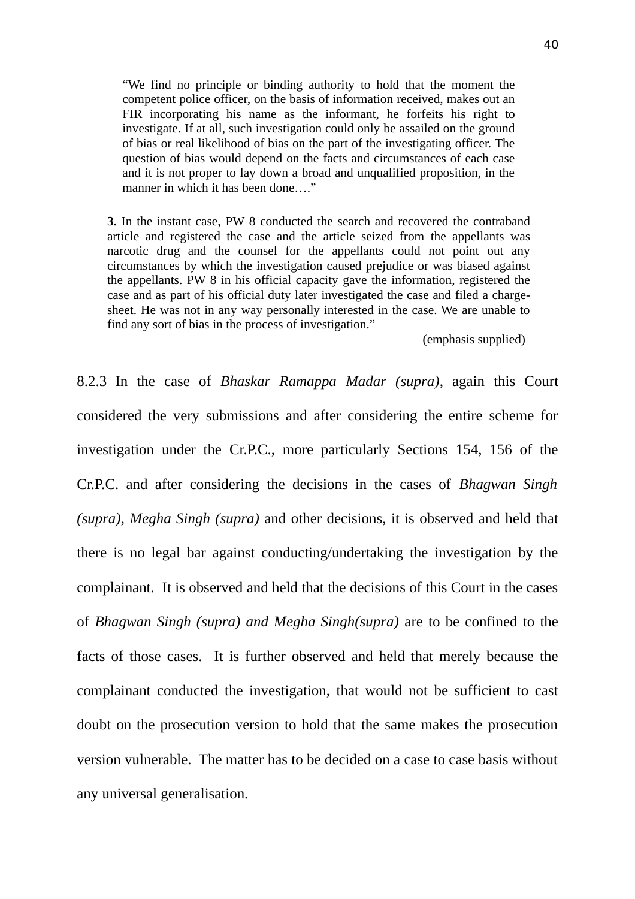> "We find no principle or binding authority to hold that the moment the competent police officer, on the basis of information received, makes out an FIR incorporating his name as the informant, he forfeits his right to investigate. If at all, such investigation could only be assailed on the ground of bias or real likelihood of bias on the part of the investigating officer. The question of bias would depend on the facts and circumstances of each case and it is not proper to lay down a broad and unqualified proposition, in the manner in which it has been done…."

> **3.** In the instant case, PW 8 conducted the search and recovered the contraband article and registered the case and the article seized from the appellants was narcotic drug and the counsel for the appellants could not point out any circumstances by which the investigation caused prejudice or was biased against the appellants. PW 8 in his official capacity gave the information, registered the case and as part of his official duty later investigated the case and filed a charge-sheet. He was not in any way personally interested in the case. We are unable to find any sort of bias in the process of investigation."
>
> (emphasis supplied)

8.2.3 In the case of *Bhaskar Ramappa Madar (supra)*, again this Court considered the very submissions and after considering the entire scheme for investigation under the Cr.P.C., more particularly Sections 154, 156 of the Cr.P.C. and after considering the decisions in the cases of *Bhagwan Singh (supra), Megha Singh (supra)* and other decisions, it is observed and held that there is no legal bar against conducting/undertaking the investigation by the complainant. It is observed and held that the decisions of this Court in the cases of *Bhagwan Singh (supra) and Megha Singh(supra)* are to be confined to the facts of those cases. It is further observed and held that merely because the complainant conducted the investigation, that would not be sufficient to cast doubt on the prosecution version to hold that the same makes the prosecution version vulnerable. The matter has to be decided on a case to case basis without any universal generalisation.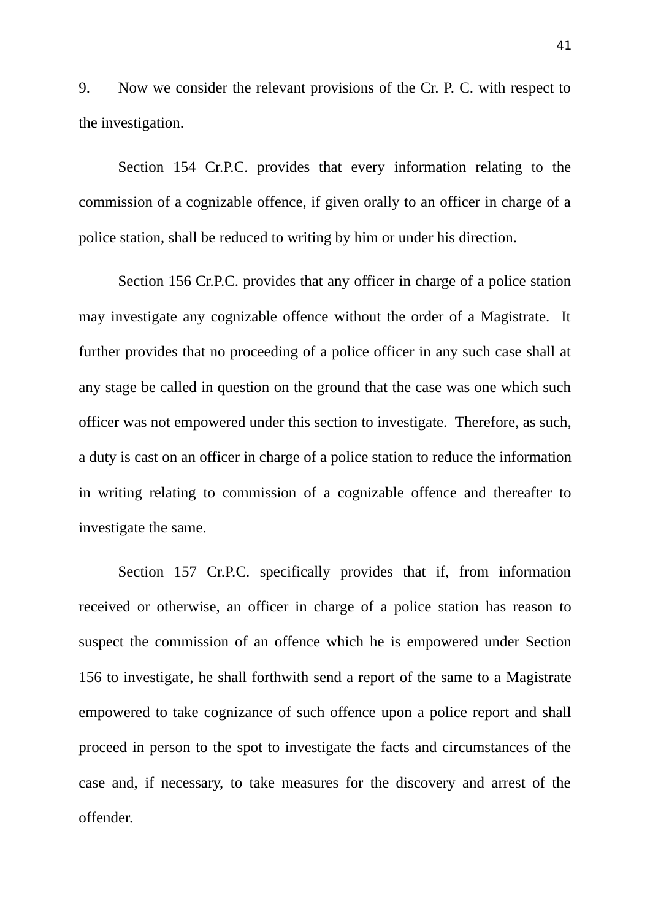9. Now we consider the relevant provisions of the Cr. P. C. with respect to the investigation.

Section 154 Cr.P.C. provides that every information relating to the commission of a cognizable offence, if given orally to an officer in charge of a police station, shall be reduced to writing by him or under his direction.

Section 156 Cr.P.C. provides that any officer in charge of a police station may investigate any cognizable offence without the order of a Magistrate. It further provides that no proceeding of a police officer in any such case shall at any stage be called in question on the ground that the case was one which such officer was not empowered under this section to investigate. Therefore, as such, a duty is cast on an officer in charge of a police station to reduce the information in writing relating to commission of a cognizable offence and thereafter to investigate the same.

Section 157 Cr.P.C. specifically provides that if, from information received or otherwise, an officer in charge of a police station has reason to suspect the commission of an offence which he is empowered under Section 156 to investigate, he shall forthwith send a report of the same to a Magistrate empowered to take cognizance of such offence upon a police report and shall proceed in person to the spot to investigate the facts and circumstances of the case and, if necessary, to take measures for the discovery and arrest of the offender.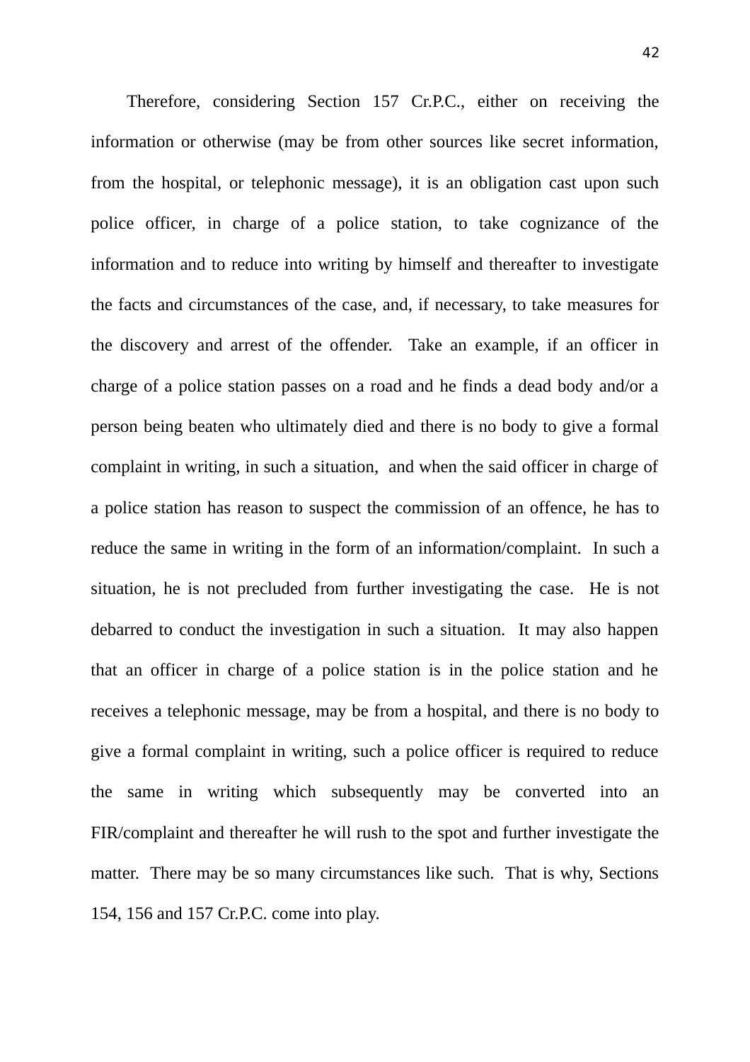Therefore, considering Section 157 Cr.P.C., either on receiving the information or otherwise (may be from other sources like secret information, from the hospital, or telephonic message), it is an obligation cast upon such police officer, in charge of a police station, to take cognizance of the information and to reduce into writing by himself and thereafter to investigate the facts and circumstances of the case, and, if necessary, to take measures for the discovery and arrest of the offender. Take an example, if an officer in charge of a police station passes on a road and he finds a dead body and/or a person being beaten who ultimately died and there is no body to give a formal complaint in writing, in such a situation, and when the said officer in charge of a police station has reason to suspect the commission of an offence, he has to reduce the same in writing in the form of an information/complaint. In such a situation, he is not precluded from further investigating the case. He is not debarred to conduct the investigation in such a situation. It may also happen that an officer in charge of a police station is in the police station and he receives a telephonic message, may be from a hospital, and there is no body to give a formal complaint in writing, such a police officer is required to reduce the same in writing which subsequently may be converted into an FIR/complaint and thereafter he will rush to the spot and further investigate the matter. There may be so many circumstances like such. That is why, Sections 154, 156 and 157 Cr.P.C. come into play.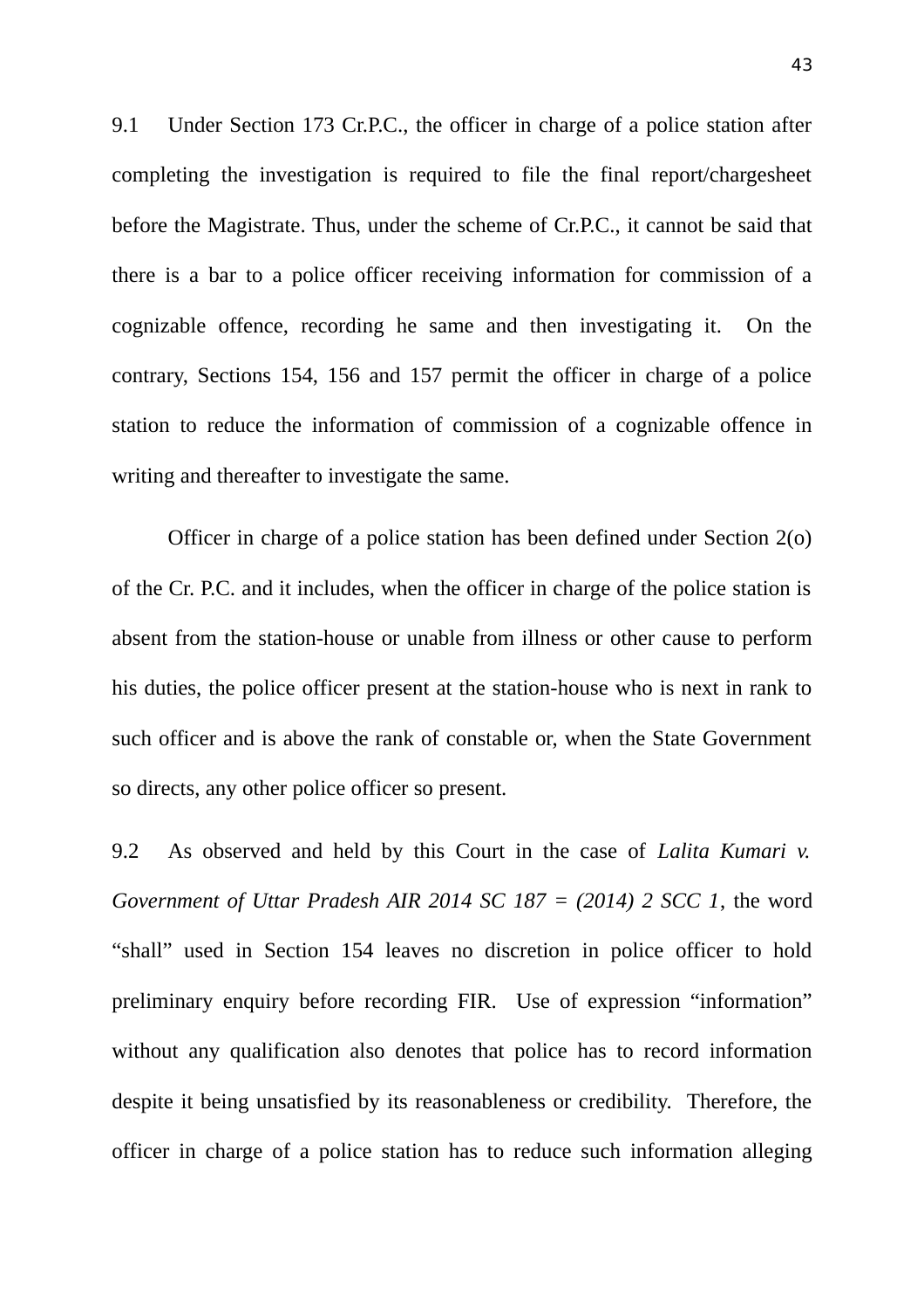9.1 Under Section 173 Cr.P.C., the officer in charge of a police station after completing the investigation is required to file the final report/chargesheet before the Magistrate. Thus, under the scheme of Cr.P.C., it cannot be said that there is a bar to a police officer receiving information for commission of a cognizable offence, recording he same and then investigating it. On the contrary, Sections 154, 156 and 157 permit the officer in charge of a police station to reduce the information of commission of a cognizable offence in writing and thereafter to investigate the same.

Officer in charge of a police station has been defined under Section 2(o) of the Cr. P.C. and it includes, when the officer in charge of the police station is absent from the station-house or unable from illness or other cause to perform his duties, the police officer present at the station-house who is next in rank to such officer and is above the rank of constable or, when the State Government so directs, any other police officer so present.

9.2 As observed and held by this Court in the case of *Lalita Kumari v. Government of Uttar Pradesh AIR 2014 SC 187 = (2014) 2 SCC 1*, the word "shall" used in Section 154 leaves no discretion in police officer to hold preliminary enquiry before recording FIR. Use of expression "information" without any qualification also denotes that police has to record information despite it being unsatisfied by its reasonableness or credibility. Therefore, the officer in charge of a police station has to reduce such information alleging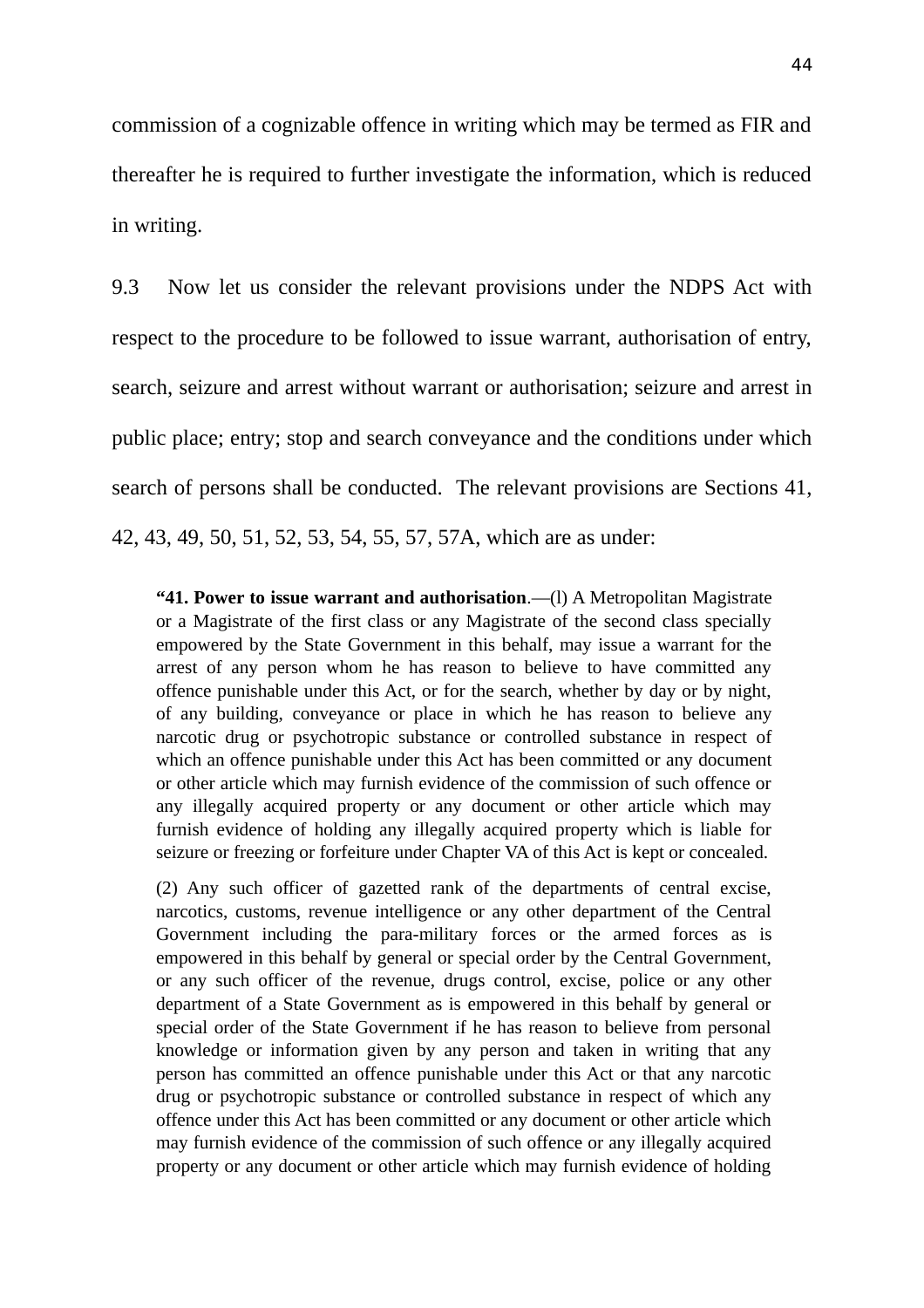commission of a cognizable offence in writing which may be termed as FIR and thereafter he is required to further investigate the information, which is reduced in writing.

9.3 Now let us consider the relevant provisions under the NDPS Act with respect to the procedure to be followed to issue warrant, authorisation of entry, search, seizure and arrest without warrant or authorisation; seizure and arrest in public place; entry; stop and search conveyance and the conditions under which search of persons shall be conducted. The relevant provisions are Sections 41, 42, 43, 49, 50, 51, 52, 53, 54, 55, 57, 57A, which are as under:

> "**41. Power to issue warrant and authorisation**.—(l) A Metropolitan Magistrate or a Magistrate of the first class or any Magistrate of the second class specially empowered by the State Government in this behalf, may issue a warrant for the arrest of any person whom he has reason to believe to have committed any offence punishable under this Act, or for the search, whether by day or by night, of any building, conveyance or place in which he has reason to believe any narcotic drug or psychotropic substance or controlled substance in respect of which an offence punishable under this Act has been committed or any document or other article which may furnish evidence of the commission of such offence or any illegally acquired property or any document or other article which may furnish evidence of holding any illegally acquired property which is liable for seizure or freezing or forfeiture under Chapter VA of this Act is kept or concealed.
>
> (2) Any such officer of gazetted rank of the departments of central excise, narcotics, customs, revenue intelligence or any other department of the Central Government including the para-military forces or the armed forces as is empowered in this behalf by general or special order by the Central Government, or any such officer of the revenue, drugs control, excise, police or any other department of a State Government as is empowered in this behalf by general or special order of the State Government if he has reason to believe from personal knowledge or information given by any person and taken in writing that any person has committed an offence punishable under this Act or that any narcotic drug or psychotropic substance or controlled substance in respect of which any offence under this Act has been committed or any document or other article which may furnish evidence of the commission of such offence or any illegally acquired property or any document or other article which may furnish evidence of holding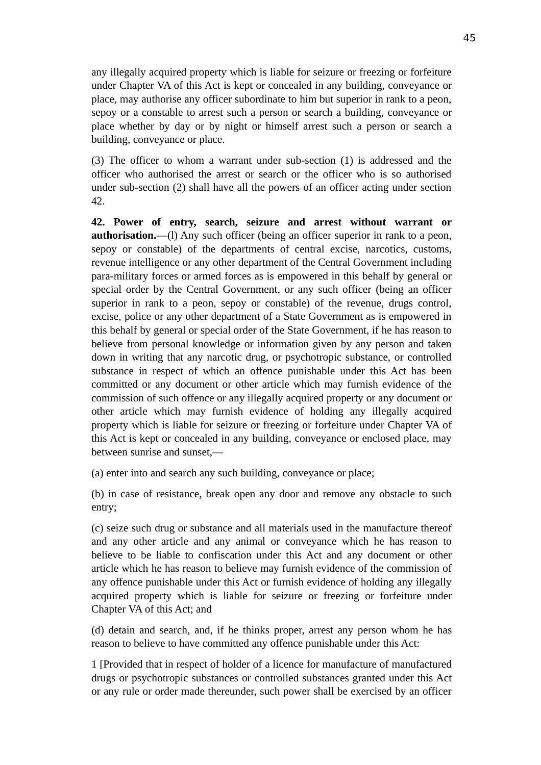any illegally acquired property which is liable for seizure or freezing or forfeiture under Chapter VA of this Act is kept or concealed in any building, conveyance or place, may authorise any officer subordinate to him but superior in rank to a peon, sepoy or a constable to arrest such a person or search a building, conveyance or place whether by day or by night or himself arrest such a person or search a building, conveyance or place.

(3) The officer to whom a warrant under sub-section (1) is addressed and the officer who authorised the arrest or search or the officer who is so authorised under sub-section (2) shall have all the powers of an officer acting under section 42.

**42. Power of entry, search, seizure and arrest without warrant or authorisation.**—(l) Any such officer (being an officer superior in rank to a peon, sepoy or constable) of the departments of central excise, narcotics, customs, revenue intelligence or any other department of the Central Government including para-military forces or armed forces as is empowered in this behalf by general or special order by the Central Government, or any such officer (being an officer superior in rank to a peon, sepoy or constable) of the revenue, drugs control, excise, police or any other department of a State Government as is empowered in this behalf by general or special order of the State Government, if he has reason to believe from personal knowledge or information given by any person and taken down in writing that any narcotic drug, or psychotropic substance, or controlled substance in respect of which an offence punishable under this Act has been committed or any document or other article which may furnish evidence of the commission of such offence or any illegally acquired property or any document or other article which may furnish evidence of holding any illegally acquired property which is liable for seizure or freezing or forfeiture under Chapter VA of this Act is kept or concealed in any building, conveyance or enclosed place, may between sunrise and sunset,—

(a) enter into and search any such building, conveyance or place;

(b) in case of resistance, break open any door and remove any obstacle to such entry;

(c) seize such drug or substance and all materials used in the manufacture thereof and any other article and any animal or conveyance which he has reason to believe to be liable to confiscation under this Act and any document or other article which he has reason to believe may furnish evidence of the commission of any offence punishable under this Act or furnish evidence of holding any illegally acquired property which is liable for seizure or freezing or forfeiture under Chapter VA of this Act; and

(d) detain and search, and, if he thinks proper, arrest any person whom he has reason to believe to have committed any offence punishable under this Act:

1 [Provided that in respect of holder of a licence for manufacture of manufactured drugs or psychotropic substances or controlled substances granted under this Act or any rule or order made thereunder, such power shall be exercised by an officer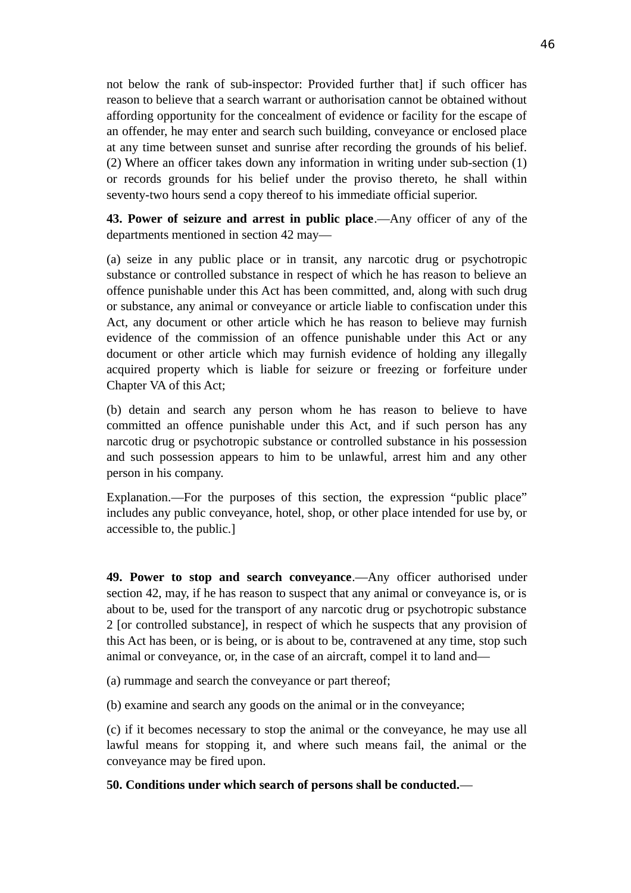not below the rank of sub-inspector: Provided further that] if such officer has reason to believe that a search warrant or authorisation cannot be obtained without affording opportunity for the concealment of evidence or facility for the escape of an offender, he may enter and search such building, conveyance or enclosed place at any time between sunset and sunrise after recording the grounds of his belief. (2) Where an officer takes down any information in writing under sub-section (1) or records grounds for his belief under the proviso thereto, he shall within seventy-two hours send a copy thereof to his immediate official superior.

**43. Power of seizure and arrest in public place**.—Any officer of any of the departments mentioned in section 42 may—

(a) seize in any public place or in transit, any narcotic drug or psychotropic substance or controlled substance in respect of which he has reason to believe an offence punishable under this Act has been committed, and, along with such drug or substance, any animal or conveyance or article liable to confiscation under this Act, any document or other article which he has reason to believe may furnish evidence of the commission of an offence punishable under this Act or any document or other article which may furnish evidence of holding any illegally acquired property which is liable for seizure or freezing or forfeiture under Chapter VA of this Act;

(b) detain and search any person whom he has reason to believe to have committed an offence punishable under this Act, and if such person has any narcotic drug or psychotropic substance or controlled substance in his possession and such possession appears to him to be unlawful, arrest him and any other person in his company.

Explanation.—For the purposes of this section, the expression "public place" includes any public conveyance, hotel, shop, or other place intended for use by, or accessible to, the public.]

**49. Power to stop and search conveyance**.—Any officer authorised under section 42, may, if he has reason to suspect that any animal or conveyance is, or is about to be, used for the transport of any narcotic drug or psychotropic substance 2 [or controlled substance], in respect of which he suspects that any provision of this Act has been, or is being, or is about to be, contravened at any time, stop such animal or conveyance, or, in the case of an aircraft, compel it to land and—

(a) rummage and search the conveyance or part thereof;

(b) examine and search any goods on the animal or in the conveyance;

(c) if it becomes necessary to stop the animal or the conveyance, he may use all lawful means for stopping it, and where such means fail, the animal or the conveyance may be fired upon.

**50. Conditions under which search of persons shall be conducted.**—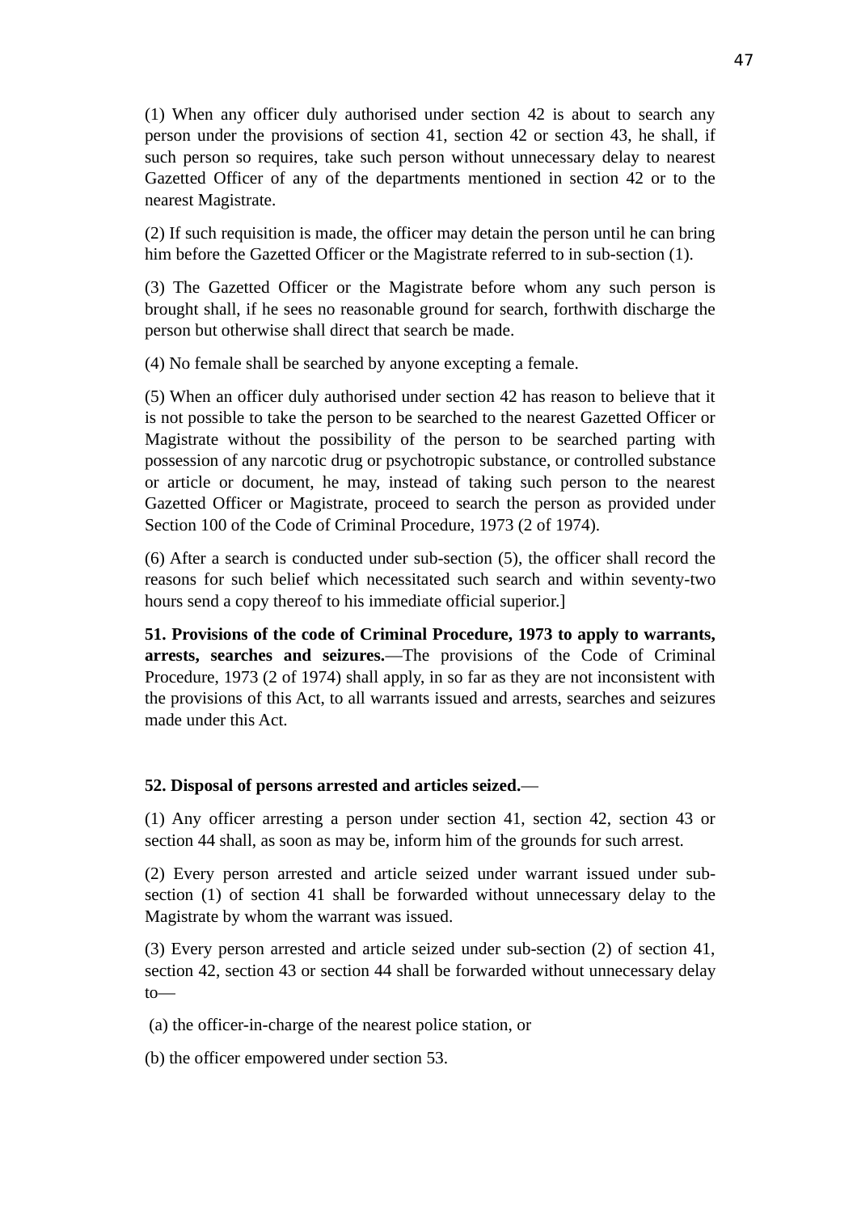(1) When any officer duly authorised under section 42 is about to search any person under the provisions of section 41, section 42 or section 43, he shall, if such person so requires, take such person without unnecessary delay to nearest Gazetted Officer of any of the departments mentioned in section 42 or to the nearest Magistrate.

(2) If such requisition is made, the officer may detain the person until he can bring him before the Gazetted Officer or the Magistrate referred to in sub-section (1).

(3) The Gazetted Officer or the Magistrate before whom any such person is brought shall, if he sees no reasonable ground for search, forthwith discharge the person but otherwise shall direct that search be made.

(4) No female shall be searched by anyone excepting a female.

(5) When an officer duly authorised under section 42 has reason to believe that it is not possible to take the person to be searched to the nearest Gazetted Officer or Magistrate without the possibility of the person to be searched parting with possession of any narcotic drug or psychotropic substance, or controlled substance or article or document, he may, instead of taking such person to the nearest Gazetted Officer or Magistrate, proceed to search the person as provided under Section 100 of the Code of Criminal Procedure, 1973 (2 of 1974).

(6) After a search is conducted under sub-section (5), the officer shall record the reasons for such belief which necessitated such search and within seventy-two hours send a copy thereof to his immediate official superior.]

**51. Provisions of the code of Criminal Procedure, 1973 to apply to warrants, arrests, searches and seizures.**—The provisions of the Code of Criminal Procedure, 1973 (2 of 1974) shall apply, in so far as they are not inconsistent with the provisions of this Act, to all warrants issued and arrests, searches and seizures made under this Act.

**52. Disposal of persons arrested and articles seized.**—

(1) Any officer arresting a person under section 41, section 42, section 43 or section 44 shall, as soon as may be, inform him of the grounds for such arrest.

(2) Every person arrested and article seized under warrant issued under sub-section (1) of section 41 shall be forwarded without unnecessary delay to the Magistrate by whom the warrant was issued.

(3) Every person arrested and article seized under sub-section (2) of section 41, section 42, section 43 or section 44 shall be forwarded without unnecessary delay to—

(a) the officer-in-charge of the nearest police station, or

(b) the officer empowered under section 53.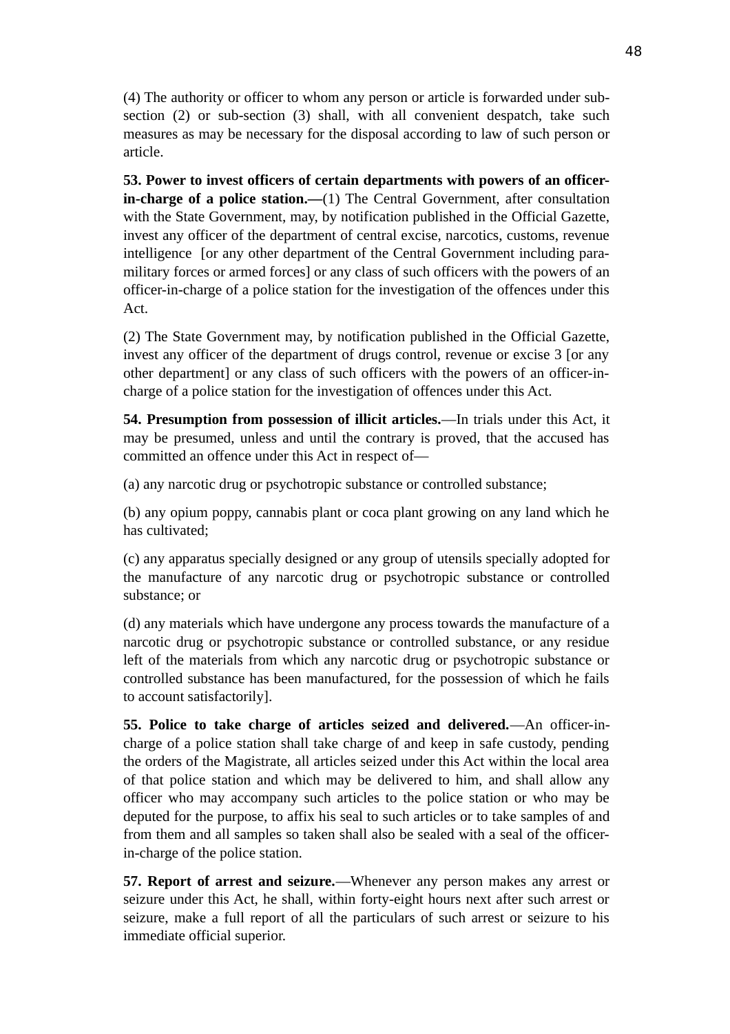(4) The authority or officer to whom any person or article is forwarded under sub-section (2) or sub-section (3) shall, with all convenient despatch, take such measures as may be necessary for the disposal according to law of such person or article.

**53. Power to invest officers of certain departments with powers of an officer-in-charge of a police station.—**(1) The Central Government, after consultation with the State Government, may, by notification published in the Official Gazette, invest any officer of the department of central excise, narcotics, customs, revenue intelligence [or any other department of the Central Government including para-military forces or armed forces] or any class of such officers with the powers of an officer-in-charge of a police station for the investigation of the offences under this Act.

(2) The State Government may, by notification published in the Official Gazette, invest any officer of the department of drugs control, revenue or excise 3 [or any other department] or any class of such officers with the powers of an officer-in-charge of a police station for the investigation of offences under this Act.

**54. Presumption from possession of illicit articles.**—In trials under this Act, it may be presumed, unless and until the contrary is proved, that the accused has committed an offence under this Act in respect of—

(a) any narcotic drug or psychotropic substance or controlled substance;

(b) any opium poppy, cannabis plant or coca plant growing on any land which he has cultivated;

(c) any apparatus specially designed or any group of utensils specially adopted for the manufacture of any narcotic drug or psychotropic substance or controlled substance; or

(d) any materials which have undergone any process towards the manufacture of a narcotic drug or psychotropic substance or controlled substance, or any residue left of the materials from which any narcotic drug or psychotropic substance or controlled substance has been manufactured, for the possession of which he fails to account satisfactorily].

**55. Police to take charge of articles seized and delivered.**—An officer-in-charge of a police station shall take charge of and keep in safe custody, pending the orders of the Magistrate, all articles seized under this Act within the local area of that police station and which may be delivered to him, and shall allow any officer who may accompany such articles to the police station or who may be deputed for the purpose, to affix his seal to such articles or to take samples of and from them and all samples so taken shall also be sealed with a seal of the officer-in-charge of the police station.

**57. Report of arrest and seizure.**—Whenever any person makes any arrest or seizure under this Act, he shall, within forty-eight hours next after such arrest or seizure, make a full report of all the particulars of such arrest or seizure to his immediate official superior.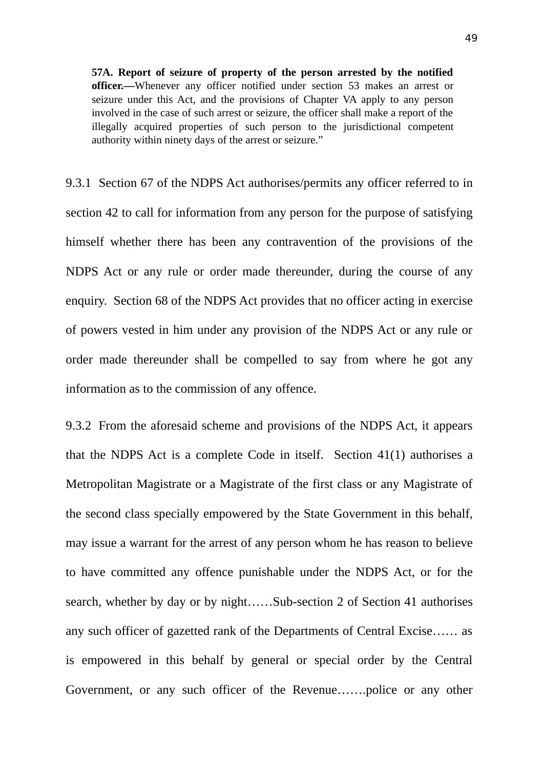> **57A. Report of seizure of property of the person arrested by the notified officer.—**Whenever any officer notified under section 53 makes an arrest or seizure under this Act, and the provisions of Chapter VA apply to any person involved in the case of such arrest or seizure, the officer shall make a report of the illegally acquired properties of such person to the jurisdictional competent authority within ninety days of the arrest or seizure."

9.3.1 Section 67 of the NDPS Act authorises/permits any officer referred to in section 42 to call for information from any person for the purpose of satisfying himself whether there has been any contravention of the provisions of the NDPS Act or any rule or order made thereunder, during the course of any enquiry. Section 68 of the NDPS Act provides that no officer acting in exercise of powers vested in him under any provision of the NDPS Act or any rule or order made thereunder shall be compelled to say from where he got any information as to the commission of any offence.

9.3.2 From the aforesaid scheme and provisions of the NDPS Act, it appears that the NDPS Act is a complete Code in itself. Section 41(1) authorises a Metropolitan Magistrate or a Magistrate of the first class or any Magistrate of the second class specially empowered by the State Government in this behalf, may issue a warrant for the arrest of any person whom he has reason to believe to have committed any offence punishable under the NDPS Act, or for the search, whether by day or by night……Sub-section 2 of Section 41 authorises any such officer of gazetted rank of the Departments of Central Excise…… as is empowered in this behalf by general or special order by the Central Government, or any such officer of the Revenue…….police or any other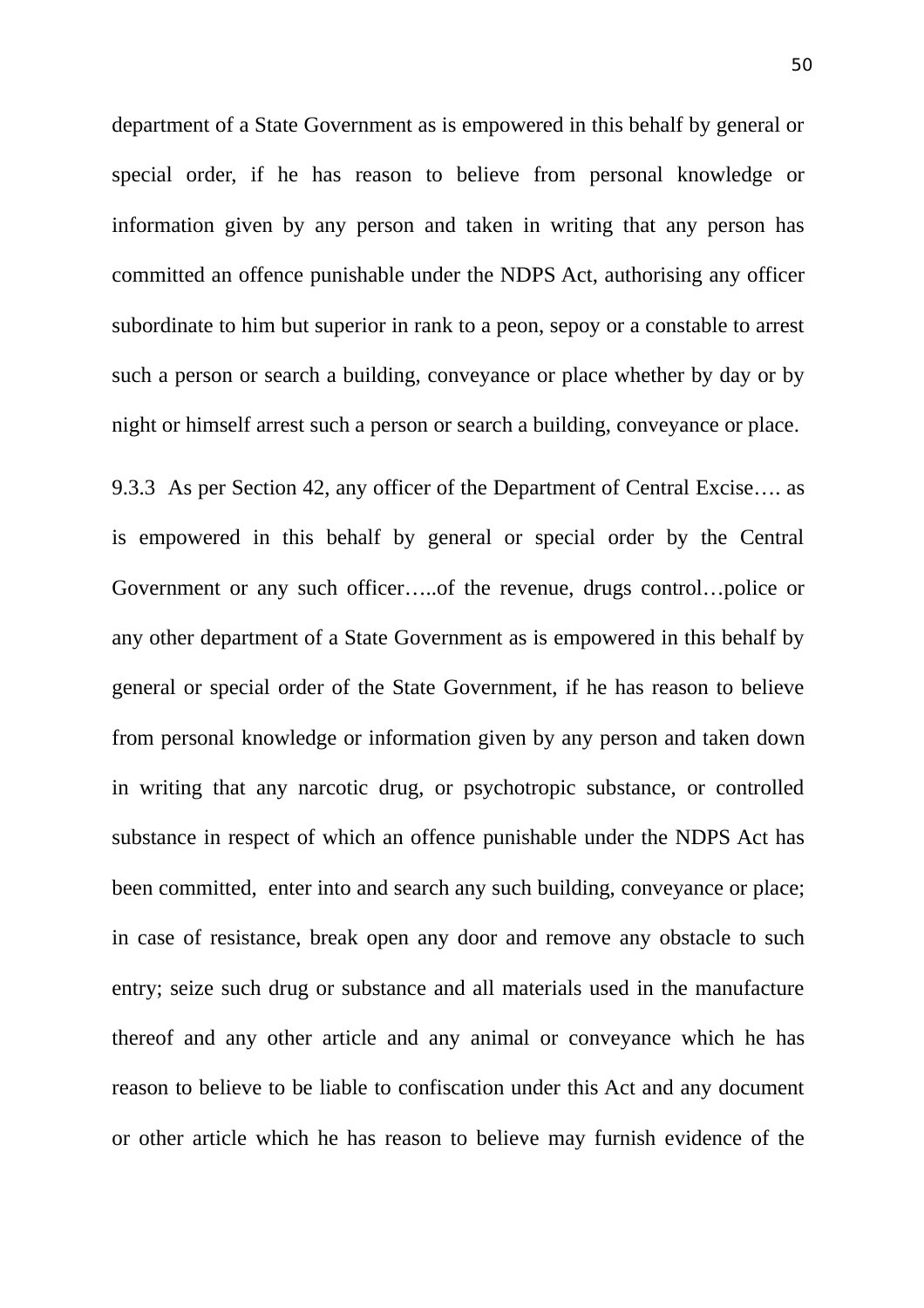department of a State Government as is empowered in this behalf by general or special order, if he has reason to believe from personal knowledge or information given by any person and taken in writing that any person has committed an offence punishable under the NDPS Act, authorising any officer subordinate to him but superior in rank to a peon, sepoy or a constable to arrest such a person or search a building, conveyance or place whether by day or by night or himself arrest such a person or search a building, conveyance or place.

9.3.3 As per Section 42, any officer of the Department of Central Excise…. as is empowered in this behalf by general or special order by the Central Government or any such officer…..of the revenue, drugs control…police or any other department of a State Government as is empowered in this behalf by general or special order of the State Government, if he has reason to believe from personal knowledge or information given by any person and taken down in writing that any narcotic drug, or psychotropic substance, or controlled substance in respect of which an offence punishable under the NDPS Act has been committed, enter into and search any such building, conveyance or place; in case of resistance, break open any door and remove any obstacle to such entry; seize such drug or substance and all materials used in the manufacture thereof and any other article and any animal or conveyance which he has reason to believe to be liable to confiscation under this Act and any document or other article which he has reason to believe may furnish evidence of the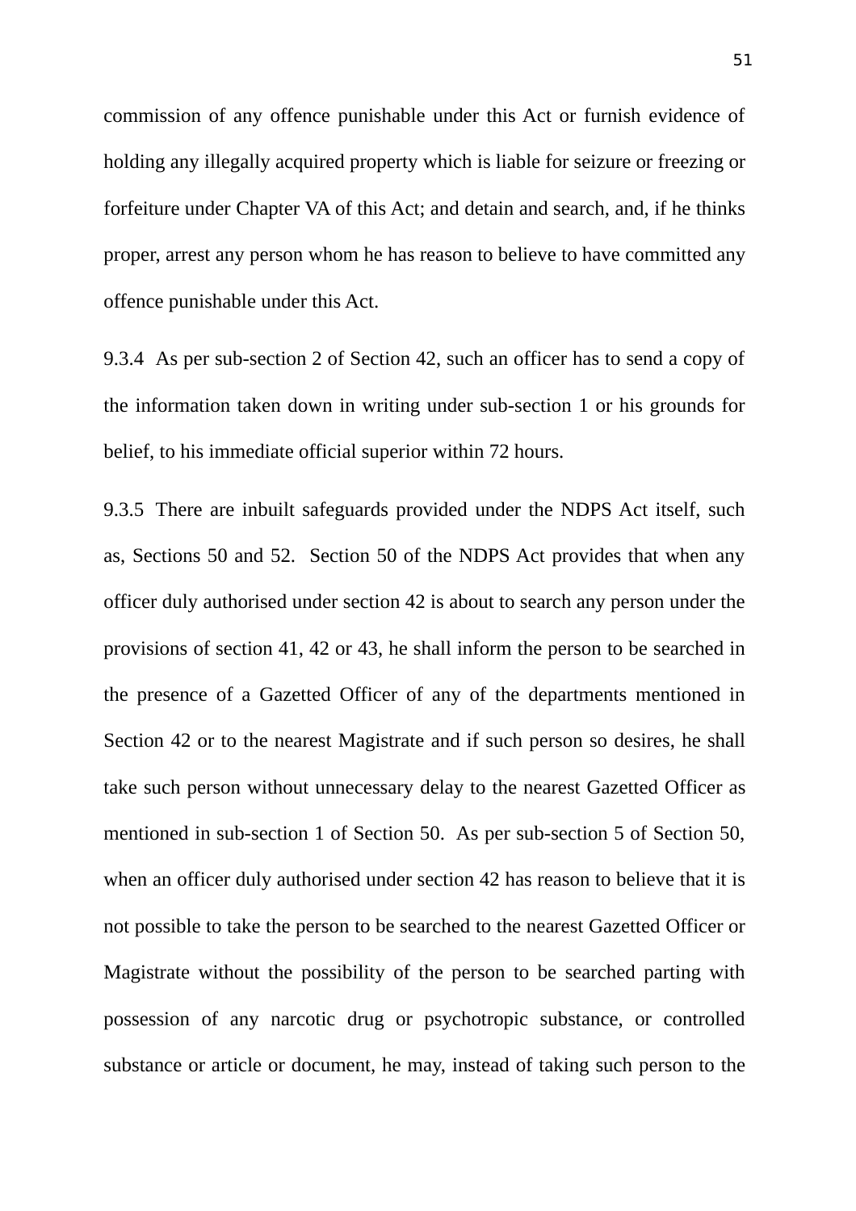commission of any offence punishable under this Act or furnish evidence of holding any illegally acquired property which is liable for seizure or freezing or forfeiture under Chapter VA of this Act; and detain and search, and, if he thinks proper, arrest any person whom he has reason to believe to have committed any offence punishable under this Act.

9.3.4 As per sub-section 2 of Section 42, such an officer has to send a copy of the information taken down in writing under sub-section 1 or his grounds for belief, to his immediate official superior within 72 hours.

9.3.5 There are inbuilt safeguards provided under the NDPS Act itself, such as, Sections 50 and 52. Section 50 of the NDPS Act provides that when any officer duly authorised under section 42 is about to search any person under the provisions of section 41, 42 or 43, he shall inform the person to be searched in the presence of a Gazetted Officer of any of the departments mentioned in Section 42 or to the nearest Magistrate and if such person so desires, he shall take such person without unnecessary delay to the nearest Gazetted Officer as mentioned in sub-section 1 of Section 50. As per sub-section 5 of Section 50, when an officer duly authorised under section 42 has reason to believe that it is not possible to take the person to be searched to the nearest Gazetted Officer or Magistrate without the possibility of the person to be searched parting with possession of any narcotic drug or psychotropic substance, or controlled substance or article or document, he may, instead of taking such person to the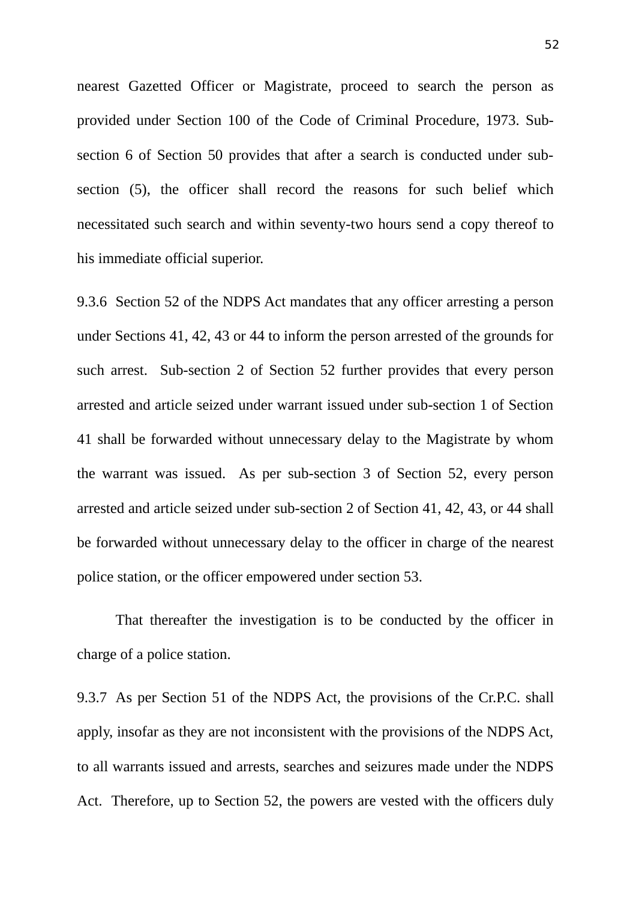nearest Gazetted Officer or Magistrate, proceed to search the person as provided under Section 100 of the Code of Criminal Procedure, 1973. Sub-section 6 of Section 50 provides that after a search is conducted under sub-section (5), the officer shall record the reasons for such belief which necessitated such search and within seventy-two hours send a copy thereof to his immediate official superior.

9.3.6 Section 52 of the NDPS Act mandates that any officer arresting a person under Sections 41, 42, 43 or 44 to inform the person arrested of the grounds for such arrest. Sub-section 2 of Section 52 further provides that every person arrested and article seized under warrant issued under sub-section 1 of Section 41 shall be forwarded without unnecessary delay to the Magistrate by whom the warrant was issued. As per sub-section 3 of Section 52, every person arrested and article seized under sub-section 2 of Section 41, 42, 43, or 44 shall be forwarded without unnecessary delay to the officer in charge of the nearest police station, or the officer empowered under section 53.

That thereafter the investigation is to be conducted by the officer in charge of a police station.

9.3.7 As per Section 51 of the NDPS Act, the provisions of the Cr.P.C. shall apply, insofar as they are not inconsistent with the provisions of the NDPS Act, to all warrants issued and arrests, searches and seizures made under the NDPS Act. Therefore, up to Section 52, the powers are vested with the officers duly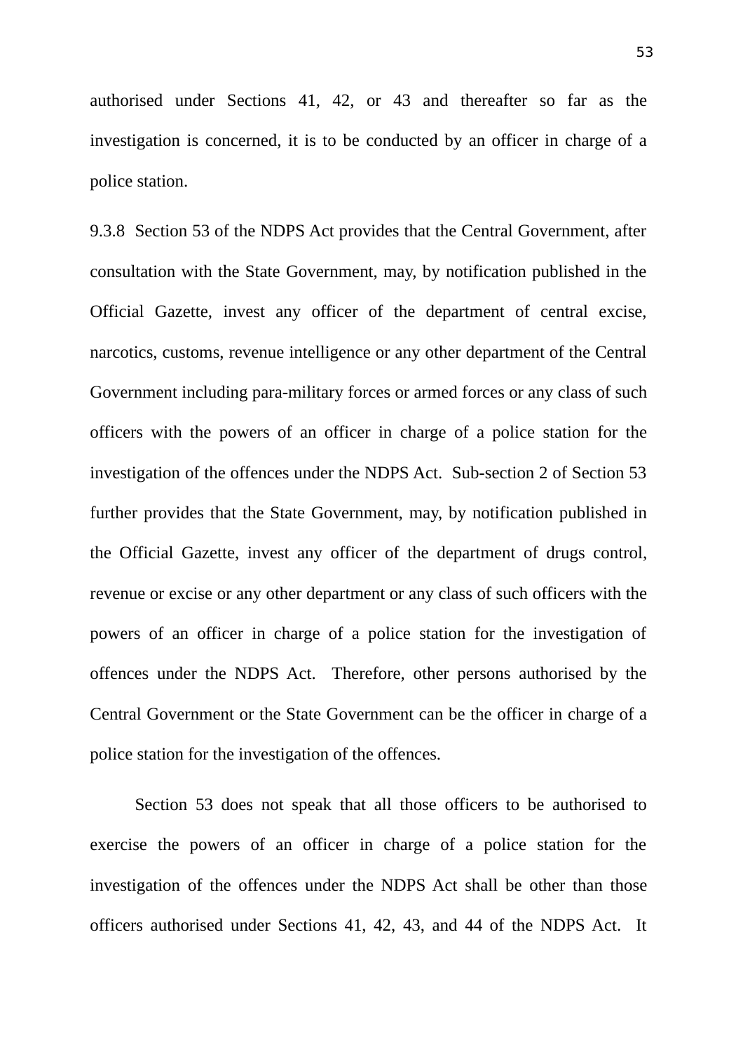authorised under Sections 41, 42, or 43 and thereafter so far as the investigation is concerned, it is to be conducted by an officer in charge of a police station.

9.3.8 Section 53 of the NDPS Act provides that the Central Government, after consultation with the State Government, may, by notification published in the Official Gazette, invest any officer of the department of central excise, narcotics, customs, revenue intelligence or any other department of the Central Government including para-military forces or armed forces or any class of such officers with the powers of an officer in charge of a police station for the investigation of the offences under the NDPS Act. Sub-section 2 of Section 53 further provides that the State Government, may, by notification published in the Official Gazette, invest any officer of the department of drugs control, revenue or excise or any other department or any class of such officers with the powers of an officer in charge of a police station for the investigation of offences under the NDPS Act. Therefore, other persons authorised by the Central Government or the State Government can be the officer in charge of a police station for the investigation of the offences.

Section 53 does not speak that all those officers to be authorised to exercise the powers of an officer in charge of a police station for the investigation of the offences under the NDPS Act shall be other than those officers authorised under Sections 41, 42, 43, and 44 of the NDPS Act. It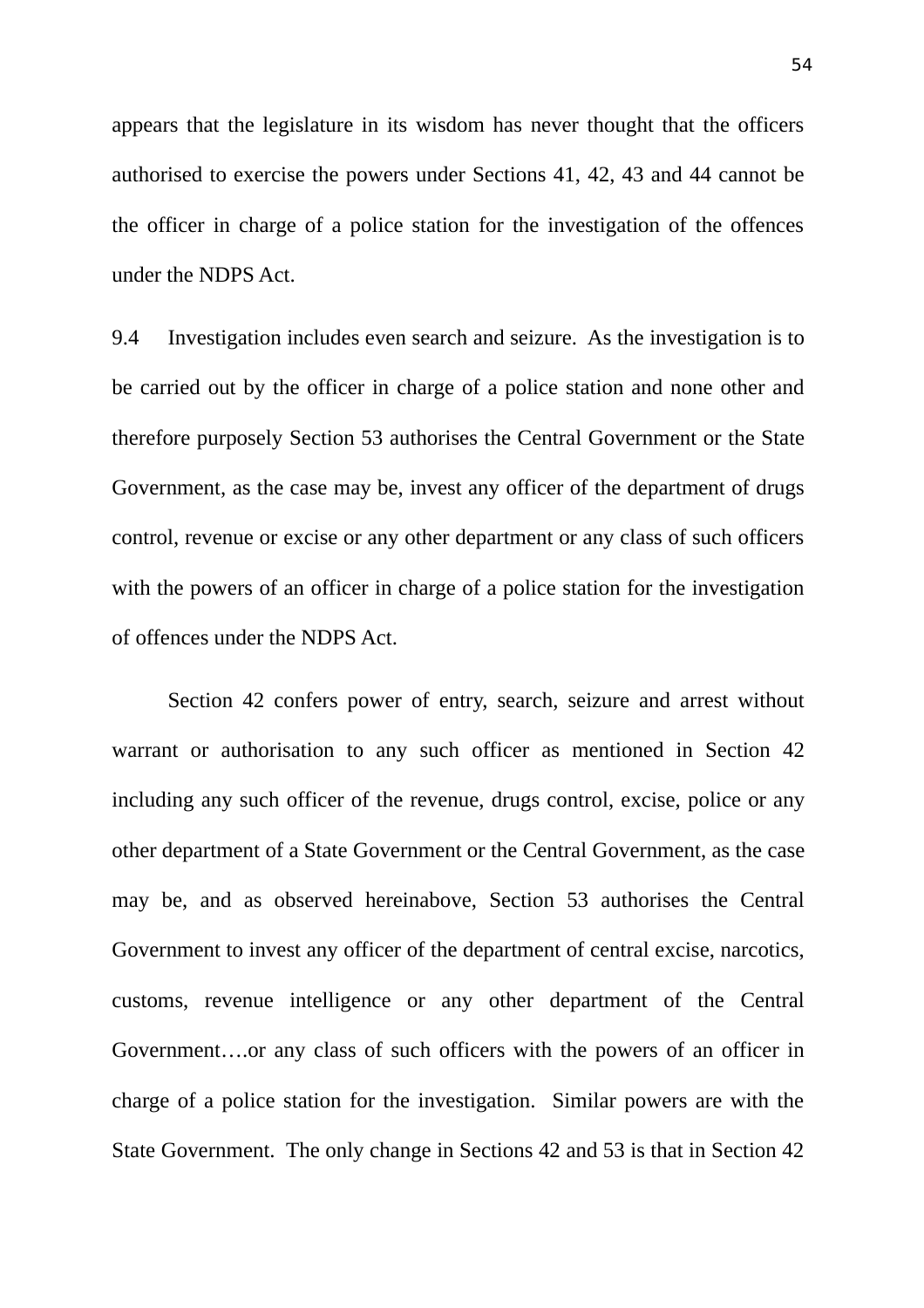appears that the legislature in its wisdom has never thought that the officers authorised to exercise the powers under Sections 41, 42, 43 and 44 cannot be the officer in charge of a police station for the investigation of the offences under the NDPS Act.

9.4 Investigation includes even search and seizure. As the investigation is to be carried out by the officer in charge of a police station and none other and therefore purposely Section 53 authorises the Central Government or the State Government, as the case may be, invest any officer of the department of drugs control, revenue or excise or any other department or any class of such officers with the powers of an officer in charge of a police station for the investigation of offences under the NDPS Act.

Section 42 confers power of entry, search, seizure and arrest without warrant or authorisation to any such officer as mentioned in Section 42 including any such officer of the revenue, drugs control, excise, police or any other department of a State Government or the Central Government, as the case may be, and as observed hereinabove, Section 53 authorises the Central Government to invest any officer of the department of central excise, narcotics, customs, revenue intelligence or any other department of the Central Government….or any class of such officers with the powers of an officer in charge of a police station for the investigation. Similar powers are with the State Government. The only change in Sections 42 and 53 is that in Section 42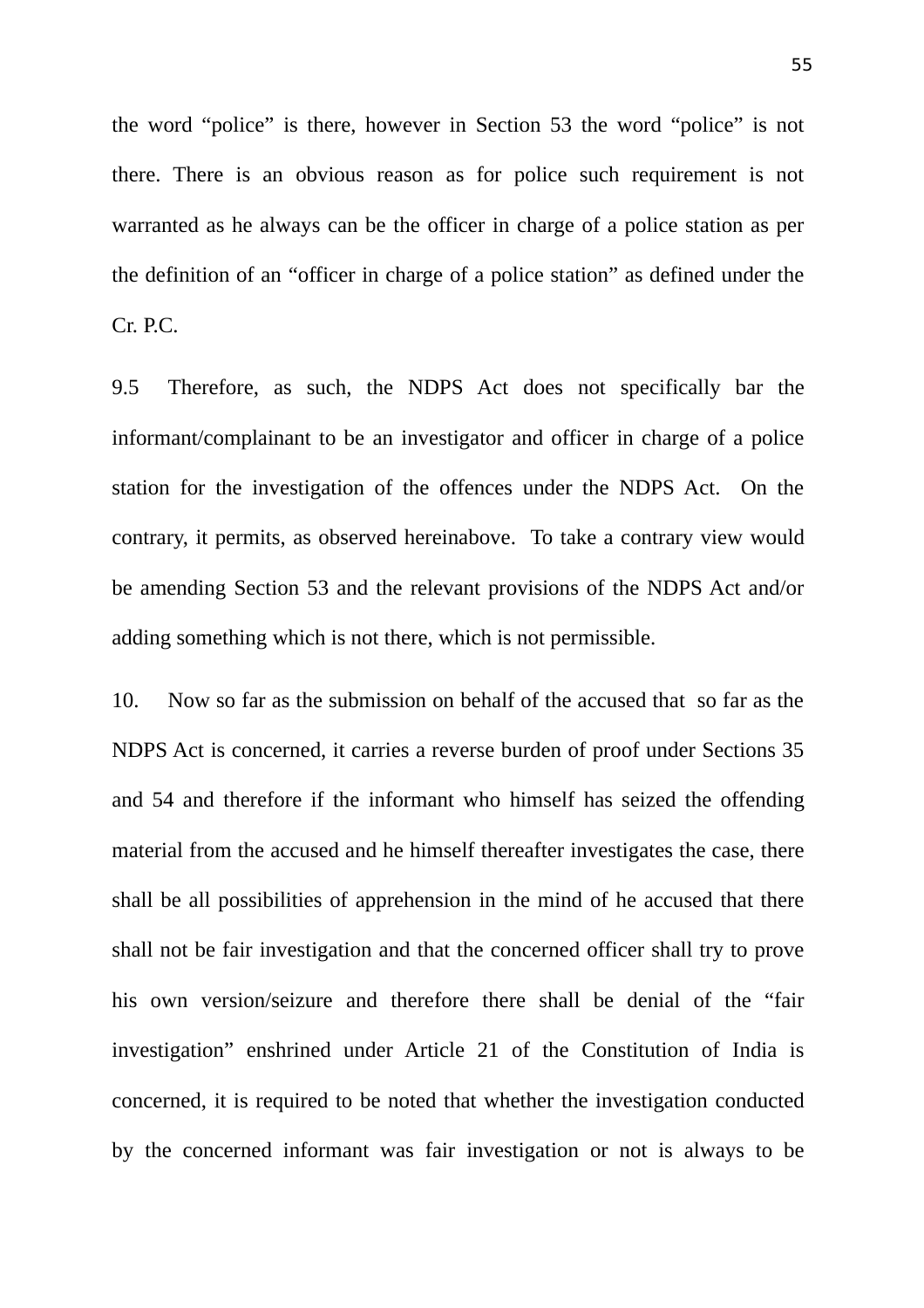the word "police" is there, however in Section 53 the word "police" is not there. There is an obvious reason as for police such requirement is not warranted as he always can be the officer in charge of a police station as per the definition of an "officer in charge of a police station" as defined under the Cr. P.C.

9.5 Therefore, as such, the NDPS Act does not specifically bar the informant/complainant to be an investigator and officer in charge of a police station for the investigation of the offences under the NDPS Act. On the contrary, it permits, as observed hereinabove. To take a contrary view would be amending Section 53 and the relevant provisions of the NDPS Act and/or adding something which is not there, which is not permissible.

10. Now so far as the submission on behalf of the accused that so far as the NDPS Act is concerned, it carries a reverse burden of proof under Sections 35 and 54 and therefore if the informant who himself has seized the offending material from the accused and he himself thereafter investigates the case, there shall be all possibilities of apprehension in the mind of he accused that there shall not be fair investigation and that the concerned officer shall try to prove his own version/seizure and therefore there shall be denial of the "fair investigation" enshrined under Article 21 of the Constitution of India is concerned, it is required to be noted that whether the investigation conducted by the concerned informant was fair investigation or not is always to be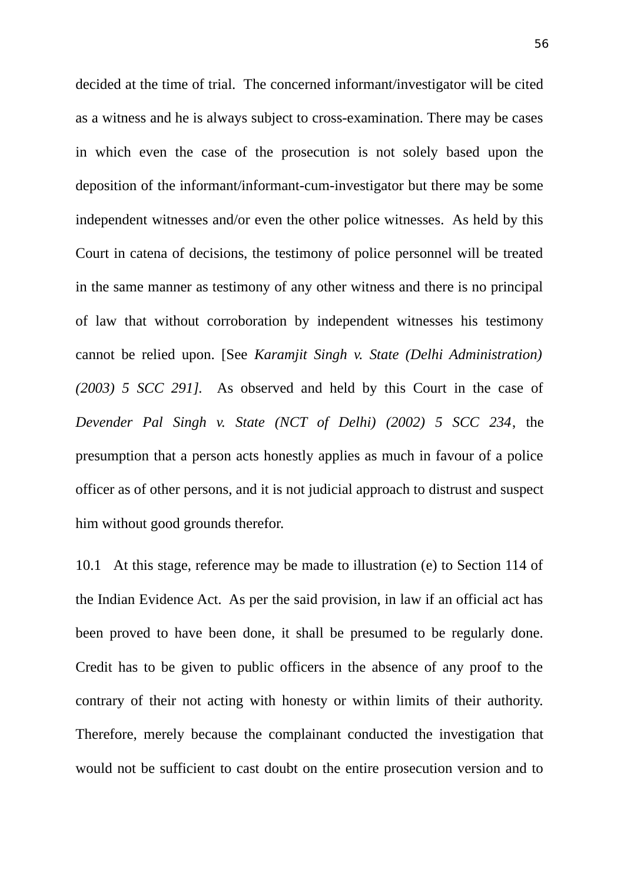decided at the time of trial. The concerned informant/investigator will be cited as a witness and he is always subject to cross-examination. There may be cases in which even the case of the prosecution is not solely based upon the deposition of the informant/informant-cum-investigator but there may be some independent witnesses and/or even the other police witnesses. As held by this Court in catena of decisions, the testimony of police personnel will be treated in the same manner as testimony of any other witness and there is no principal of law that without corroboration by independent witnesses his testimony cannot be relied upon. [See *Karamjit Singh v. State (Delhi Administration) (2003) 5 SCC 291].* As observed and held by this Court in the case of *Devender Pal Singh v. State (NCT of Delhi) (2002) 5 SCC 234*, the presumption that a person acts honestly applies as much in favour of a police officer as of other persons, and it is not judicial approach to distrust and suspect him without good grounds therefor.

10.1 At this stage, reference may be made to illustration (e) to Section 114 of the Indian Evidence Act. As per the said provision, in law if an official act has been proved to have been done, it shall be presumed to be regularly done. Credit has to be given to public officers in the absence of any proof to the contrary of their not acting with honesty or within limits of their authority. Therefore, merely because the complainant conducted the investigation that would not be sufficient to cast doubt on the entire prosecution version and to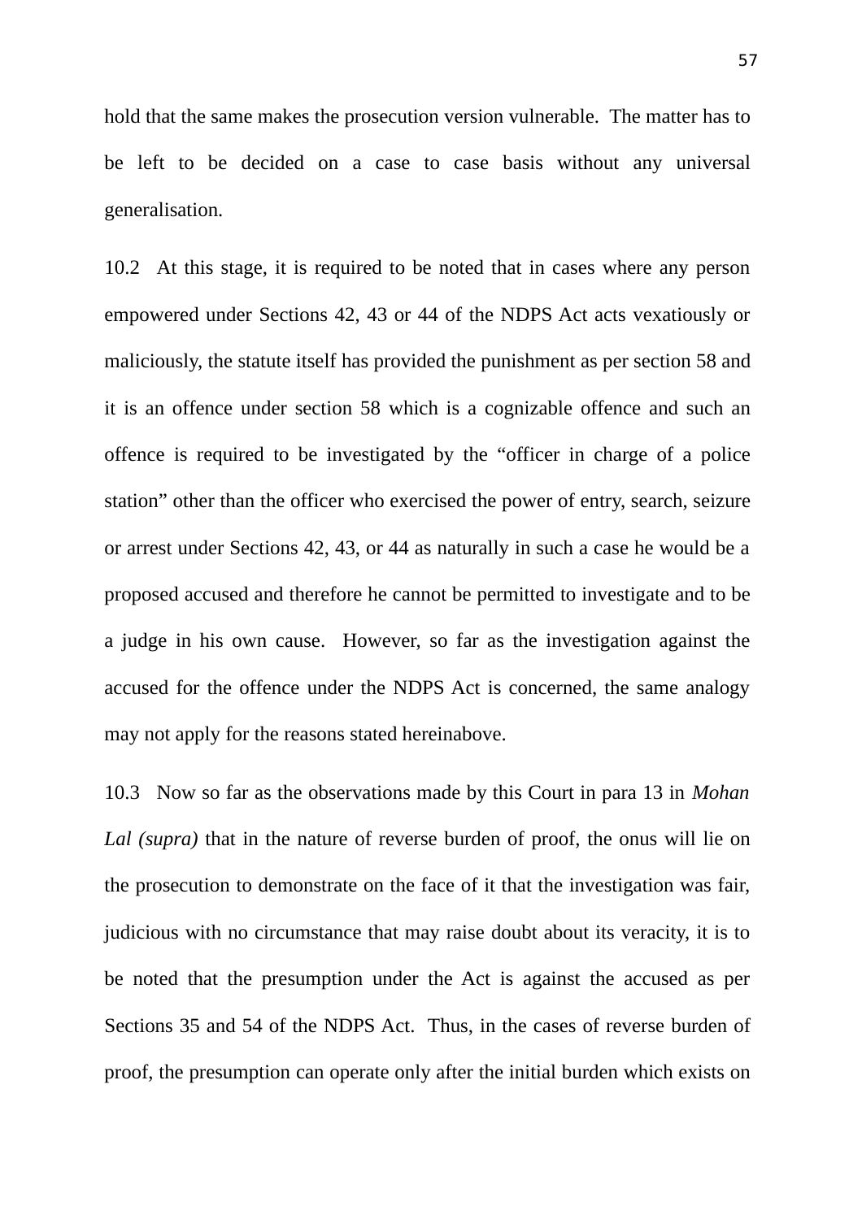hold that the same makes the prosecution version vulnerable. The matter has to be left to be decided on a case to case basis without any universal generalisation.

10.2 At this stage, it is required to be noted that in cases where any person empowered under Sections 42, 43 or 44 of the NDPS Act acts vexatiously or maliciously, the statute itself has provided the punishment as per section 58 and it is an offence under section 58 which is a cognizable offence and such an offence is required to be investigated by the "officer in charge of a police station" other than the officer who exercised the power of entry, search, seizure or arrest under Sections 42, 43, or 44 as naturally in such a case he would be a proposed accused and therefore he cannot be permitted to investigate and to be a judge in his own cause. However, so far as the investigation against the accused for the offence under the NDPS Act is concerned, the same analogy may not apply for the reasons stated hereinabove.

10.3 Now so far as the observations made by this Court in para 13 in *Mohan Lal (supra)* that in the nature of reverse burden of proof, the onus will lie on the prosecution to demonstrate on the face of it that the investigation was fair, judicious with no circumstance that may raise doubt about its veracity, it is to be noted that the presumption under the Act is against the accused as per Sections 35 and 54 of the NDPS Act. Thus, in the cases of reverse burden of proof, the presumption can operate only after the initial burden which exists on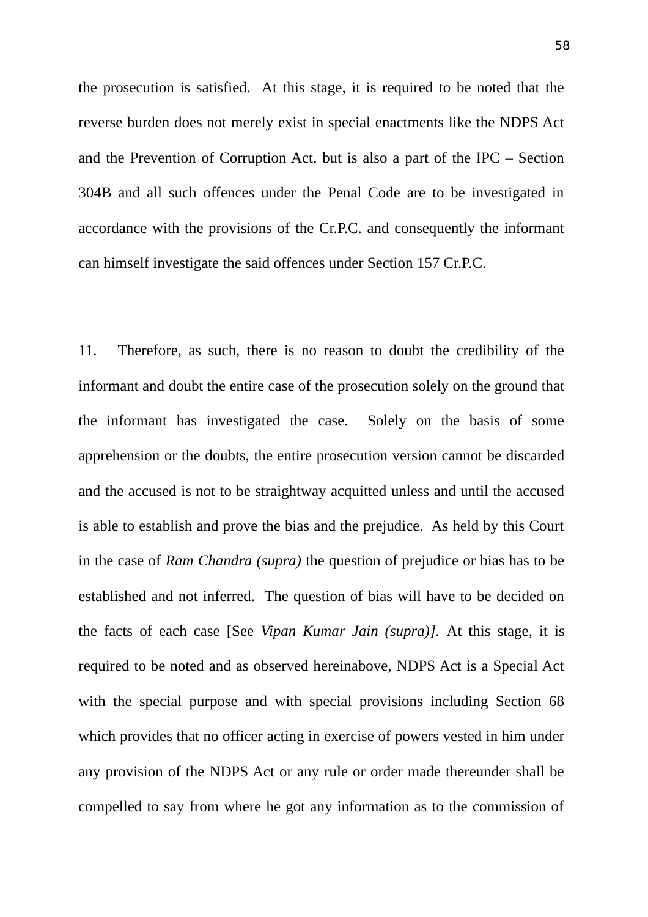the prosecution is satisfied. At this stage, it is required to be noted that the reverse burden does not merely exist in special enactments like the NDPS Act and the Prevention of Corruption Act, but is also a part of the IPC – Section 304B and all such offences under the Penal Code are to be investigated in accordance with the provisions of the Cr.P.C. and consequently the informant can himself investigate the said offences under Section 157 Cr.P.C.

11. Therefore, as such, there is no reason to doubt the credibility of the informant and doubt the entire case of the prosecution solely on the ground that the informant has investigated the case. Solely on the basis of some apprehension or the doubts, the entire prosecution version cannot be discarded and the accused is not to be straightway acquitted unless and until the accused is able to establish and prove the bias and the prejudice. As held by this Court in the case of *Ram Chandra (supra)* the question of prejudice or bias has to be established and not inferred. The question of bias will have to be decided on the facts of each case [See *Vipan Kumar Jain (supra)]*. At this stage, it is required to be noted and as observed hereinabove, NDPS Act is a Special Act with the special purpose and with special provisions including Section 68 which provides that no officer acting in exercise of powers vested in him under any provision of the NDPS Act or any rule or order made thereunder shall be compelled to say from where he got any information as to the commission of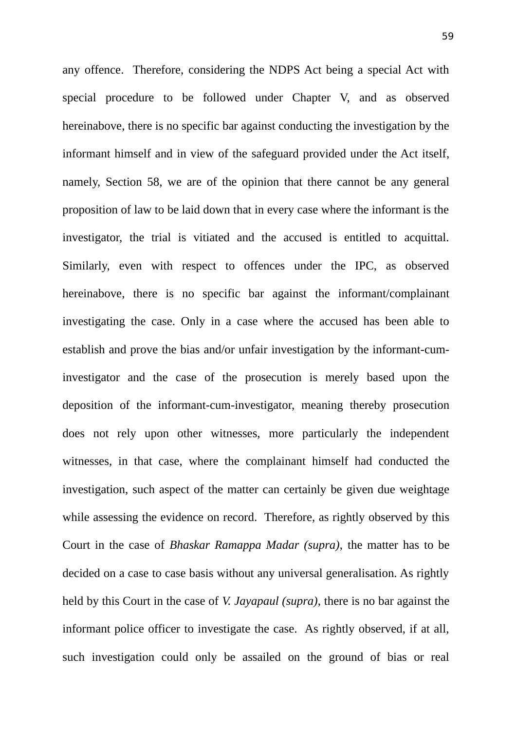any offence. Therefore, considering the NDPS Act being a special Act with special procedure to be followed under Chapter V, and as observed hereinabove, there is no specific bar against conducting the investigation by the informant himself and in view of the safeguard provided under the Act itself, namely, Section 58, we are of the opinion that there cannot be any general proposition of law to be laid down that in every case where the informant is the investigator, the trial is vitiated and the accused is entitled to acquittal. Similarly, even with respect to offences under the IPC, as observed hereinabove, there is no specific bar against the informant/complainant investigating the case. Only in a case where the accused has been able to establish and prove the bias and/or unfair investigation by the informant-cum-investigator and the case of the prosecution is merely based upon the deposition of the informant-cum-investigator, meaning thereby prosecution does not rely upon other witnesses, more particularly the independent witnesses, in that case, where the complainant himself had conducted the investigation, such aspect of the matter can certainly be given due weightage while assessing the evidence on record. Therefore, as rightly observed by this Court in the case of *Bhaskar Ramappa Madar (supra)*, the matter has to be decided on a case to case basis without any universal generalisation. As rightly held by this Court in the case of *V. Jayapaul (supra)*, there is no bar against the informant police officer to investigate the case. As rightly observed, if at all, such investigation could only be assailed on the ground of bias or real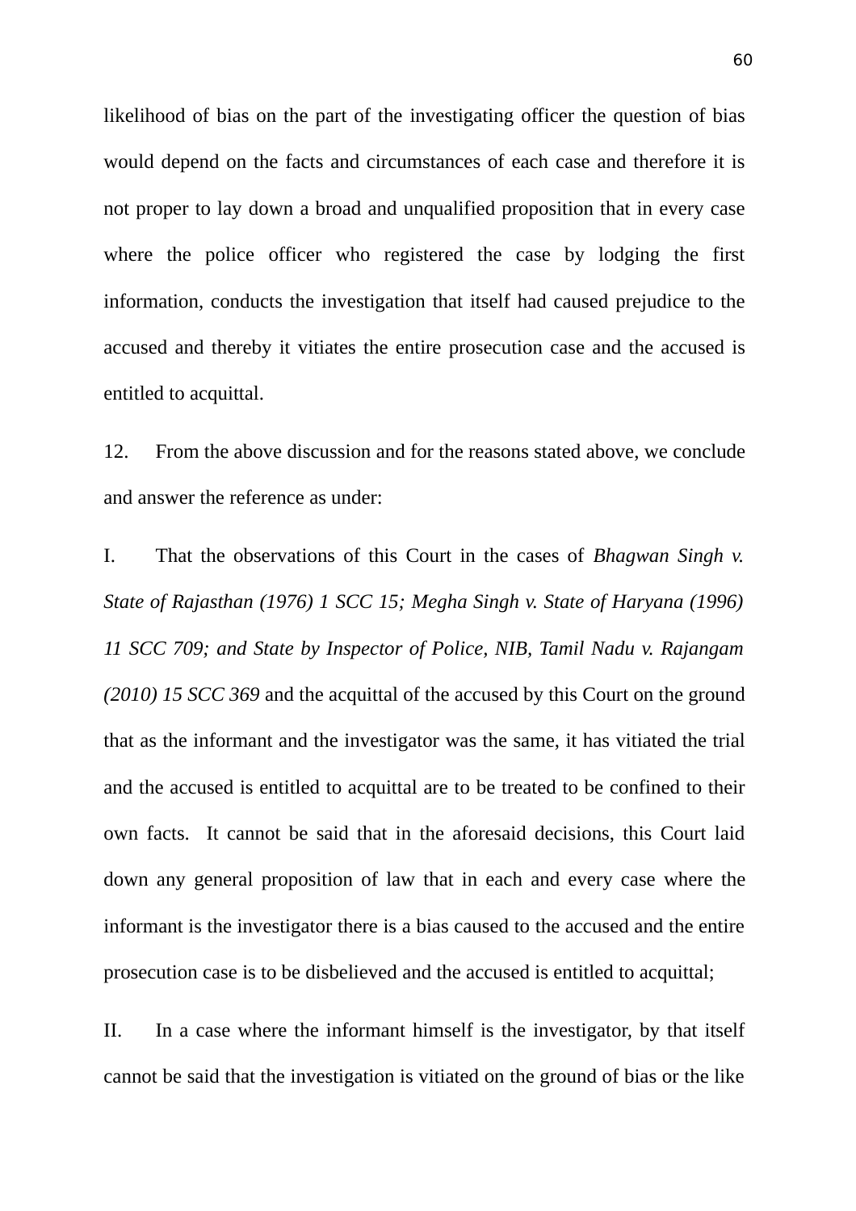likelihood of bias on the part of the investigating officer the question of bias would depend on the facts and circumstances of each case and therefore it is not proper to lay down a broad and unqualified proposition that in every case where the police officer who registered the case by lodging the first information, conducts the investigation that itself had caused prejudice to the accused and thereby it vitiates the entire prosecution case and the accused is entitled to acquittal.

12. From the above discussion and for the reasons stated above, we conclude and answer the reference as under:

I. That the observations of this Court in the cases of *Bhagwan Singh v. State of Rajasthan (1976) 1 SCC 15; Megha Singh v. State of Haryana (1996) 11 SCC 709; and State by Inspector of Police, NIB, Tamil Nadu v. Rajangam (2010) 15 SCC 369* and the acquittal of the accused by this Court on the ground that as the informant and the investigator was the same, it has vitiated the trial and the accused is entitled to acquittal are to be treated to be confined to their own facts. It cannot be said that in the aforesaid decisions, this Court laid down any general proposition of law that in each and every case where the informant is the investigator there is a bias caused to the accused and the entire prosecution case is to be disbelieved and the accused is entitled to acquittal;

II. In a case where the informant himself is the investigator, by that itself cannot be said that the investigation is vitiated on the ground of bias or the like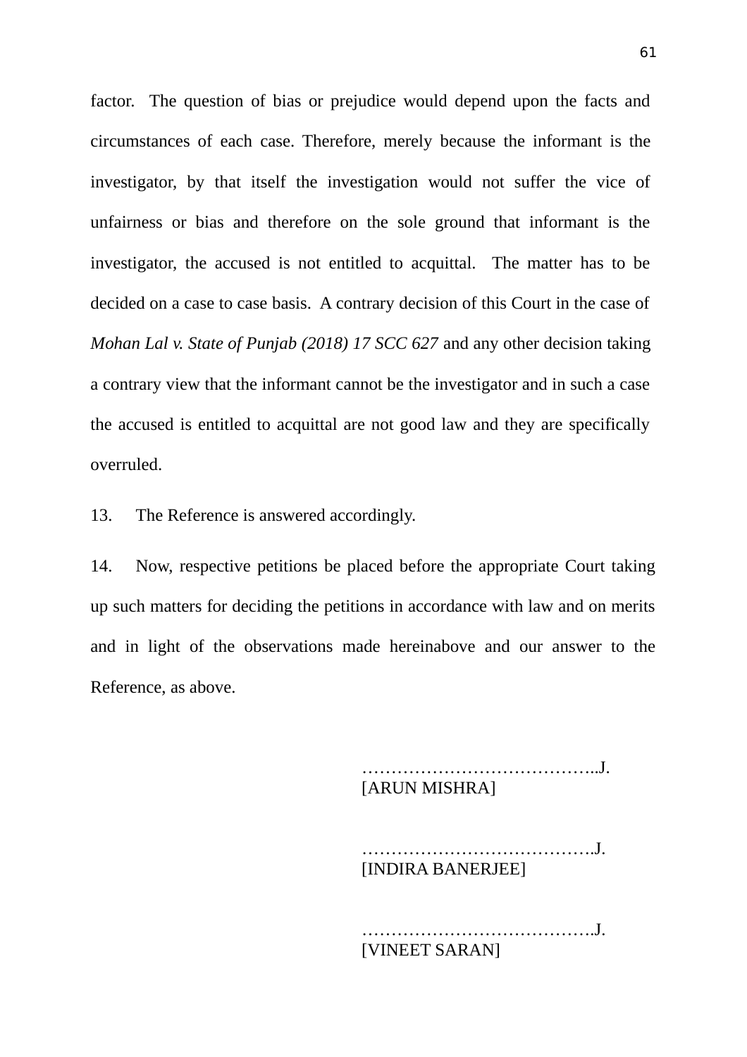factor. The question of bias or prejudice would depend upon the facts and circumstances of each case. Therefore, merely because the informant is the investigator, by that itself the investigation would not suffer the vice of unfairness or bias and therefore on the sole ground that informant is the investigator, the accused is not entitled to acquittal. The matter has to be decided on a case to case basis. A contrary decision of this Court in the case of *Mohan Lal v. State of Punjab (2018) 17 SCC 627* and any other decision taking a contrary view that the informant cannot be the investigator and in such a case the accused is entitled to acquittal are not good law and they are specifically overruled.

13. The Reference is answered accordingly.

14. Now, respective petitions be placed before the appropriate Court taking up such matters for deciding the petitions in accordance with law and on merits and in light of the observations made hereinabove and our answer to the Reference, as above.

………………………………..J.
[ARUN MISHRA]

……………………………….J.
[INDIRA BANERJEE]

……………………………….J.
[VINEET SARAN]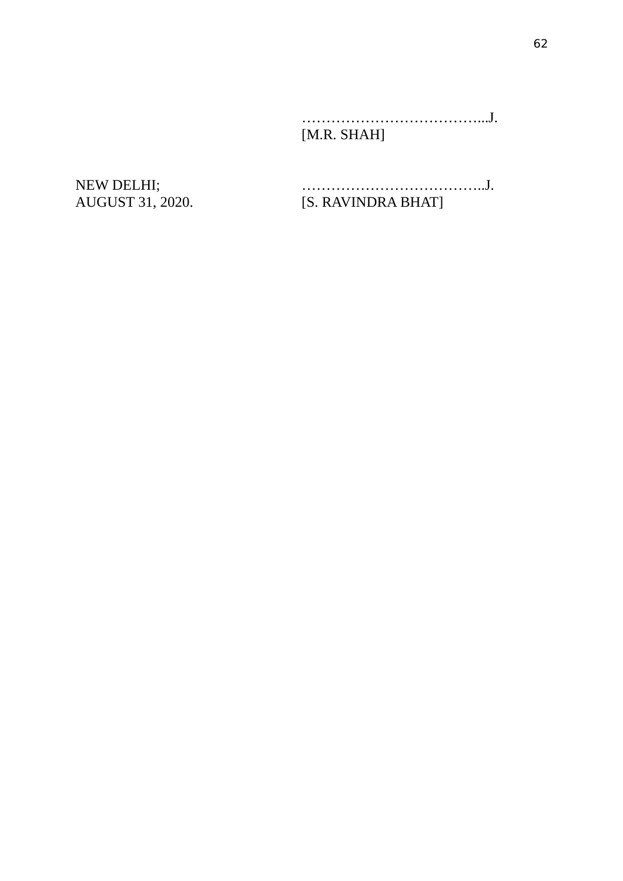………………………………...J.
[M.R. SHAH]

NEW DELHI;
AUGUST 31, 2020.

………………………………..J.
[S. RAVINDRA BHAT]